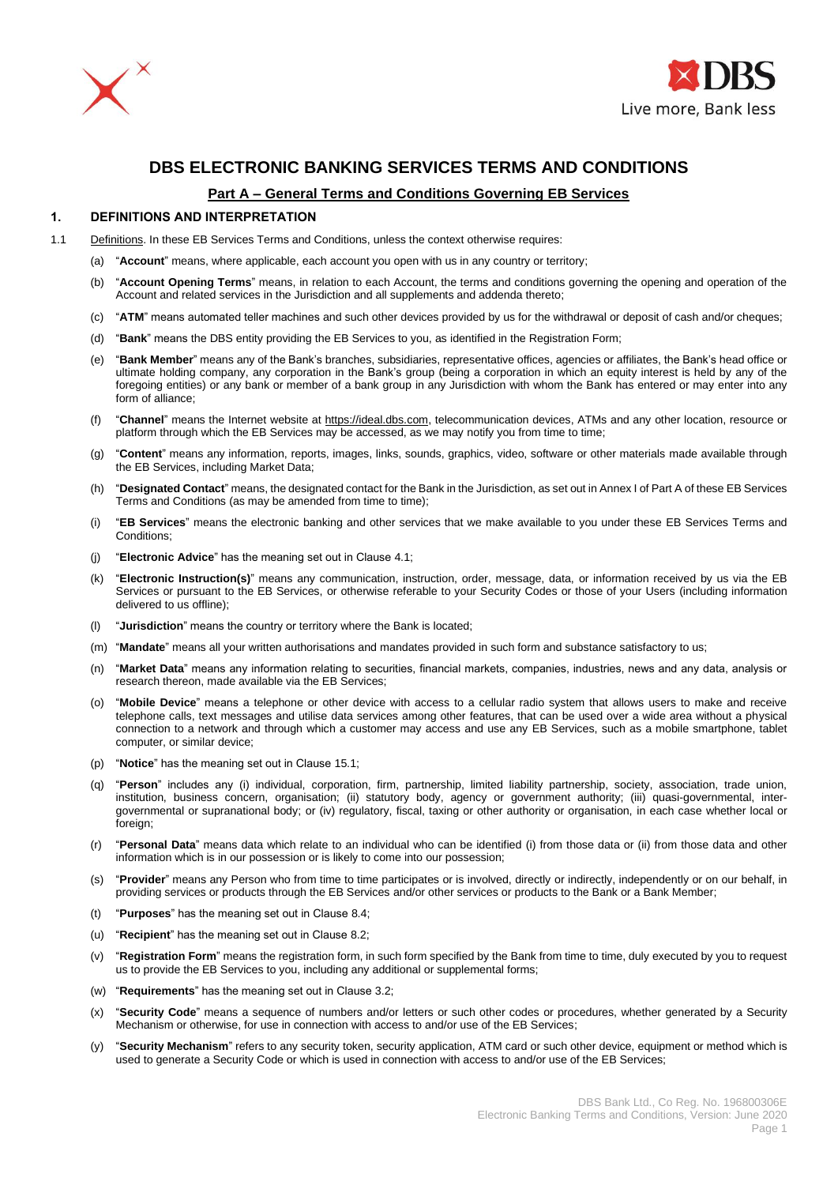# DBS ELECTRONIC BANKING SERVICES TERMS AND CONDITIONS

## Part A – General Terms and Conditions Governing EB Services

### 1. DEFINITIONS AND INTERPRETATION

1.1 Definitions. In these EB Services Terms and Conditions, unless the context otherwise requires:

(a) "**Account**" means, where applicable, each account you open with us in any country or territory;

(b) "**Account Opening Terms**" means, in relation to each Account, the terms and conditions governing the opening and operation of the Account and related services in the Jurisdiction and all supplements and addenda thereto;

(c) "**ATM**" means automated teller machines and such other devices provided by us for the withdrawal or deposit of cash and/or cheques;

(d) "**Bank**" means the DBS entity providing the EB Services to you, as identified in the Registration Form;

(e) "**Bank Member**" means any of the Bank's branches, subsidiaries, representative offices, agencies or affiliates, the Bank's head office or ultimate holding company, any corporation in the Bank's group (being a corporation in which an equity interest is held by any of the foregoing entities) or any bank or member of a bank group in any Jurisdiction with whom the Bank has entered or may enter into any form of alliance;

(f) "**Channel**" means the Internet website at https://ideal.dbs.com, telecommunication devices, ATMs and any other location, resource or platform through which the EB Services may be accessed, as we may notify you from time to time;

(g) "**Content**" means any information, reports, images, links, sounds, graphics, video, software or other materials made available through the EB Services, including Market Data;

(h) "**Designated Contact**" means, the designated contact for the Bank in the Jurisdiction, as set out in Annex I of Part A of these EB Services Terms and Conditions (as may be amended from time to time);

(i) "**EB Services**" means the electronic banking and other services that we make available to you under these EB Services Terms and Conditions;

(j) "**Electronic Advice**" has the meaning set out in Clause 4.1;

(k) "**Electronic Instruction(s)**" means any communication, instruction, order, message, data, or information received by us via the EB Services or pursuant to the EB Services, or otherwise referable to your Security Codes or those of your Users (including information delivered to us offline);

(l) "**Jurisdiction**" means the country or territory where the Bank is located;

(m) "**Mandate**" means all your written authorisations and mandates provided in such form and substance satisfactory to us;

(n) "**Market Data**" means any information relating to securities, financial markets, companies, industries, news and any data, analysis or research thereon, made available via the EB Services;

(o) "**Mobile Device**" means a telephone or other device with access to a cellular radio system that allows users to make and receive telephone calls, text messages and utilise data services among other features, that can be used over a wide area without a physical connection to a network and through which a customer may access and use any EB Services, such as a mobile smartphone, tablet computer, or similar device;

(p) "**Notice**" has the meaning set out in Clause 15.1;

(q) "**Person**" includes any (i) individual, corporation, firm, partnership, limited liability partnership, society, association, trade union, institution, business concern, organisation; (ii) statutory body, agency or government authority; (iii) quasi-governmental, inter-governmental or supranational body; or (iv) regulatory, fiscal, taxing or other authority or organisation, in each case whether local or foreign;

(r) "**Personal Data**" means data which relate to an individual who can be identified (i) from those data or (ii) from those data and other information which is in our possession or is likely to come into our possession;

(s) "**Provider**" means any Person who from time to time participates or is involved, directly or indirectly, independently or on our behalf, in providing services or products through the EB Services and/or other services or products to the Bank or a Bank Member;

(t) "**Purposes**" has the meaning set out in Clause 8.4;

(u) "**Recipient**" has the meaning set out in Clause 8.2;

(v) "**Registration Form**" means the registration form, in such form specified by the Bank from time to time, duly executed by you to request us to provide the EB Services to you, including any additional or supplemental forms;

(w) "**Requirements**" has the meaning set out in Clause 3.2;

(x) "**Security Code**" means a sequence of numbers and/or letters or such other codes or procedures, whether generated by a Security Mechanism or otherwise, for use in connection with access to and/or use of the EB Services;

(y) "**Security Mechanism**" refers to any security token, security application, ATM card or such other device, equipment or method which is used to generate a Security Code or which is used in connection with access to and/or use of the EB Services;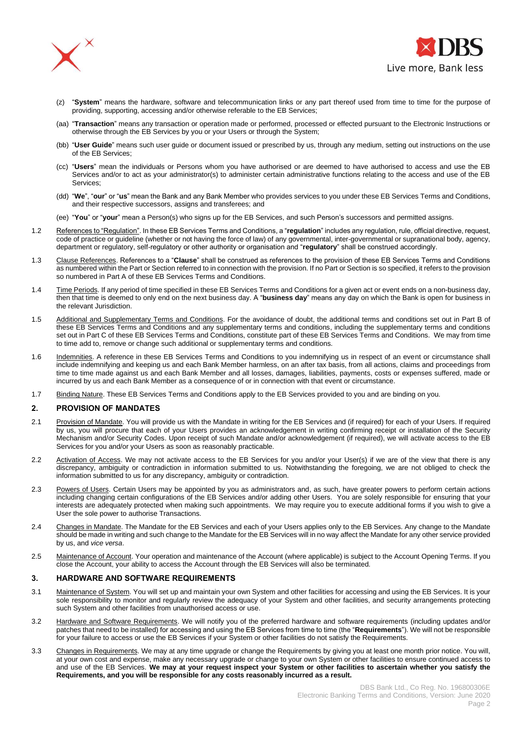(z) "**System**" means the hardware, software and telecommunication links or any part thereof used from time to time for the purpose of providing, supporting, accessing and/or otherwise referable to the EB Services;

(aa) "**Transaction**" means any transaction or operation made or performed, processed or effected pursuant to the Electronic Instructions or otherwise through the EB Services by you or your Users or through the System;

(bb) "**User Guide**" means such user guide or document issued or prescribed by us, through any medium, setting out instructions on the use of the EB Services;

(cc) "**Users**" mean the individuals or Persons whom you have authorised or are deemed to have authorised to access and use the EB Services and/or to act as your administrator(s) to administer certain administrative functions relating to the access and use of the EB Services;

(dd) "**We**", "**our**" or "**us**" mean the Bank and any Bank Member who provides services to you under these EB Services Terms and Conditions, and their respective successors, assigns and transferees; and

(ee) "**You**" or "**your**" mean a Person(s) who signs up for the EB Services, and such Person's successors and permitted assigns.

1.2 References to "Regulation". In these EB Services Terms and Conditions, a "**regulation**" includes any regulation, rule, official directive, request, code of practice or guideline (whether or not having the force of law) of any governmental, inter-governmental or supranational body, agency, department or regulatory, self-regulatory or other authority or organisation and "**regulatory**" shall be construed accordingly.

1.3 Clause References. References to a "**Clause**" shall be construed as references to the provision of these EB Services Terms and Conditions as numbered within the Part or Section referred to in connection with the provision. If no Part or Section is so specified, it refers to the provision so numbered in Part A of these EB Services Terms and Conditions.

1.4 Time Periods. If any period of time specified in these EB Services Terms and Conditions for a given act or event ends on a non-business day, then that time is deemed to only end on the next business day. A "**business day**" means any day on which the Bank is open for business in the relevant Jurisdiction.

1.5 Additional and Supplementary Terms and Conditions. For the avoidance of doubt, the additional terms and conditions set out in Part B of these EB Services Terms and Conditions and any supplementary terms and conditions, including the supplementary terms and conditions set out in Part C of these EB Services Terms and Conditions, constitute part of these EB Services Terms and Conditions. We may from time to time add to, remove or change such additional or supplementary terms and conditions.

1.6 Indemnities. A reference in these EB Services Terms and Conditions to you indemnifying us in respect of an event or circumstance shall include indemnifying and keeping us and each Bank Member harmless, on an after tax basis, from all actions, claims and proceedings from time to time made against us and each Bank Member and all losses, damages, liabilities, payments, costs or expenses suffered, made or incurred by us and each Bank Member as a consequence of or in connection with that event or circumstance.

1.7 Binding Nature. These EB Services Terms and Conditions apply to the EB Services provided to you and are binding on you.

## 2. PROVISION OF MANDATES

2.1 Provision of Mandate. You will provide us with the Mandate in writing for the EB Services and (if required) for each of your Users. If required by us, you will procure that each of your Users provides an acknowledgement in writing confirming receipt or installation of the Security Mechanism and/or Security Codes. Upon receipt of such Mandate and/or acknowledgement (if required), we will activate access to the EB Services for you and/or your Users as soon as reasonably practicable.

2.2 Activation of Access. We may not activate access to the EB Services for you and/or your User(s) if we are of the view that there is any discrepancy, ambiguity or contradiction in information submitted to us. Notwithstanding the foregoing, we are not obliged to check the information submitted to us for any discrepancy, ambiguity or contradiction.

2.3 Powers of Users. Certain Users may be appointed by you as administrators and, as such, have greater powers to perform certain actions including changing certain configurations of the EB Services and/or adding other Users. You are solely responsible for ensuring that your interests are adequately protected when making such appointments. We may require you to execute additional forms if you wish to give a User the sole power to authorise Transactions.

2.4 Changes in Mandate. The Mandate for the EB Services and each of your Users applies only to the EB Services. Any change to the Mandate should be made in writing and such change to the Mandate for the EB Services will in no way affect the Mandate for any other service provided by us, and *vice versa*.

2.5 Maintenance of Account. Your operation and maintenance of the Account (where applicable) is subject to the Account Opening Terms. If you close the Account, your ability to access the Account through the EB Services will also be terminated.

## 3. HARDWARE AND SOFTWARE REQUIREMENTS

3.1 Maintenance of System. You will set up and maintain your own System and other facilities for accessing and using the EB Services. It is your sole responsibility to monitor and regularly review the adequacy of your System and other facilities, and security arrangements protecting such System and other facilities from unauthorised access or use.

3.2 Hardware and Software Requirements. We will notify you of the preferred hardware and software requirements (including updates and/or patches that need to be installed) for accessing and using the EB Services from time to time (the "**Requirements**"). We will not be responsible for your failure to access or use the EB Services if your System or other facilities do not satisfy the Requirements.

3.3 Changes in Requirements. We may at any time upgrade or change the Requirements by giving you at least one month prior notice. You will, at your own cost and expense, make any necessary upgrade or change to your own System or other facilities to ensure continued access to and use of the EB Services. **We may at your request inspect your System or other facilities to ascertain whether you satisfy the Requirements, and you will be responsible for any costs reasonably incurred as a result.**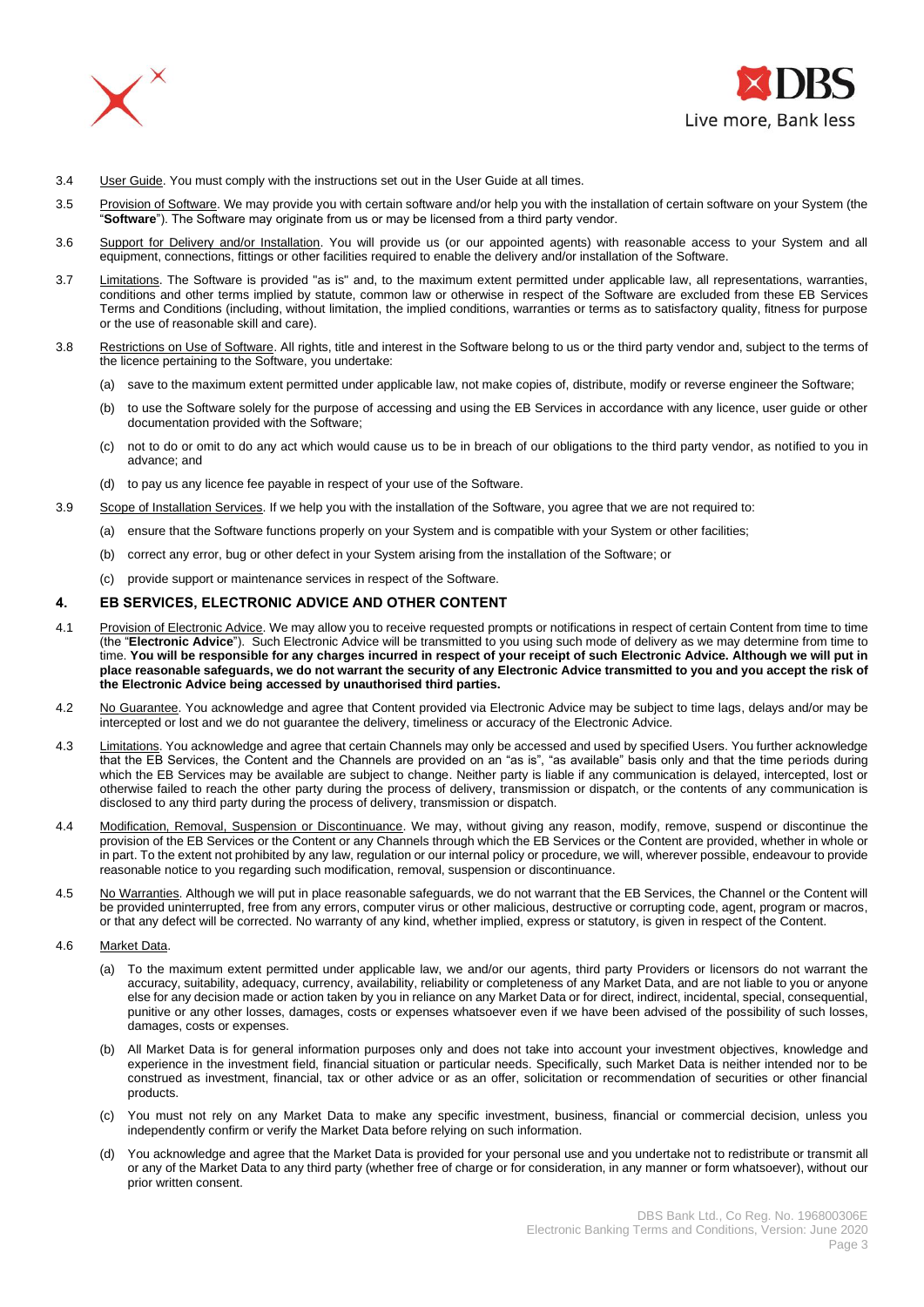3.4 User Guide. You must comply with the instructions set out in the User Guide at all times.

3.5 Provision of Software. We may provide you with certain software and/or help you with the installation of certain software on your System (the "**Software**"). The Software may originate from us or may be licensed from a third party vendor.

3.6 Support for Delivery and/or Installation. You will provide us (or our appointed agents) with reasonable access to your System and all equipment, connections, fittings or other facilities required to enable the delivery and/or installation of the Software.

3.7 Limitations. The Software is provided "as is" and, to the maximum extent permitted under applicable law, all representations, warranties, conditions and other terms implied by statute, common law or otherwise in respect of the Software are excluded from these EB Services Terms and Conditions (including, without limitation, the implied conditions, warranties or terms as to satisfactory quality, fitness for purpose or the use of reasonable skill and care).

3.8 Restrictions on Use of Software. All rights, title and interest in the Software belong to us or the third party vendor and, subject to the terms of the licence pertaining to the Software, you undertake:

(a) save to the maximum extent permitted under applicable law, not make copies of, distribute, modify or reverse engineer the Software;

(b) to use the Software solely for the purpose of accessing and using the EB Services in accordance with any licence, user guide or other documentation provided with the Software;

(c) not to do or omit to do any act which would cause us to be in breach of our obligations to the third party vendor, as notified to you in advance; and

(d) to pay us any licence fee payable in respect of your use of the Software.

3.9 Scope of Installation Services. If we help you with the installation of the Software, you agree that we are not required to:

(a) ensure that the Software functions properly on your System and is compatible with your System or other facilities;

(b) correct any error, bug or other defect in your System arising from the installation of the Software; or

(c) provide support or maintenance services in respect of the Software.

## 4. EB SERVICES, ELECTRONIC ADVICE AND OTHER CONTENT

4.1 Provision of Electronic Advice. We may allow you to receive requested prompts or notifications in respect of certain Content from time to time (the "**Electronic Advice**"). Such Electronic Advice will be transmitted to you using such mode of delivery as we may determine from time to time. **You will be responsible for any charges incurred in respect of your receipt of such Electronic Advice. Although we will put in place reasonable safeguards, we do not warrant the security of any Electronic Advice transmitted to you and you accept the risk of the Electronic Advice being accessed by unauthorised third parties.**

4.2 No Guarantee. You acknowledge and agree that Content provided via Electronic Advice may be subject to time lags, delays and/or may be intercepted or lost and we do not guarantee the delivery, timeliness or accuracy of the Electronic Advice.

4.3 Limitations. You acknowledge and agree that certain Channels may only be accessed and used by specified Users. You further acknowledge that the EB Services, the Content and the Channels are provided on an "as is", "as available" basis only and that the time periods during which the EB Services may be available are subject to change. Neither party is liable if any communication is delayed, intercepted, lost or otherwise failed to reach the other party during the process of delivery, transmission or dispatch, or the contents of any communication is disclosed to any third party during the process of delivery, transmission or dispatch.

4.4 Modification, Removal, Suspension or Discontinuance. We may, without giving any reason, modify, remove, suspend or discontinue the provision of the EB Services or the Content or any Channels through which the EB Services or the Content are provided, whether in whole or in part. To the extent not prohibited by any law, regulation or our internal policy or procedure, we will, wherever possible, endeavour to provide reasonable notice to you regarding such modification, removal, suspension or discontinuance.

4.5 No Warranties. Although we will put in place reasonable safeguards, we do not warrant that the EB Services, the Channel or the Content will be provided uninterrupted, free from any errors, computer virus or other malicious, destructive or corrupting code, agent, program or macros, or that any defect will be corrected. No warranty of any kind, whether implied, express or statutory, is given in respect of the Content.

4.6 Market Data.

(a) To the maximum extent permitted under applicable law, we and/or our agents, third party Providers or licensors do not warrant the accuracy, suitability, adequacy, currency, availability, reliability or completeness of any Market Data, and are not liable to you or anyone else for any decision made or action taken by you in reliance on any Market Data or for direct, indirect, incidental, special, consequential, punitive or any other losses, damages, costs or expenses whatsoever even if we have been advised of the possibility of such losses, damages, costs or expenses.

(b) All Market Data is for general information purposes only and does not take into account your investment objectives, knowledge and experience in the investment field, financial situation or particular needs. Specifically, such Market Data is neither intended nor to be construed as investment, financial, tax or other advice or as an offer, solicitation or recommendation of securities or other financial products.

(c) You must not rely on any Market Data to make any specific investment, business, financial or commercial decision, unless you independently confirm or verify the Market Data before relying on such information.

(d) You acknowledge and agree that the Market Data is provided for your personal use and you undertake not to redistribute or transmit all or any of the Market Data to any third party (whether free of charge or for consideration, in any manner or form whatsoever), without our prior written consent.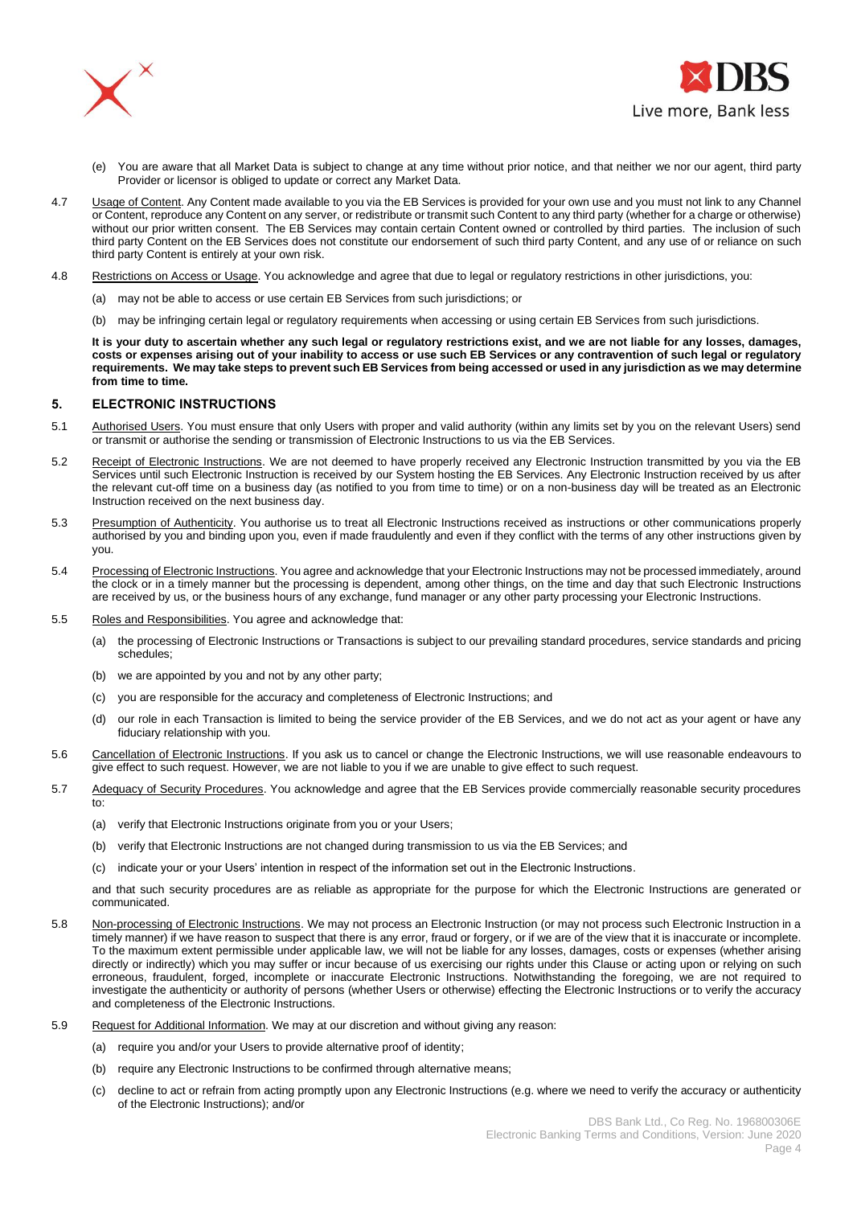(e) You are aware that all Market Data is subject to change at any time without prior notice, and that neither we nor our agent, third party Provider or licensor is obliged to update or correct any Market Data.

4.7 Usage of Content. Any Content made available to you via the EB Services is provided for your own use and you must not link to any Channel or Content, reproduce any Content on any server, or redistribute or transmit such Content to any third party (whether for a charge or otherwise) without our prior written consent. The EB Services may contain certain Content owned or controlled by third parties. The inclusion of such third party Content on the EB Services does not constitute our endorsement of such third party Content, and any use of or reliance on such third party Content is entirely at your own risk.

4.8 Restrictions on Access or Usage. You acknowledge and agree that due to legal or regulatory restrictions in other jurisdictions, you:

(a) may not be able to access or use certain EB Services from such jurisdictions; or

(b) may be infringing certain legal or regulatory requirements when accessing or using certain EB Services from such jurisdictions.

**It is your duty to ascertain whether any such legal or regulatory restrictions exist, and we are not liable for any losses, damages, costs or expenses arising out of your inability to access or use such EB Services or any contravention of such legal or regulatory requirements. We may take steps to prevent such EB Services from being accessed or used in any jurisdiction as we may determine from time to time.**

## 5. ELECTRONIC INSTRUCTIONS

5.1 Authorised Users. You must ensure that only Users with proper and valid authority (within any limits set by you on the relevant Users) send or transmit or authorise the sending or transmission of Electronic Instructions to us via the EB Services.

5.2 Receipt of Electronic Instructions. We are not deemed to have properly received any Electronic Instruction transmitted by you via the EB Services until such Electronic Instruction is received by our System hosting the EB Services. Any Electronic Instruction received by us after the relevant cut-off time on a business day (as notified to you from time to time) or on a non-business day will be treated as an Electronic Instruction received on the next business day.

5.3 Presumption of Authenticity. You authorise us to treat all Electronic Instructions received as instructions or other communications properly authorised by you and binding upon you, even if made fraudulently and even if they conflict with the terms of any other instructions given by you.

5.4 Processing of Electronic Instructions. You agree and acknowledge that your Electronic Instructions may not be processed immediately, around the clock or in a timely manner but the processing is dependent, among other things, on the time and day that such Electronic Instructions are received by us, or the business hours of any exchange, fund manager or any other party processing your Electronic Instructions.

5.5 Roles and Responsibilities. You agree and acknowledge that:

(a) the processing of Electronic Instructions or Transactions is subject to our prevailing standard procedures, service standards and pricing schedules;

(b) we are appointed by you and not by any other party;

(c) you are responsible for the accuracy and completeness of Electronic Instructions; and

(d) our role in each Transaction is limited to being the service provider of the EB Services, and we do not act as your agent or have any fiduciary relationship with you.

5.6 Cancellation of Electronic Instructions. If you ask us to cancel or change the Electronic Instructions, we will use reasonable endeavours to give effect to such request. However, we are not liable to you if we are unable to give effect to such request.

5.7 Adequacy of Security Procedures. You acknowledge and agree that the EB Services provide commercially reasonable security procedures to:

(a) verify that Electronic Instructions originate from you or your Users;

(b) verify that Electronic Instructions are not changed during transmission to us via the EB Services; and

(c) indicate your or your Users' intention in respect of the information set out in the Electronic Instructions.

and that such security procedures are as reliable as appropriate for the purpose for which the Electronic Instructions are generated or communicated.

5.8 Non-processing of Electronic Instructions. We may not process an Electronic Instruction (or may not process such Electronic Instruction in a timely manner) if we have reason to suspect that there is any error, fraud or forgery, or if we are of the view that it is inaccurate or incomplete. To the maximum extent permissible under applicable law, we will not be liable for any losses, damages, costs or expenses (whether arising directly or indirectly) which you may suffer or incur because of us exercising our rights under this Clause or acting upon or relying on such erroneous, fraudulent, forged, incomplete or inaccurate Electronic Instructions. Notwithstanding the foregoing, we are not required to investigate the authenticity or authority of persons (whether Users or otherwise) effecting the Electronic Instructions or to verify the accuracy and completeness of the Electronic Instructions.

5.9 Request for Additional Information. We may at our discretion and without giving any reason:

(a) require you and/or your Users to provide alternative proof of identity;

(b) require any Electronic Instructions to be confirmed through alternative means;

(c) decline to act or refrain from acting promptly upon any Electronic Instructions (e.g. where we need to verify the accuracy or authenticity of the Electronic Instructions); and/or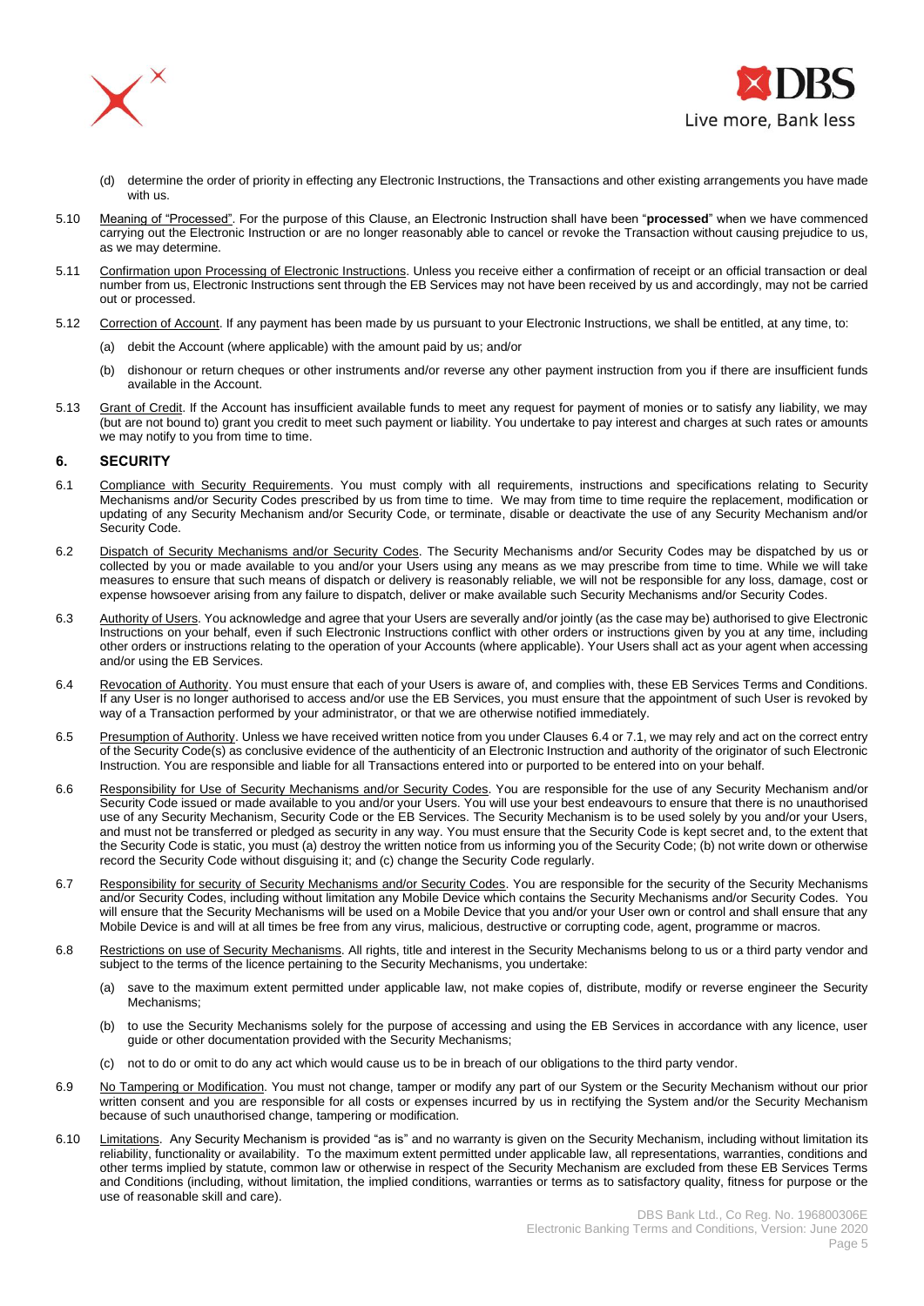(d) determine the order of priority in effecting any Electronic Instructions, the Transactions and other existing arrangements you have made with us.

5.10 Meaning of "Processed". For the purpose of this Clause, an Electronic Instruction shall have been "**processed**" when we have commenced carrying out the Electronic Instruction or are no longer reasonably able to cancel or revoke the Transaction without causing prejudice to us, as we may determine.

5.11 Confirmation upon Processing of Electronic Instructions. Unless you receive either a confirmation of receipt or an official transaction or deal number from us, Electronic Instructions sent through the EB Services may not have been received by us and accordingly, may not be carried out or processed.

5.12 Correction of Account. If any payment has been made by us pursuant to your Electronic Instructions, we shall be entitled, at any time, to:

(a) debit the Account (where applicable) with the amount paid by us; and/or

(b) dishonour or return cheques or other instruments and/or reverse any other payment instruction from you if there are insufficient funds available in the Account.

5.13 Grant of Credit. If the Account has insufficient available funds to meet any request for payment of monies or to satisfy any liability, we may (but are not bound to) grant you credit to meet such payment or liability. You undertake to pay interest and charges at such rates or amounts we may notify to you from time to time.

## 6. SECURITY

6.1 Compliance with Security Requirements. You must comply with all requirements, instructions and specifications relating to Security Mechanisms and/or Security Codes prescribed by us from time to time. We may from time to time require the replacement, modification or updating of any Security Mechanism and/or Security Code, or terminate, disable or deactivate the use of any Security Mechanism and/or Security Code.

6.2 Dispatch of Security Mechanisms and/or Security Codes. The Security Mechanisms and/or Security Codes may be dispatched by us or collected by you or made available to you and/or your Users using any means as we may prescribe from time to time. While we will take measures to ensure that such means of dispatch or delivery is reasonably reliable, we will not be responsible for any loss, damage, cost or expense howsoever arising from any failure to dispatch, deliver or make available such Security Mechanisms and/or Security Codes.

6.3 Authority of Users. You acknowledge and agree that your Users are severally and/or jointly (as the case may be) authorised to give Electronic Instructions on your behalf, even if such Electronic Instructions conflict with other orders or instructions given by you at any time, including other orders or instructions relating to the operation of your Accounts (where applicable). Your Users shall act as your agent when accessing and/or using the EB Services.

6.4 Revocation of Authority. You must ensure that each of your Users is aware of, and complies with, these EB Services Terms and Conditions. If any User is no longer authorised to access and/or use the EB Services, you must ensure that the appointment of such User is revoked by way of a Transaction performed by your administrator, or that we are otherwise notified immediately.

6.5 Presumption of Authority. Unless we have received written notice from you under Clauses 6.4 or 7.1, we may rely and act on the correct entry of the Security Code(s) as conclusive evidence of the authenticity of an Electronic Instruction and authority of the originator of such Electronic Instruction. You are responsible and liable for all Transactions entered into or purported to be entered into on your behalf.

6.6 Responsibility for Use of Security Mechanisms and/or Security Codes. You are responsible for the use of any Security Mechanism and/or Security Code issued or made available to you and/or your Users. You will use your best endeavours to ensure that there is no unauthorised use of any Security Mechanism, Security Code or the EB Services. The Security Mechanism is to be used solely by you and/or your Users, and must not be transferred or pledged as security in any way. You must ensure that the Security Code is kept secret and, to the extent that the Security Code is static, you must (a) destroy the written notice from us informing you of the Security Code; (b) not write down or otherwise record the Security Code without disguising it; and (c) change the Security Code regularly.

6.7 Responsibility for security of Security Mechanisms and/or Security Codes. You are responsible for the security of the Security Mechanisms and/or Security Codes, including without limitation any Mobile Device which contains the Security Mechanisms and/or Security Codes. You will ensure that the Security Mechanisms will be used on a Mobile Device that you and/or your User own or control and shall ensure that any Mobile Device is and will at all times be free from any virus, malicious, destructive or corrupting code, agent, programme or macros.

6.8 Restrictions on use of Security Mechanisms. All rights, title and interest in the Security Mechanisms belong to us or a third party vendor and subject to the terms of the licence pertaining to the Security Mechanisms, you undertake:

(a) save to the maximum extent permitted under applicable law, not make copies of, distribute, modify or reverse engineer the Security Mechanisms;

(b) to use the Security Mechanisms solely for the purpose of accessing and using the EB Services in accordance with any licence, user guide or other documentation provided with the Security Mechanisms;

(c) not to do or omit to do any act which would cause us to be in breach of our obligations to the third party vendor.

6.9 No Tampering or Modification. You must not change, tamper or modify any part of our System or the Security Mechanism without our prior written consent and you are responsible for all costs or expenses incurred by us in rectifying the System and/or the Security Mechanism because of such unauthorised change, tampering or modification.

6.10 Limitations. Any Security Mechanism is provided "as is" and no warranty is given on the Security Mechanism, including without limitation its reliability, functionality or availability. To the maximum extent permitted under applicable law, all representations, warranties, conditions and other terms implied by statute, common law or otherwise in respect of the Security Mechanism are excluded from these EB Services Terms and Conditions (including, without limitation, the implied conditions, warranties or terms as to satisfactory quality, fitness for purpose or the use of reasonable skill and care).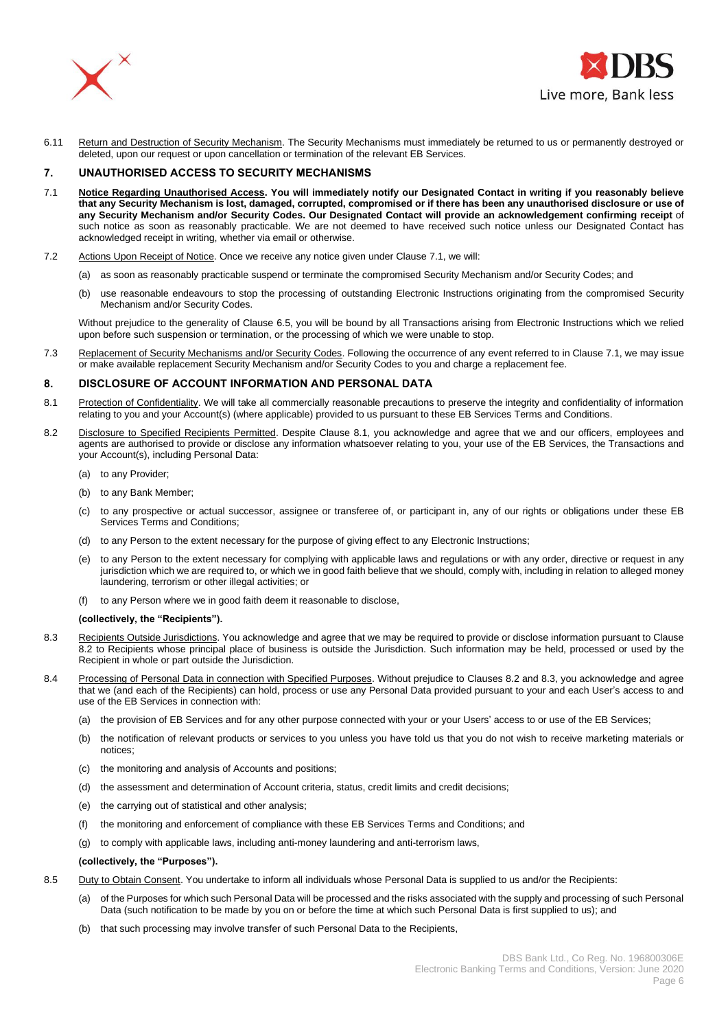6.11 Return and Destruction of Security Mechanism. The Security Mechanisms must immediately be returned to us or permanently destroyed or deleted, upon our request or upon cancellation or termination of the relevant EB Services.

## 7. UNAUTHORISED ACCESS TO SECURITY MECHANISMS

7.1 **Notice Regarding Unauthorised Access. You will immediately notify our Designated Contact in writing if you reasonably believe that any Security Mechanism is lost, damaged, corrupted, compromised or if there has been any unauthorised disclosure or use of any Security Mechanism and/or Security Codes. Our Designated Contact will provide an acknowledgement confirming receipt** of such notice as soon as reasonably practicable. We are not deemed to have received such notice unless our Designated Contact has acknowledged receipt in writing, whether via email or otherwise.

7.2 Actions Upon Receipt of Notice. Once we receive any notice given under Clause 7.1, we will:

(a) as soon as reasonably practicable suspend or terminate the compromised Security Mechanism and/or Security Codes; and

(b) use reasonable endeavours to stop the processing of outstanding Electronic Instructions originating from the compromised Security Mechanism and/or Security Codes.

Without prejudice to the generality of Clause 6.5, you will be bound by all Transactions arising from Electronic Instructions which we relied upon before such suspension or termination, or the processing of which we were unable to stop.

7.3 Replacement of Security Mechanisms and/or Security Codes. Following the occurrence of any event referred to in Clause 7.1, we may issue or make available replacement Security Mechanism and/or Security Codes to you and charge a replacement fee.

## 8. DISCLOSURE OF ACCOUNT INFORMATION AND PERSONAL DATA

8.1 Protection of Confidentiality. We will take all commercially reasonable precautions to preserve the integrity and confidentiality of information relating to you and your Account(s) (where applicable) provided to us pursuant to these EB Services Terms and Conditions.

8.2 Disclosure to Specified Recipients Permitted. Despite Clause 8.1, you acknowledge and agree that we and our officers, employees and agents are authorised to provide or disclose any information whatsoever relating to you, your use of the EB Services, the Transactions and your Account(s), including Personal Data:

(a) to any Provider;

(b) to any Bank Member;

(c) to any prospective or actual successor, assignee or transferee of, or participant in, any of our rights or obligations under these EB Services Terms and Conditions;

(d) to any Person to the extent necessary for the purpose of giving effect to any Electronic Instructions;

(e) to any Person to the extent necessary for complying with applicable laws and regulations or with any order, directive or request in any jurisdiction which we are required to, or which we in good faith believe that we should, comply with, including in relation to alleged money laundering, terrorism or other illegal activities; or

(f) to any Person where we in good faith deem it reasonable to disclose,

**(collectively, the "Recipients").**

8.3 Recipients Outside Jurisdictions. You acknowledge and agree that we may be required to provide or disclose information pursuant to Clause 8.2 to Recipients whose principal place of business is outside the Jurisdiction. Such information may be held, processed or used by the Recipient in whole or part outside the Jurisdiction.

8.4 Processing of Personal Data in connection with Specified Purposes. Without prejudice to Clauses 8.2 and 8.3, you acknowledge and agree that we (and each of the Recipients) can hold, process or use any Personal Data provided pursuant to your and each User's access to and use of the EB Services in connection with:

(a) the provision of EB Services and for any other purpose connected with your or your Users' access to or use of the EB Services;

(b) the notification of relevant products or services to you unless you have told us that you do not wish to receive marketing materials or notices;

(c) the monitoring and analysis of Accounts and positions;

(d) the assessment and determination of Account criteria, status, credit limits and credit decisions;

(e) the carrying out of statistical and other analysis;

(f) the monitoring and enforcement of compliance with these EB Services Terms and Conditions; and

(g) to comply with applicable laws, including anti-money laundering and anti-terrorism laws,

**(collectively, the "Purposes").**

8.5 Duty to Obtain Consent. You undertake to inform all individuals whose Personal Data is supplied to us and/or the Recipients:

(a) of the Purposes for which such Personal Data will be processed and the risks associated with the supply and processing of such Personal Data (such notification to be made by you on or before the time at which such Personal Data is first supplied to us); and

(b) that such processing may involve transfer of such Personal Data to the Recipients,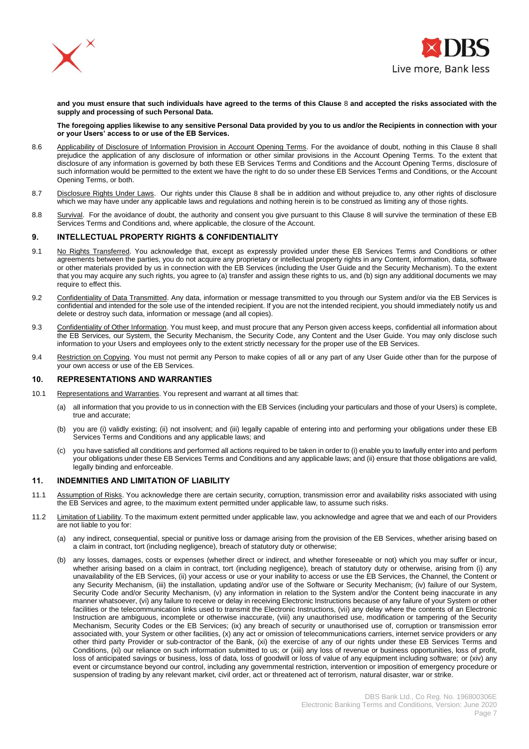**and you must ensure that such individuals have agreed to the terms of this Clause** 8 **and accepted the risks associated with the supply and processing of such Personal Data.**

**The foregoing applies likewise to any sensitive Personal Data provided by you to us and/or the Recipients in connection with your or your Users' access to or use of the EB Services.**

8.6 Applicability of Disclosure of Information Provision in Account Opening Terms. For the avoidance of doubt, nothing in this Clause 8 shall prejudice the application of any disclosure of information or other similar provisions in the Account Opening Terms. To the extent that disclosure of any information is governed by both these EB Services Terms and Conditions and the Account Opening Terms, disclosure of such information would be permitted to the extent we have the right to do so under these EB Services Terms and Conditions, or the Account Opening Terms, or both.

8.7 Disclosure Rights Under Laws. Our rights under this Clause 8 shall be in addition and without prejudice to, any other rights of disclosure which we may have under any applicable laws and regulations and nothing herein is to be construed as limiting any of those rights.

8.8 Survival. For the avoidance of doubt, the authority and consent you give pursuant to this Clause 8 will survive the termination of these EB Services Terms and Conditions and, where applicable, the closure of the Account.

## 9. INTELLECTUAL PROPERTY RIGHTS & CONFIDENTIALITY

9.1 No Rights Transferred. You acknowledge that, except as expressly provided under these EB Services Terms and Conditions or other agreements between the parties, you do not acquire any proprietary or intellectual property rights in any Content, information, data, software or other materials provided by us in connection with the EB Services (including the User Guide and the Security Mechanism). To the extent that you may acquire any such rights, you agree to (a) transfer and assign these rights to us, and (b) sign any additional documents we may require to effect this.

9.2 Confidentiality of Data Transmitted. Any data, information or message transmitted to you through our System and/or via the EB Services is confidential and intended for the sole use of the intended recipient. If you are not the intended recipient, you should immediately notify us and delete or destroy such data, information or message (and all copies).

9.3 Confidentiality of Other Information. You must keep, and must procure that any Person given access keeps, confidential all information about the EB Services, our System, the Security Mechanism, the Security Code, any Content and the User Guide. You may only disclose such information to your Users and employees only to the extent strictly necessary for the proper use of the EB Services.

9.4 Restriction on Copying. You must not permit any Person to make copies of all or any part of any User Guide other than for the purpose of your own access or use of the EB Services.

## 10. REPRESENTATIONS AND WARRANTIES

10.1 Representations and Warranties. You represent and warrant at all times that:

(a) all information that you provide to us in connection with the EB Services (including your particulars and those of your Users) is complete, true and accurate;

(b) you are (i) validly existing; (ii) not insolvent; and (iii) legally capable of entering into and performing your obligations under these EB Services Terms and Conditions and any applicable laws; and

(c) you have satisfied all conditions and performed all actions required to be taken in order to (i) enable you to lawfully enter into and perform your obligations under these EB Services Terms and Conditions and any applicable laws; and (ii) ensure that those obligations are valid, legally binding and enforceable.

## 11. INDEMNITIES AND LIMITATION OF LIABILITY

11.1 Assumption of Risks. You acknowledge there are certain security, corruption, transmission error and availability risks associated with using the EB Services and agree, to the maximum extent permitted under applicable law, to assume such risks.

11.2 Limitation of Liability. To the maximum extent permitted under applicable law, you acknowledge and agree that we and each of our Providers are not liable to you for:

(a) any indirect, consequential, special or punitive loss or damage arising from the provision of the EB Services, whether arising based on a claim in contract, tort (including negligence), breach of statutory duty or otherwise;

(b) any losses, damages, costs or expenses (whether direct or indirect, and whether foreseeable or not) which you may suffer or incur, whether arising based on a claim in contract, tort (including negligence), breach of statutory duty or otherwise, arising from (i) any unavailability of the EB Services, (ii) your access or use or your inability to access or use the EB Services, the Channel, the Content or any Security Mechanism, (iii) the installation, updating and/or use of the Software or Security Mechanism; (iv) failure of our System, Security Code and/or Security Mechanism, (v) any information in relation to the System and/or the Content being inaccurate in any manner whatsoever, (vi) any failure to receive or delay in receiving Electronic Instructions because of any failure of your System or other facilities or the telecommunication links used to transmit the Electronic Instructions, (vii) any delay where the contents of an Electronic Instruction are ambiguous, incomplete or otherwise inaccurate, (viii) any unauthorised use, modification or tampering of the Security Mechanism, Security Codes or the EB Services; (ix) any breach of security or unauthorised use of, corruption or transmission error associated with, your System or other facilities, (x) any act or omission of telecommunications carriers, internet service providers or any other third party Provider or sub-contractor of the Bank, (xi) the exercise of any of our rights under these EB Services Terms and Conditions, (xi) our reliance on such information submitted to us; or (xiii) any loss of revenue or business opportunities, loss of profit, loss of anticipated savings or business, loss of data, loss of goodwill or loss of value of any equipment including software; or (xiv) any event or circumstance beyond our control, including any governmental restriction, intervention or imposition of emergency procedure or suspension of trading by any relevant market, civil order, act or threatened act of terrorism, natural disaster, war or strike.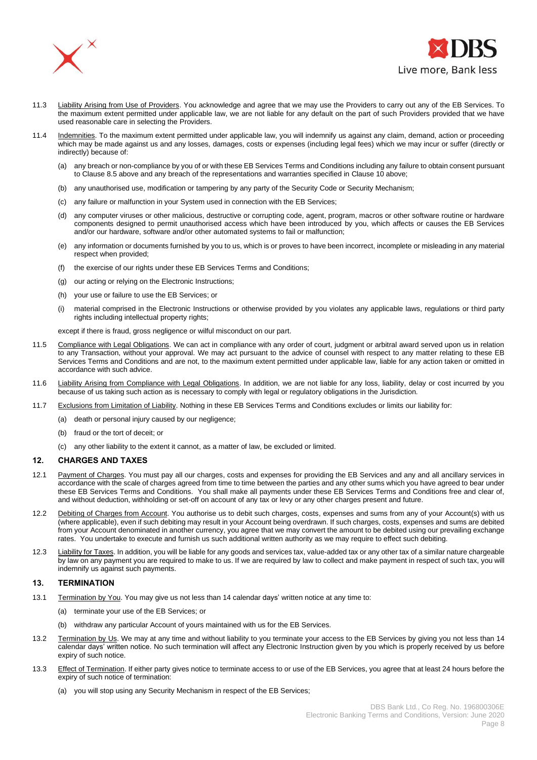11.3 Liability Arising from Use of Providers. You acknowledge and agree that we may use the Providers to carry out any of the EB Services. To the maximum extent permitted under applicable law, we are not liable for any default on the part of such Providers provided that we have used reasonable care in selecting the Providers.

11.4 Indemnities. To the maximum extent permitted under applicable law, you will indemnify us against any claim, demand, action or proceeding which may be made against us and any losses, damages, costs or expenses (including legal fees) which we may incur or suffer (directly or indirectly) because of:

(a) any breach or non-compliance by you of or with these EB Services Terms and Conditions including any failure to obtain consent pursuant to Clause 8.5 above and any breach of the representations and warranties specified in Clause 10 above;

(b) any unauthorised use, modification or tampering by any party of the Security Code or Security Mechanism;

(c) any failure or malfunction in your System used in connection with the EB Services;

(d) any computer viruses or other malicious, destructive or corrupting code, agent, program, macros or other software routine or hardware components designed to permit unauthorised access which have been introduced by you, which affects or causes the EB Services and/or our hardware, software and/or other automated systems to fail or malfunction;

(e) any information or documents furnished by you to us, which is or proves to have been incorrect, incomplete or misleading in any material respect when provided;

(f) the exercise of our rights under these EB Services Terms and Conditions;

(g) our acting or relying on the Electronic Instructions;

(h) your use or failure to use the EB Services; or

(i) material comprised in the Electronic Instructions or otherwise provided by you violates any applicable laws, regulations or third party rights including intellectual property rights;

except if there is fraud, gross negligence or wilful misconduct on our part.

11.5 Compliance with Legal Obligations. We can act in compliance with any order of court, judgment or arbitral award served upon us in relation to any Transaction, without your approval. We may act pursuant to the advice of counsel with respect to any matter relating to these EB Services Terms and Conditions and are not, to the maximum extent permitted under applicable law, liable for any action taken or omitted in accordance with such advice.

11.6 Liability Arising from Compliance with Legal Obligations. In addition, we are not liable for any loss, liability, delay or cost incurred by you because of us taking such action as is necessary to comply with legal or regulatory obligations in the Jurisdiction.

11.7 Exclusions from Limitation of Liability. Nothing in these EB Services Terms and Conditions excludes or limits our liability for:

(a) death or personal injury caused by our negligence;

(b) fraud or the tort of deceit; or

(c) any other liability to the extent it cannot, as a matter of law, be excluded or limited.

## 12. CHARGES AND TAXES

12.1 Payment of Charges. You must pay all our charges, costs and expenses for providing the EB Services and any and all ancillary services in accordance with the scale of charges agreed from time to time between the parties and any other sums which you have agreed to bear under these EB Services Terms and Conditions. You shall make all payments under these EB Services Terms and Conditions free and clear of, and without deduction, withholding or set-off on account of any tax or levy or any other charges present and future.

12.2 Debiting of Charges from Account. You authorise us to debit such charges, costs, expenses and sums from any of your Account(s) with us (where applicable), even if such debiting may result in your Account being overdrawn. If such charges, costs, expenses and sums are debited from your Account denominated in another currency, you agree that we may convert the amount to be debited using our prevailing exchange rates. You undertake to execute and furnish us such additional written authority as we may require to effect such debiting.

12.3 Liability for Taxes. In addition, you will be liable for any goods and services tax, value-added tax or any other tax of a similar nature chargeable by law on any payment you are required to make to us. If we are required by law to collect and make payment in respect of such tax, you will indemnify us against such payments.

## 13. TERMINATION

13.1 Termination by You. You may give us not less than 14 calendar days' written notice at any time to:

(a) terminate your use of the EB Services; or

(b) withdraw any particular Account of yours maintained with us for the EB Services.

13.2 Termination by Us. We may at any time and without liability to you terminate your access to the EB Services by giving you not less than 14 calendar days' written notice. No such termination will affect any Electronic Instruction given by you which is properly received by us before expiry of such notice.

13.3 Effect of Termination. If either party gives notice to terminate access to or use of the EB Services, you agree that at least 24 hours before the expiry of such notice of termination:

(a) you will stop using any Security Mechanism in respect of the EB Services;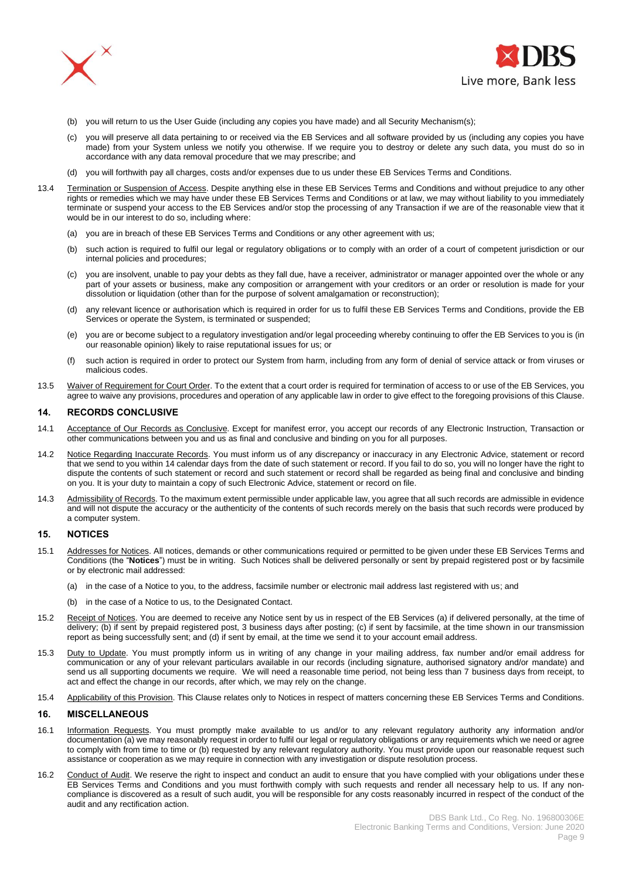(b) you will return to us the User Guide (including any copies you have made) and all Security Mechanism(s);

(c) you will preserve all data pertaining to or received via the EB Services and all software provided by us (including any copies you have made) from your System unless we notify you otherwise. If we require you to destroy or delete any such data, you must do so in accordance with any data removal procedure that we may prescribe; and

(d) you will forthwith pay all charges, costs and/or expenses due to us under these EB Services Terms and Conditions.

13.4 Termination or Suspension of Access. Despite anything else in these EB Services Terms and Conditions and without prejudice to any other rights or remedies which we may have under these EB Services Terms and Conditions or at law, we may without liability to you immediately terminate or suspend your access to the EB Services and/or stop the processing of any Transaction if we are of the reasonable view that it would be in our interest to do so, including where:

(a) you are in breach of these EB Services Terms and Conditions or any other agreement with us;

(b) such action is required to fulfil our legal or regulatory obligations or to comply with an order of a court of competent jurisdiction or our internal policies and procedures;

(c) you are insolvent, unable to pay your debts as they fall due, have a receiver, administrator or manager appointed over the whole or any part of your assets or business, make any composition or arrangement with your creditors or an order or resolution is made for your dissolution or liquidation (other than for the purpose of solvent amalgamation or reconstruction);

(d) any relevant licence or authorisation which is required in order for us to fulfil these EB Services Terms and Conditions, provide the EB Services or operate the System, is terminated or suspended;

(e) you are or become subject to a regulatory investigation and/or legal proceeding whereby continuing to offer the EB Services to you is (in our reasonable opinion) likely to raise reputational issues for us; or

(f) such action is required in order to protect our System from harm, including from any form of denial of service attack or from viruses or malicious codes.

13.5 Waiver of Requirement for Court Order. To the extent that a court order is required for termination of access to or use of the EB Services, you agree to waive any provisions, procedures and operation of any applicable law in order to give effect to the foregoing provisions of this Clause.

## 14. RECORDS CONCLUSIVE

14.1 Acceptance of Our Records as Conclusive. Except for manifest error, you accept our records of any Electronic Instruction, Transaction or other communications between you and us as final and conclusive and binding on you for all purposes.

14.2 Notice Regarding Inaccurate Records. You must inform us of any discrepancy or inaccuracy in any Electronic Advice, statement or record that we send to you within 14 calendar days from the date of such statement or record. If you fail to do so, you will no longer have the right to dispute the contents of such statement or record and such statement or record shall be regarded as being final and conclusive and binding on you. It is your duty to maintain a copy of such Electronic Advice, statement or record on file.

14.3 Admissibility of Records. To the maximum extent permissible under applicable law, you agree that all such records are admissible in evidence and will not dispute the accuracy or the authenticity of the contents of such records merely on the basis that such records were produced by a computer system.

## 15. NOTICES

15.1 Addresses for Notices. All notices, demands or other communications required or permitted to be given under these EB Services Terms and Conditions (the "**Notices**") must be in writing. Such Notices shall be delivered personally or sent by prepaid registered post or by facsimile or by electronic mail addressed:

(a) in the case of a Notice to you, to the address, facsimile number or electronic mail address last registered with us; and

(b) in the case of a Notice to us, to the Designated Contact.

15.2 Receipt of Notices. You are deemed to receive any Notice sent by us in respect of the EB Services (a) if delivered personally, at the time of delivery; (b) if sent by prepaid registered post, 3 business days after posting; (c) if sent by facsimile, at the time shown in our transmission report as being successfully sent; and (d) if sent by email, at the time we send it to your account email address.

15.3 Duty to Update. You must promptly inform us in writing of any change in your mailing address, fax number and/or email address for communication or any of your relevant particulars available in our records (including signature, authorised signatory and/or mandate) and send us all supporting documents we require. We will need a reasonable time period, not being less than 7 business days from receipt, to act and effect the change in our records, after which, we may rely on the change.

15.4 Applicability of this Provision. This Clause relates only to Notices in respect of matters concerning these EB Services Terms and Conditions.

## 16. MISCELLANEOUS

16.1 Information Requests. You must promptly make available to us and/or to any relevant regulatory authority any information and/or documentation (a) we may reasonably request in order to fulfil our legal or regulatory obligations or any requirements which we need or agree to comply with from time to time or (b) requested by any relevant regulatory authority. You must provide upon our reasonable request such assistance or cooperation as we may require in connection with any investigation or dispute resolution process.

16.2 Conduct of Audit. We reserve the right to inspect and conduct an audit to ensure that you have complied with your obligations under these EB Services Terms and Conditions and you must forthwith comply with such requests and render all necessary help to us. If any non-compliance is discovered as a result of such audit, you will be responsible for any costs reasonably incurred in respect of the conduct of the audit and any rectification action.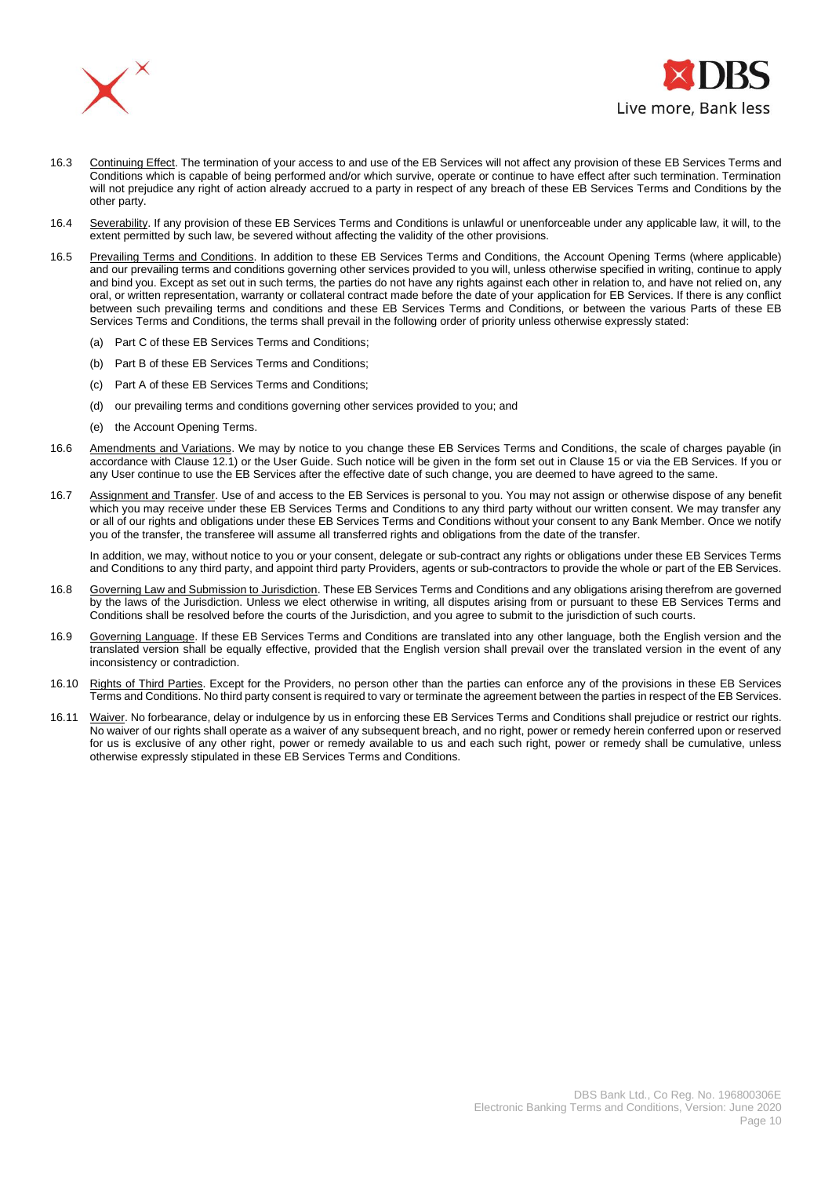16.3 Continuing Effect. The termination of your access to and use of the EB Services will not affect any provision of these EB Services Terms and Conditions which is capable of being performed and/or which survive, operate or continue to have effect after such termination. Termination will not prejudice any right of action already accrued to a party in respect of any breach of these EB Services Terms and Conditions by the other party.

16.4 Severability. If any provision of these EB Services Terms and Conditions is unlawful or unenforceable under any applicable law, it will, to the extent permitted by such law, be severed without affecting the validity of the other provisions.

16.5 Prevailing Terms and Conditions. In addition to these EB Services Terms and Conditions, the Account Opening Terms (where applicable) and our prevailing terms and conditions governing other services provided to you will, unless otherwise specified in writing, continue to apply and bind you. Except as set out in such terms, the parties do not have any rights against each other in relation to, and have not relied on, any oral, or written representation, warranty or collateral contract made before the date of your application for EB Services. If there is any conflict between such prevailing terms and conditions and these EB Services Terms and Conditions, or between the various Parts of these EB Services Terms and Conditions, the terms shall prevail in the following order of priority unless otherwise expressly stated:

(a) Part C of these EB Services Terms and Conditions;

(b) Part B of these EB Services Terms and Conditions;

(c) Part A of these EB Services Terms and Conditions;

(d) our prevailing terms and conditions governing other services provided to you; and

(e) the Account Opening Terms.

16.6 Amendments and Variations. We may by notice to you change these EB Services Terms and Conditions, the scale of charges payable (in accordance with Clause 12.1) or the User Guide. Such notice will be given in the form set out in Clause 15 or via the EB Services. If you or any User continue to use the EB Services after the effective date of such change, you are deemed to have agreed to the same.

16.7 Assignment and Transfer. Use of and access to the EB Services is personal to you. You may not assign or otherwise dispose of any benefit which you may receive under these EB Services Terms and Conditions to any third party without our written consent. We may transfer any or all of our rights and obligations under these EB Services Terms and Conditions without your consent to any Bank Member. Once we notify you of the transfer, the transferee will assume all transferred rights and obligations from the date of the transfer.

In addition, we may, without notice to you or your consent, delegate or sub-contract any rights or obligations under these EB Services Terms and Conditions to any third party, and appoint third party Providers, agents or sub-contractors to provide the whole or part of the EB Services.

16.8 Governing Law and Submission to Jurisdiction. These EB Services Terms and Conditions and any obligations arising therefrom are governed by the laws of the Jurisdiction. Unless we elect otherwise in writing, all disputes arising from or pursuant to these EB Services Terms and Conditions shall be resolved before the courts of the Jurisdiction, and you agree to submit to the jurisdiction of such courts.

16.9 Governing Language. If these EB Services Terms and Conditions are translated into any other language, both the English version and the translated version shall be equally effective, provided that the English version shall prevail over the translated version in the event of any inconsistency or contradiction.

16.10 Rights of Third Parties. Except for the Providers, no person other than the parties can enforce any of the provisions in these EB Services Terms and Conditions. No third party consent is required to vary or terminate the agreement between the parties in respect of the EB Services.

16.11 Waiver. No forbearance, delay or indulgence by us in enforcing these EB Services Terms and Conditions shall prejudice or restrict our rights. No waiver of our rights shall operate as a waiver of any subsequent breach, and no right, power or remedy herein conferred upon or reserved for us is exclusive of any other right, power or remedy available to us and each such right, power or remedy shall be cumulative, unless otherwise expressly stipulated in these EB Services Terms and Conditions.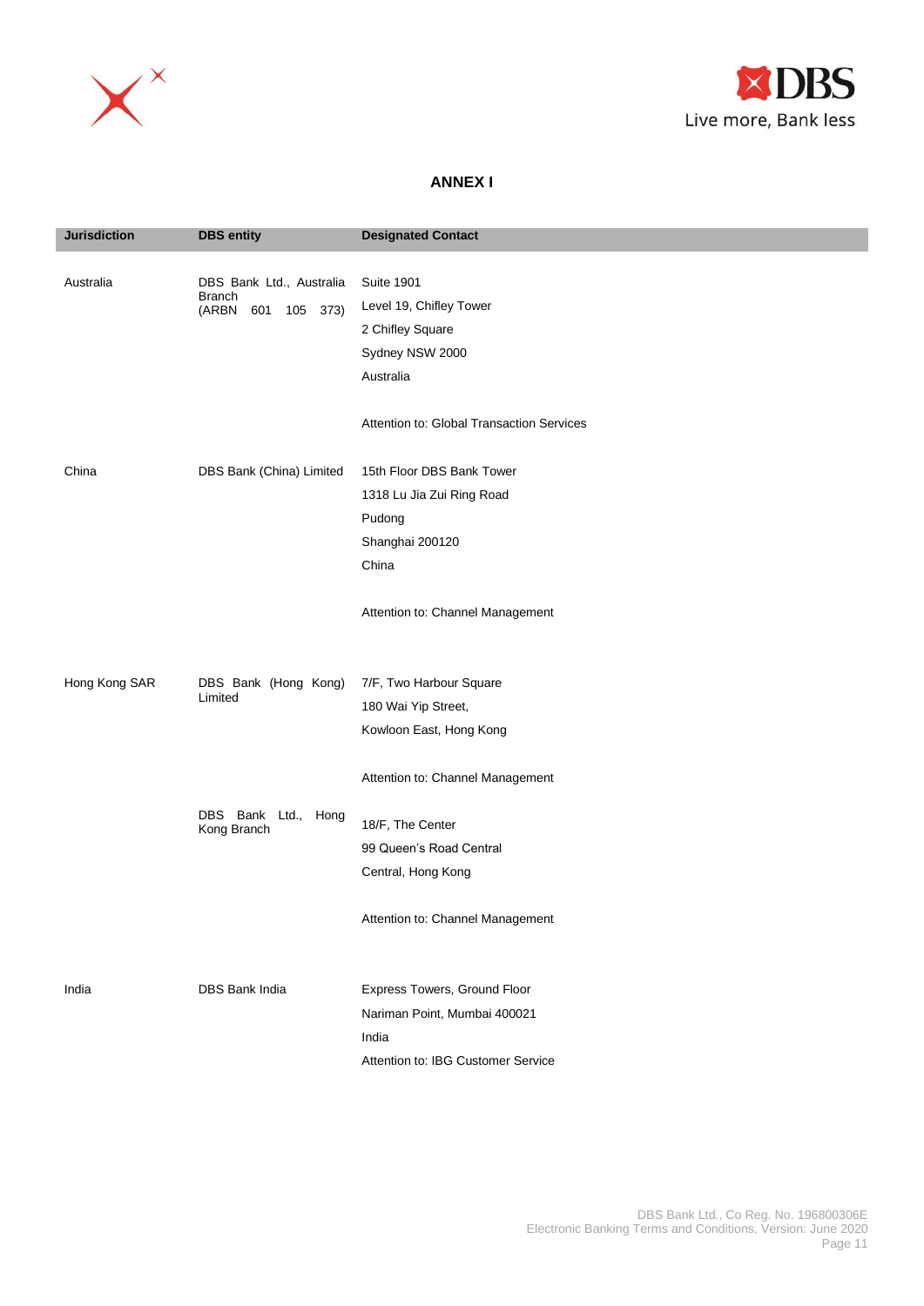## ANNEX I

| Jurisdiction | DBS entity | Designated Contact |
|---|---|---|
| Australia | DBS Bank Ltd., Australia Branch (ARBN 601 105 373) | Suite 1901<br>Level 19, Chifley Tower<br>2 Chifley Square<br>Sydney NSW 2000<br>Australia<br><br>Attention to: Global Transaction Services |
| China | DBS Bank (China) Limited | 15th Floor DBS Bank Tower<br>1318 Lu Jia Zui Ring Road<br>Pudong<br>Shanghai 200120<br>China<br><br>Attention to: Channel Management |
| Hong Kong SAR | DBS Bank (Hong Kong) Limited | 7/F, Two Harbour Square<br>180 Wai Yip Street,<br>Kowloon East, Hong Kong<br><br>Attention to: Channel Management |
| | DBS Bank Ltd., Hong Kong Branch | 18/F, The Center<br>99 Queen's Road Central<br>Central, Hong Kong<br><br>Attention to: Channel Management |
| India | DBS Bank India | Express Towers, Ground Floor<br>Nariman Point, Mumbai 400021<br>India<br>Attention to: IBG Customer Service |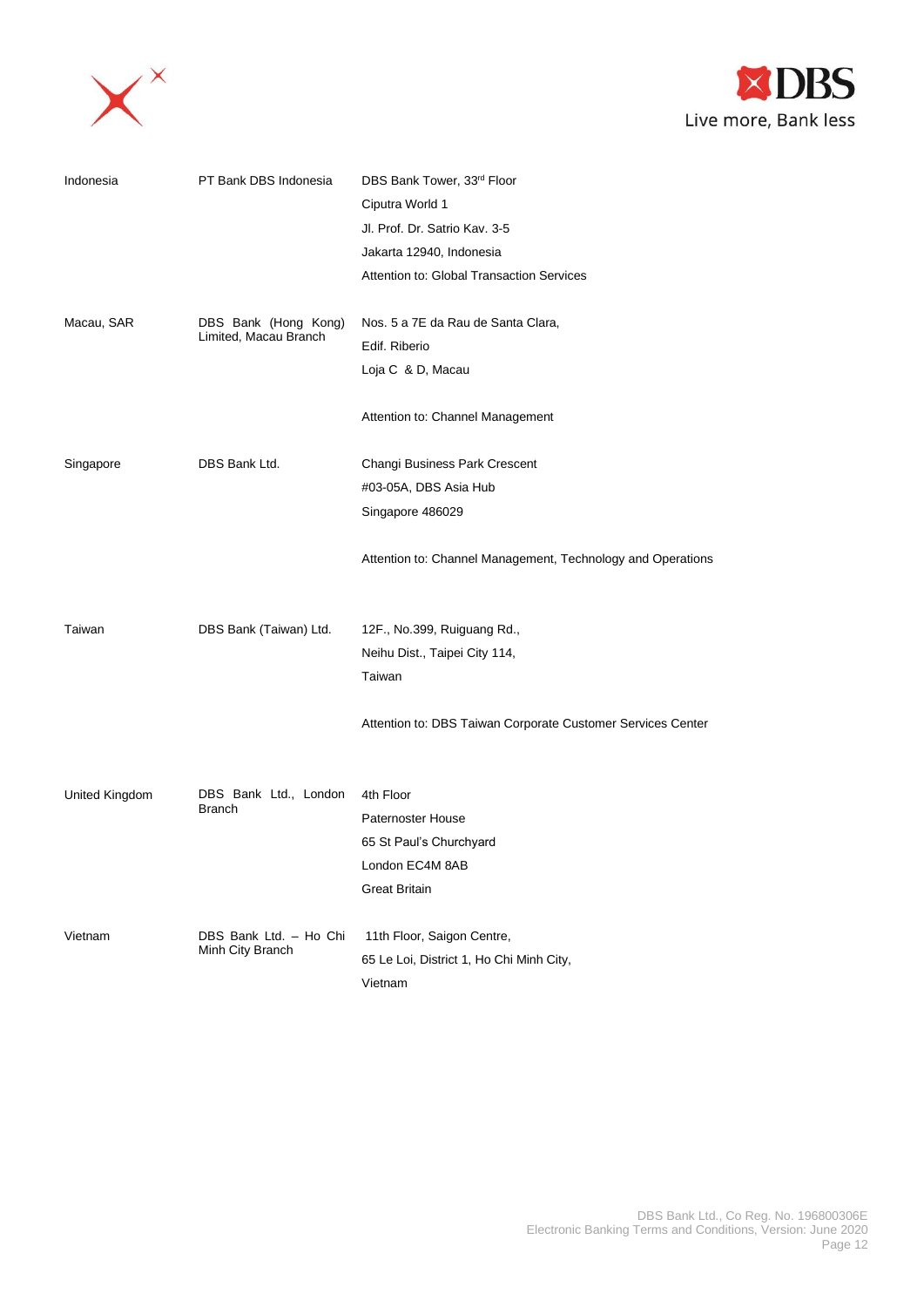| | | |
|---|---|---|
| Indonesia | PT Bank DBS Indonesia | DBS Bank Tower, 33rd Floor<br>Ciputra World 1<br>Jl. Prof. Dr. Satrio Kav. 3-5<br>Jakarta 12940, Indonesia<br>Attention to: Global Transaction Services |
| Macau, SAR | DBS Bank (Hong Kong) Limited, Macau Branch | Nos. 5 a 7E da Rau de Santa Clara,<br>Edif. Riberio<br>Loja C & D, Macau<br><br>Attention to: Channel Management |
| Singapore | DBS Bank Ltd. | Changi Business Park Crescent<br>#03-05A, DBS Asia Hub<br>Singapore 486029<br><br>Attention to: Channel Management, Technology and Operations |
| Taiwan | DBS Bank (Taiwan) Ltd. | 12F., No.399, Ruiguang Rd.,<br>Neihu Dist., Taipei City 114,<br>Taiwan<br><br>Attention to: DBS Taiwan Corporate Customer Services Center |
| United Kingdom | DBS Bank Ltd., London Branch | 4th Floor<br>Paternoster House<br>65 St Paul's Churchyard<br>London EC4M 8AB<br>Great Britain |
| Vietnam | DBS Bank Ltd. – Ho Chi Minh City Branch | 11th Floor, Saigon Centre,<br>65 Le Loi, District 1, Ho Chi Minh City,<br>Vietnam |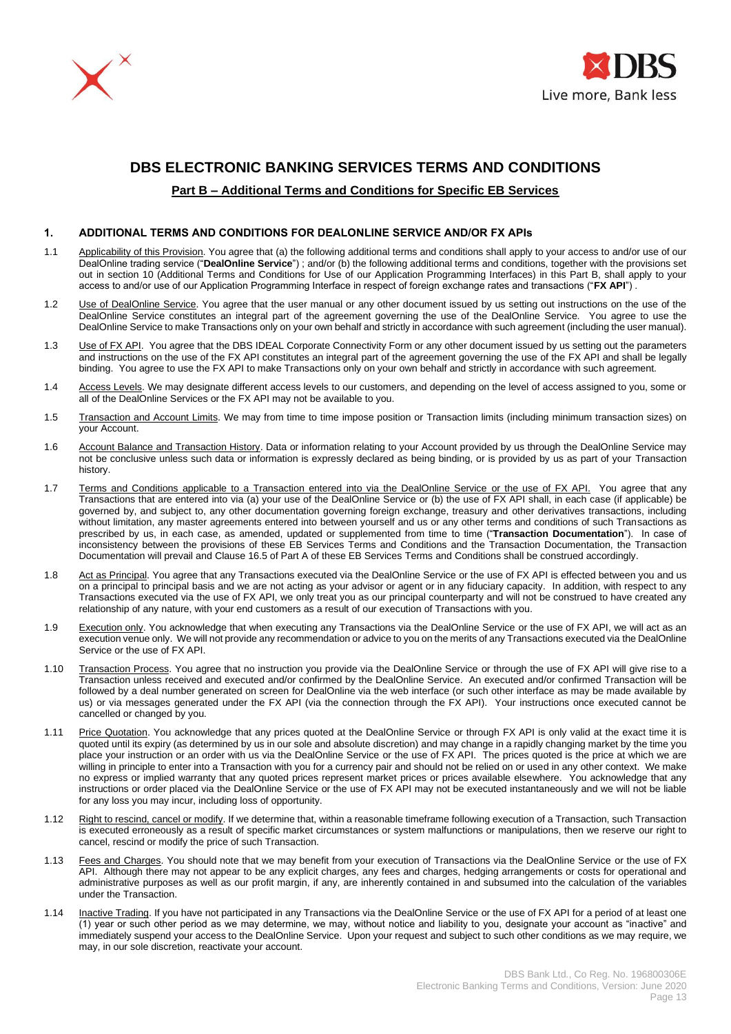# DBS ELECTRONIC BANKING SERVICES TERMS AND CONDITIONS

## Part B – Additional Terms and Conditions for Specific EB Services

### 1. ADDITIONAL TERMS AND CONDITIONS FOR DEALONLINE SERVICE AND/OR FX APIs

1.1 Applicability of this Provision. You agree that (a) the following additional terms and conditions shall apply to your access to and/or use of our DealOnline trading service ("**DealOnline Service**") ; and/or (b) the following additional terms and conditions, together with the provisions set out in section 10 (Additional Terms and Conditions for Use of our Application Programming Interfaces) in this Part B, shall apply to your access to and/or use of our Application Programming Interface in respect of foreign exchange rates and transactions ("**FX API**") .

1.2 Use of DealOnline Service. You agree that the user manual or any other document issued by us setting out instructions on the use of the DealOnline Service constitutes an integral part of the agreement governing the use of the DealOnline Service. You agree to use the DealOnline Service to make Transactions only on your own behalf and strictly in accordance with such agreement (including the user manual).

1.3 Use of FX API. You agree that the DBS IDEAL Corporate Connectivity Form or any other document issued by us setting out the parameters and instructions on the use of the FX API constitutes an integral part of the agreement governing the use of the FX API and shall be legally binding. You agree to use the FX API to make Transactions only on your own behalf and strictly in accordance with such agreement.

1.4 Access Levels. We may designate different access levels to our customers, and depending on the level of access assigned to you, some or all of the DealOnline Services or the FX API may not be available to you.

1.5 Transaction and Account Limits. We may from time to time impose position or Transaction limits (including minimum transaction sizes) on your Account.

1.6 Account Balance and Transaction History. Data or information relating to your Account provided by us through the DealOnline Service may not be conclusive unless such data or information is expressly declared as being binding, or is provided by us as part of your Transaction history.

1.7 Terms and Conditions applicable to a Transaction entered into via the DealOnline Service or the use of FX API. You agree that any Transactions that are entered into via (a) your use of the DealOnline Service or (b) the use of FX API shall, in each case (if applicable) be governed by, and subject to, any other documentation governing foreign exchange, treasury and other derivatives transactions, including without limitation, any master agreements entered into between yourself and us or any other terms and conditions of such Transactions as prescribed by us, in each case, as amended, updated or supplemented from time to time ("**Transaction Documentation**"). In case of inconsistency between the provisions of these EB Services Terms and Conditions and the Transaction Documentation, the Transaction Documentation will prevail and Clause 16.5 of Part A of these EB Services Terms and Conditions shall be construed accordingly.

1.8 Act as Principal. You agree that any Transactions executed via the DealOnline Service or the use of FX API is effected between you and us on a principal to principal basis and we are not acting as your advisor or agent or in any fiduciary capacity. In addition, with respect to any Transactions executed via the use of FX API, we only treat you as our principal counterparty and will not be construed to have created any relationship of any nature, with your end customers as a result of our execution of Transactions with you.

1.9 Execution only. You acknowledge that when executing any Transactions via the DealOnline Service or the use of FX API, we will act as an execution venue only. We will not provide any recommendation or advice to you on the merits of any Transactions executed via the DealOnline Service or the use of FX API.

1.10 Transaction Process. You agree that no instruction you provide via the DealOnline Service or through the use of FX API will give rise to a Transaction unless received and executed and/or confirmed by the DealOnline Service. An executed and/or confirmed Transaction will be followed by a deal number generated on screen for DealOnline via the web interface (or such other interface as may be made available by us) or via messages generated under the FX API (via the connection through the FX API). Your instructions once executed cannot be cancelled or changed by you.

1.11 Price Quotation. You acknowledge that any prices quoted at the DealOnline Service or through FX API is only valid at the exact time it is quoted until its expiry (as determined by us in our sole and absolute discretion) and may change in a rapidly changing market by the time you place your instruction or an order with us via the DealOnline Service or the use of FX API. The prices quoted is the price at which we are willing in principle to enter into a Transaction with you for a currency pair and should not be relied on or used in any other context. We make no express or implied warranty that any quoted prices represent market prices or prices available elsewhere. You acknowledge that any instructions or order placed via the DealOnline Service or the use of FX API may not be executed instantaneously and we will not be liable for any loss you may incur, including loss of opportunity.

1.12 Right to rescind, cancel or modify. If we determine that, within a reasonable timeframe following execution of a Transaction, such Transaction is executed erroneously as a result of specific market circumstances or system malfunctions or manipulations, then we reserve our right to cancel, rescind or modify the price of such Transaction.

1.13 Fees and Charges. You should note that we may benefit from your execution of Transactions via the DealOnline Service or the use of FX API. Although there may not appear to be any explicit charges, any fees and charges, hedging arrangements or costs for operational and administrative purposes as well as our profit margin, if any, are inherently contained in and subsumed into the calculation of the variables under the Transaction.

1.14 Inactive Trading. If you have not participated in any Transactions via the DealOnline Service or the use of FX API for a period of at least one (1) year or such other period as we may determine, we may, without notice and liability to you, designate your account as "inactive" and immediately suspend your access to the DealOnline Service. Upon your request and subject to such other conditions as we may require, we may, in our sole discretion, reactivate your account.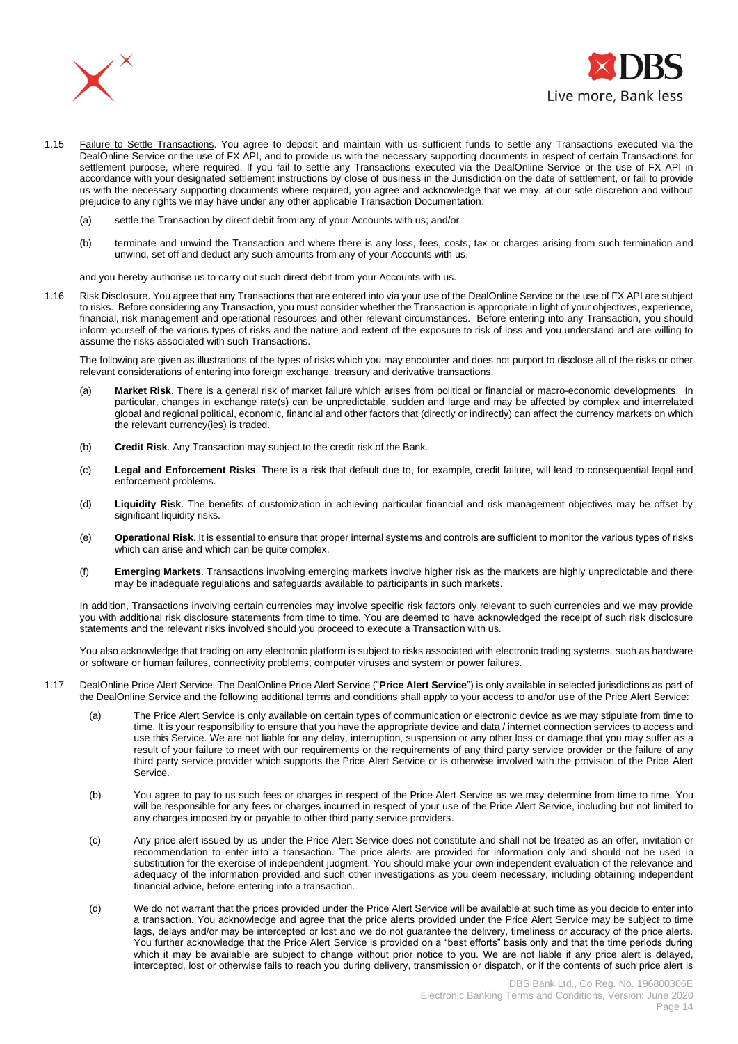1.15 Failure to Settle Transactions. You agree to deposit and maintain with us sufficient funds to settle any Transactions executed via the DealOnline Service or the use of FX API, and to provide us with the necessary supporting documents in respect of certain Transactions for settlement purpose, where required. If you fail to settle any Transactions executed via the DealOnline Service or the use of FX API in accordance with your designated settlement instructions by close of business in the Jurisdiction on the date of settlement, or fail to provide us with the necessary supporting documents where required, you agree and acknowledge that we may, at our sole discretion and without prejudice to any rights we may have under any other applicable Transaction Documentation:

(a) settle the Transaction by direct debit from any of your Accounts with us; and/or

(b) terminate and unwind the Transaction and where there is any loss, fees, costs, tax or charges arising from such termination and unwind, set off and deduct any such amounts from any of your Accounts with us,

and you hereby authorise us to carry out such direct debit from your Accounts with us.

1.16 Risk Disclosure. You agree that any Transactions that are entered into via your use of the DealOnline Service or the use of FX API are subject to risks. Before considering any Transaction, you must consider whether the Transaction is appropriate in light of your objectives, experience, financial, risk management and operational resources and other relevant circumstances. Before entering into any Transaction, you should inform yourself of the various types of risks and the nature and extent of the exposure to risk of loss and you understand and are willing to assume the risks associated with such Transactions.

The following are given as illustrations of the types of risks which you may encounter and does not purport to disclose all of the risks or other relevant considerations of entering into foreign exchange, treasury and derivative transactions.

(a) **Market Risk**. There is a general risk of market failure which arises from political or financial or macro-economic developments. In particular, changes in exchange rate(s) can be unpredictable, sudden and large and may be affected by complex and interrelated global and regional political, economic, financial and other factors that (directly or indirectly) can affect the currency markets on which the relevant currency(ies) is traded.

(b) **Credit Risk**. Any Transaction may subject to the credit risk of the Bank.

(c) **Legal and Enforcement Risks**. There is a risk that default due to, for example, credit failure, will lead to consequential legal and enforcement problems.

(d) **Liquidity Risk**. The benefits of customization in achieving particular financial and risk management objectives may be offset by significant liquidity risks.

(e) **Operational Risk**. It is essential to ensure that proper internal systems and controls are sufficient to monitor the various types of risks which can arise and which can be quite complex.

(f) **Emerging Markets**. Transactions involving emerging markets involve higher risk as the markets are highly unpredictable and there may be inadequate regulations and safeguards available to participants in such markets.

In addition, Transactions involving certain currencies may involve specific risk factors only relevant to such currencies and we may provide you with additional risk disclosure statements from time to time. You are deemed to have acknowledged the receipt of such risk disclosure statements and the relevant risks involved should you proceed to execute a Transaction with us.

You also acknowledge that trading on any electronic platform is subject to risks associated with electronic trading systems, such as hardware or software or human failures, connectivity problems, computer viruses and system or power failures.

1.17 DealOnline Price Alert Service. The DealOnline Price Alert Service ("**Price Alert Service**") is only available in selected jurisdictions as part of the DealOnline Service and the following additional terms and conditions shall apply to your access to and/or use of the Price Alert Service:

(a) The Price Alert Service is only available on certain types of communication or electronic device as we may stipulate from time to time. It is your responsibility to ensure that you have the appropriate device and data / internet connection services to access and use this Service. We are not liable for any delay, interruption, suspension or any other loss or damage that you may suffer as a result of your failure to meet with our requirements or the requirements of any third party service provider or the failure of any third party service provider which supports the Price Alert Service or is otherwise involved with the provision of the Price Alert Service.

(b) You agree to pay to us such fees or charges in respect of the Price Alert Service as we may determine from time to time. You will be responsible for any fees or charges incurred in respect of your use of the Price Alert Service, including but not limited to any charges imposed by or payable to other third party service providers.

(c) Any price alert issued by us under the Price Alert Service does not constitute and shall not be treated as an offer, invitation or recommendation to enter into a transaction. The price alerts are provided for information only and should not be used in substitution for the exercise of independent judgment. You should make your own independent evaluation of the relevance and adequacy of the information provided and such other investigations as you deem necessary, including obtaining independent financial advice, before entering into a transaction.

(d) We do not warrant that the prices provided under the Price Alert Service will be available at such time as you decide to enter into a transaction. You acknowledge and agree that the price alerts provided under the Price Alert Service may be subject to time lags, delays and/or may be intercepted or lost and we do not guarantee the delivery, timeliness or accuracy of the price alerts. You further acknowledge that the Price Alert Service is provided on a "best efforts" basis only and that the time periods during which it may be available are subject to change without prior notice to you. We are not liable if any price alert is delayed, intercepted, lost or otherwise fails to reach you during delivery, transmission or dispatch, or if the contents of such price alert is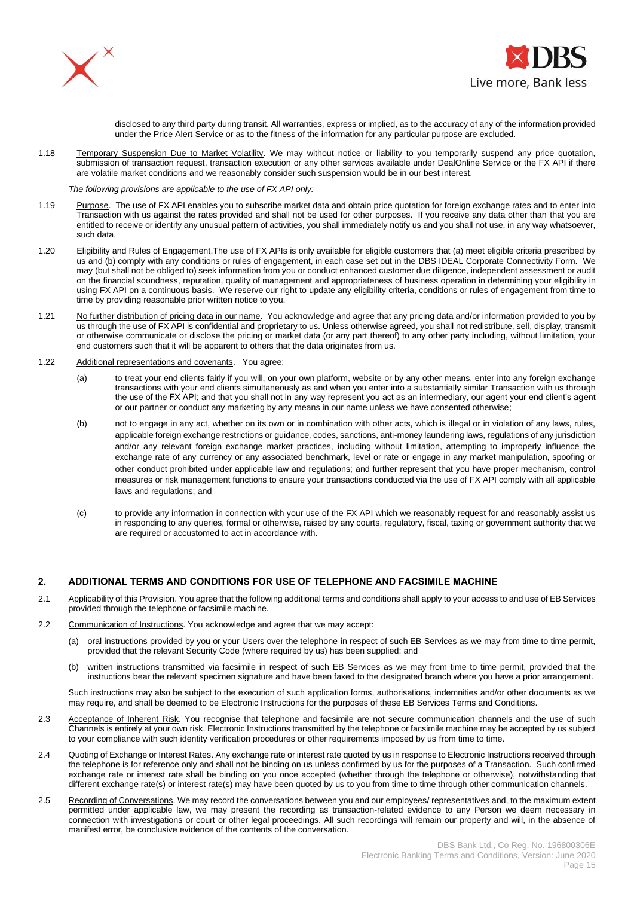disclosed to any third party during transit. All warranties, express or implied, as to the accuracy of any of the information provided under the Price Alert Service or as to the fitness of the information for any particular purpose are excluded.

1.18 Temporary Suspension Due to Market Volatility. We may without notice or liability to you temporarily suspend any price quotation, submission of transaction request, transaction execution or any other services available under DealOnline Service or the FX API if there are volatile market conditions and we reasonably consider such suspension would be in our best interest.

*The following provisions are applicable to the use of FX API only:*

1.19 Purpose. The use of FX API enables you to subscribe market data and obtain price quotation for foreign exchange rates and to enter into Transaction with us against the rates provided and shall not be used for other purposes. If you receive any data other than that you are entitled to receive or identify any unusual pattern of activities, you shall immediately notify us and you shall not use, in any way whatsoever, such data.

1.20 Eligibility and Rules of Engagement.The use of FX APIs is only available for eligible customers that (a) meet eligible criteria prescribed by us and (b) comply with any conditions or rules of engagement, in each case set out in the DBS IDEAL Corporate Connectivity Form. We may (but shall not be obliged to) seek information from you or conduct enhanced customer due diligence, independent assessment or audit on the financial soundness, reputation, quality of management and appropriateness of business operation in determining your eligibility in using FX API on a continuous basis. We reserve our right to update any eligibility criteria, conditions or rules of engagement from time to time by providing reasonable prior written notice to you.

1.21 No further distribution of pricing data in our name. You acknowledge and agree that any pricing data and/or information provided to you by us through the use of FX API is confidential and proprietary to us. Unless otherwise agreed, you shall not redistribute, sell, display, transmit or otherwise communicate or disclose the pricing or market data (or any part thereof) to any other party including, without limitation, your end customers such that it will be apparent to others that the data originates from us.

1.22 Additional representations and covenants. You agree:

(a) to treat your end clients fairly if you will, on your own platform, website or by any other means, enter into any foreign exchange transactions with your end clients simultaneously as and when you enter into a substantially similar Transaction with us through the use of the FX API; and that you shall not in any way represent you act as an intermediary, our agent your end client's agent or our partner or conduct any marketing by any means in our name unless we have consented otherwise;

(b) not to engage in any act, whether on its own or in combination with other acts, which is illegal or in violation of any laws, rules, applicable foreign exchange restrictions or guidance, codes, sanctions, anti-money laundering laws, regulations of any jurisdiction and/or any relevant foreign exchange market practices, including without limitation, attempting to improperly influence the exchange rate of any currency or any associated benchmark, level or rate or engage in any market manipulation, spoofing or other conduct prohibited under applicable law and regulations; and further represent that you have proper mechanism, control measures or risk management functions to ensure your transactions conducted via the use of FX API comply with all applicable laws and regulations; and

(c) to provide any information in connection with your use of the FX API which we reasonably request for and reasonably assist us in responding to any queries, formal or otherwise, raised by any courts, regulatory, fiscal, taxing or government authority that we are required or accustomed to act in accordance with.

## 2. ADDITIONAL TERMS AND CONDITIONS FOR USE OF TELEPHONE AND FACSIMILE MACHINE

2.1 Applicability of this Provision. You agree that the following additional terms and conditions shall apply to your access to and use of EB Services provided through the telephone or facsimile machine.

2.2 Communication of Instructions. You acknowledge and agree that we may accept:

(a) oral instructions provided by you or your Users over the telephone in respect of such EB Services as we may from time to time permit, provided that the relevant Security Code (where required by us) has been supplied; and

(b) written instructions transmitted via facsimile in respect of such EB Services as we may from time to time permit, provided that the instructions bear the relevant specimen signature and have been faxed to the designated branch where you have a prior arrangement.

Such instructions may also be subject to the execution of such application forms, authorisations, indemnities and/or other documents as we may require, and shall be deemed to be Electronic Instructions for the purposes of these EB Services Terms and Conditions.

2.3 Acceptance of Inherent Risk. You recognise that telephone and facsimile are not secure communication channels and the use of such Channels is entirely at your own risk. Electronic Instructions transmitted by the telephone or facsimile machine may be accepted by us subject to your compliance with such identity verification procedures or other requirements imposed by us from time to time.

2.4 Quoting of Exchange or Interest Rates. Any exchange rate or interest rate quoted by us in response to Electronic Instructions received through the telephone is for reference only and shall not be binding on us unless confirmed by us for the purposes of a Transaction. Such confirmed exchange rate or interest rate shall be binding on you once accepted (whether through the telephone or otherwise), notwithstanding that different exchange rate(s) or interest rate(s) may have been quoted by us to you from time to time through other communication channels.

2.5 Recording of Conversations. We may record the conversations between you and our employees/ representatives and, to the maximum extent permitted under applicable law, we may present the recording as transaction-related evidence to any Person we deem necessary in connection with investigations or court or other legal proceedings. All such recordings will remain our property and will, in the absence of manifest error, be conclusive evidence of the contents of the conversation.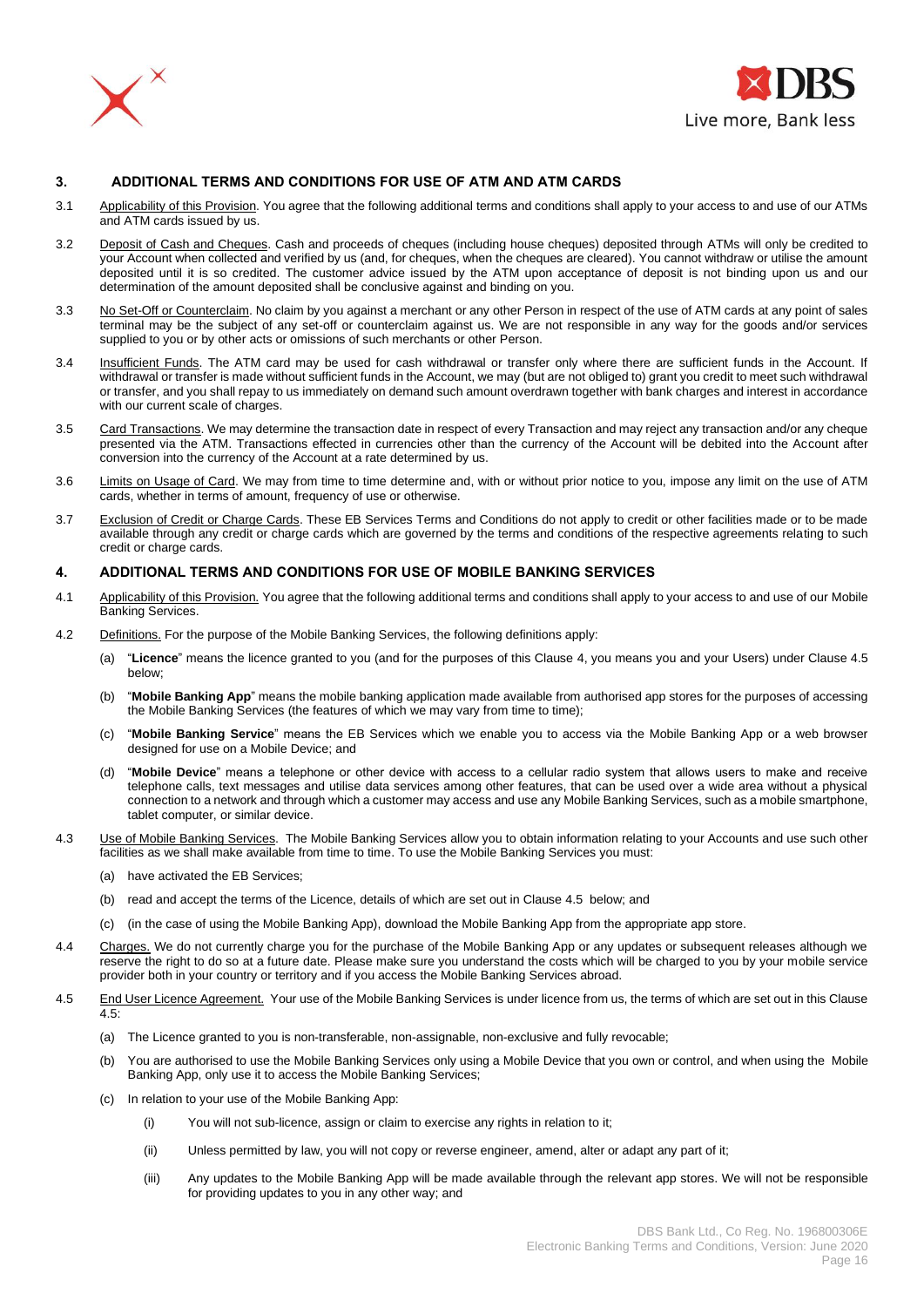## 3. ADDITIONAL TERMS AND CONDITIONS FOR USE OF ATM AND ATM CARDS

3.1 Applicability of this Provision. You agree that the following additional terms and conditions shall apply to your access to and use of our ATMs and ATM cards issued by us.

3.2 Deposit of Cash and Cheques. Cash and proceeds of cheques (including house cheques) deposited through ATMs will only be credited to your Account when collected and verified by us (and, for cheques, when the cheques are cleared). You cannot withdraw or utilise the amount deposited until it is so credited. The customer advice issued by the ATM upon acceptance of deposit is not binding upon us and our determination of the amount deposited shall be conclusive against and binding on you.

3.3 No Set-Off or Counterclaim. No claim by you against a merchant or any other Person in respect of the use of ATM cards at any point of sales terminal may be the subject of any set-off or counterclaim against us. We are not responsible in any way for the goods and/or services supplied to you or by other acts or omissions of such merchants or other Person.

3.4 Insufficient Funds. The ATM card may be used for cash withdrawal or transfer only where there are sufficient funds in the Account. If withdrawal or transfer is made without sufficient funds in the Account, we may (but are not obliged to) grant you credit to meet such withdrawal or transfer, and you shall repay to us immediately on demand such amount overdrawn together with bank charges and interest in accordance with our current scale of charges.

3.5 Card Transactions. We may determine the transaction date in respect of every Transaction and may reject any transaction and/or any cheque presented via the ATM. Transactions effected in currencies other than the currency of the Account will be debited into the Account after conversion into the currency of the Account at a rate determined by us.

3.6 Limits on Usage of Card. We may from time to time determine and, with or without prior notice to you, impose any limit on the use of ATM cards, whether in terms of amount, frequency of use or otherwise.

3.7 Exclusion of Credit or Charge Cards. These EB Services Terms and Conditions do not apply to credit or other facilities made or to be made available through any credit or charge cards which are governed by the terms and conditions of the respective agreements relating to such credit or charge cards.

## 4. ADDITIONAL TERMS AND CONDITIONS FOR USE OF MOBILE BANKING SERVICES

4.1 Applicability of this Provision. You agree that the following additional terms and conditions shall apply to your access to and use of our Mobile Banking Services.

4.2 Definitions. For the purpose of the Mobile Banking Services, the following definitions apply:

(a) "**Licence**" means the licence granted to you (and for the purposes of this Clause 4, you means you and your Users) under Clause 4.5 below;

(b) "**Mobile Banking App**" means the mobile banking application made available from authorised app stores for the purposes of accessing the Mobile Banking Services (the features of which we may vary from time to time);

(c) "**Mobile Banking Service**" means the EB Services which we enable you to access via the Mobile Banking App or a web browser designed for use on a Mobile Device; and

(d) "**Mobile Device**" means a telephone or other device with access to a cellular radio system that allows users to make and receive telephone calls, text messages and utilise data services among other features, that can be used over a wide area without a physical connection to a network and through which a customer may access and use any Mobile Banking Services, such as a mobile smartphone, tablet computer, or similar device.

4.3 Use of Mobile Banking Services. The Mobile Banking Services allow you to obtain information relating to your Accounts and use such other facilities as we shall make available from time to time. To use the Mobile Banking Services you must:

(a) have activated the EB Services;

(b) read and accept the terms of the Licence, details of which are set out in Clause 4.5 below; and

(c) (in the case of using the Mobile Banking App), download the Mobile Banking App from the appropriate app store.

4.4 Charges. We do not currently charge you for the purchase of the Mobile Banking App or any updates or subsequent releases although we reserve the right to do so at a future date. Please make sure you understand the costs which will be charged to you by your mobile service provider both in your country or territory and if you access the Mobile Banking Services abroad.

4.5 End User Licence Agreement. Your use of the Mobile Banking Services is under licence from us, the terms of which are set out in this Clause 4.5:

(a) The Licence granted to you is non-transferable, non-assignable, non-exclusive and fully revocable;

(b) You are authorised to use the Mobile Banking Services only using a Mobile Device that you own or control, and when using the Mobile Banking App, only use it to access the Mobile Banking Services;

(c) In relation to your use of the Mobile Banking App:

(i) You will not sub-licence, assign or claim to exercise any rights in relation to it;

(ii) Unless permitted by law, you will not copy or reverse engineer, amend, alter or adapt any part of it;

(iii) Any updates to the Mobile Banking App will be made available through the relevant app stores. We will not be responsible for providing updates to you in any other way; and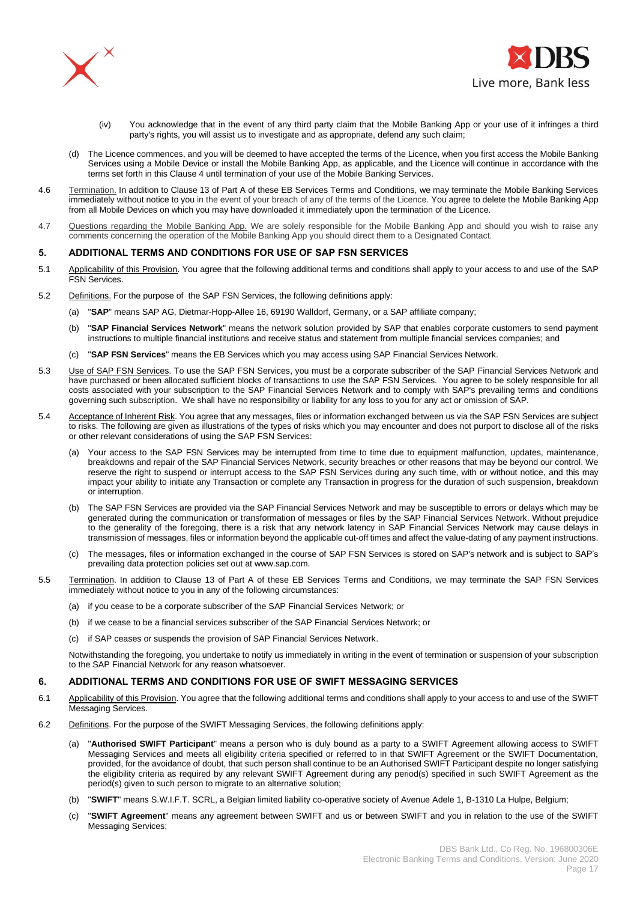(iv) You acknowledge that in the event of any third party claim that the Mobile Banking App or your use of it infringes a third party's rights, you will assist us to investigate and as appropriate, defend any such claim;

(d) The Licence commences, and you will be deemed to have accepted the terms of the Licence, when you first access the Mobile Banking Services using a Mobile Device or install the Mobile Banking App, as applicable, and the Licence will continue in accordance with the terms set forth in this Clause 4 until termination of your use of the Mobile Banking Services.

4.6 Termination. In addition to Clause 13 of Part A of these EB Services Terms and Conditions, we may terminate the Mobile Banking Services immediately without notice to you in the event of your breach of any of the terms of the Licence. You agree to delete the Mobile Banking App from all Mobile Devices on which you may have downloaded it immediately upon the termination of the Licence.

4.7 Questions regarding the Mobile Banking App. We are solely responsible for the Mobile Banking App and should you wish to raise any comments concerning the operation of the Mobile Banking App you should direct them to a Designated Contact.

## 5. ADDITIONAL TERMS AND CONDITIONS FOR USE OF SAP FSN SERVICES

5.1 Applicability of this Provision. You agree that the following additional terms and conditions shall apply to your access to and use of the SAP FSN Services.

5.2 Definitions. For the purpose of the SAP FSN Services, the following definitions apply:

(a) "**SAP**" means SAP AG, Dietmar-Hopp-Allee 16, 69190 Walldorf, Germany, or a SAP affiliate company;

(b) "**SAP Financial Services Network**" means the network solution provided by SAP that enables corporate customers to send payment instructions to multiple financial institutions and receive status and statement from multiple financial services companies; and

(c) "**SAP FSN Services**" means the EB Services which you may access using SAP Financial Services Network.

5.3 Use of SAP FSN Services. To use the SAP FSN Services, you must be a corporate subscriber of the SAP Financial Services Network and have purchased or been allocated sufficient blocks of transactions to use the SAP FSN Services. You agree to be solely responsible for all costs associated with your subscription to the SAP Financial Services Network and to comply with SAP's prevailing terms and conditions governing such subscription. We shall have no responsibility or liability for any loss to you for any act or omission of SAP.

5.4 Acceptance of Inherent Risk. You agree that any messages, files or information exchanged between us via the SAP FSN Services are subject to risks. The following are given as illustrations of the types of risks which you may encounter and does not purport to disclose all of the risks or other relevant considerations of using the SAP FSN Services:

(a) Your access to the SAP FSN Services may be interrupted from time to time due to equipment malfunction, updates, maintenance, breakdowns and repair of the SAP Financial Services Network, security breaches or other reasons that may be beyond our control. We reserve the right to suspend or interrupt access to the SAP FSN Services during any such time, with or without notice, and this may impact your ability to initiate any Transaction or complete any Transaction in progress for the duration of such suspension, breakdown or interruption.

(b) The SAP FSN Services are provided via the SAP Financial Services Network and may be susceptible to errors or delays which may be generated during the communication or transformation of messages or files by the SAP Financial Services Network. Without prejudice to the generality of the foregoing, there is a risk that any network latency in SAP Financial Services Network may cause delays in transmission of messages, files or information beyond the applicable cut-off times and affect the value-dating of any payment instructions.

(c) The messages, files or information exchanged in the course of SAP FSN Services is stored on SAP's network and is subject to SAP's prevailing data protection policies set out at www.sap.com.

5.5 Termination. In addition to Clause 13 of Part A of these EB Services Terms and Conditions, we may terminate the SAP FSN Services immediately without notice to you in any of the following circumstances:

(a) if you cease to be a corporate subscriber of the SAP Financial Services Network; or

(b) if we cease to be a financial services subscriber of the SAP Financial Services Network; or

(c) if SAP ceases or suspends the provision of SAP Financial Services Network.

Notwithstanding the foregoing, you undertake to notify us immediately in writing in the event of termination or suspension of your subscription to the SAP Financial Network for any reason whatsoever.

## 6. ADDITIONAL TERMS AND CONDITIONS FOR USE OF SWIFT MESSAGING SERVICES

6.1 Applicability of this Provision. You agree that the following additional terms and conditions shall apply to your access to and use of the SWIFT Messaging Services.

6.2 Definitions. For the purpose of the SWIFT Messaging Services, the following definitions apply:

(a) "**Authorised SWIFT Participant**" means a person who is duly bound as a party to a SWIFT Agreement allowing access to SWIFT Messaging Services and meets all eligibility criteria specified or referred to in that SWIFT Agreement or the SWIFT Documentation, provided, for the avoidance of doubt, that such person shall continue to be an Authorised SWIFT Participant despite no longer satisfying the eligibility criteria as required by any relevant SWIFT Agreement during any period(s) specified in such SWIFT Agreement as the period(s) given to such person to migrate to an alternative solution;

(b) "**SWIFT**" means S.W.I.F.T. SCRL, a Belgian limited liability co-operative society of Avenue Adele 1, B-1310 La Hulpe, Belgium;

(c) "**SWIFT Agreement**" means any agreement between SWIFT and us or between SWIFT and you in relation to the use of the SWIFT Messaging Services;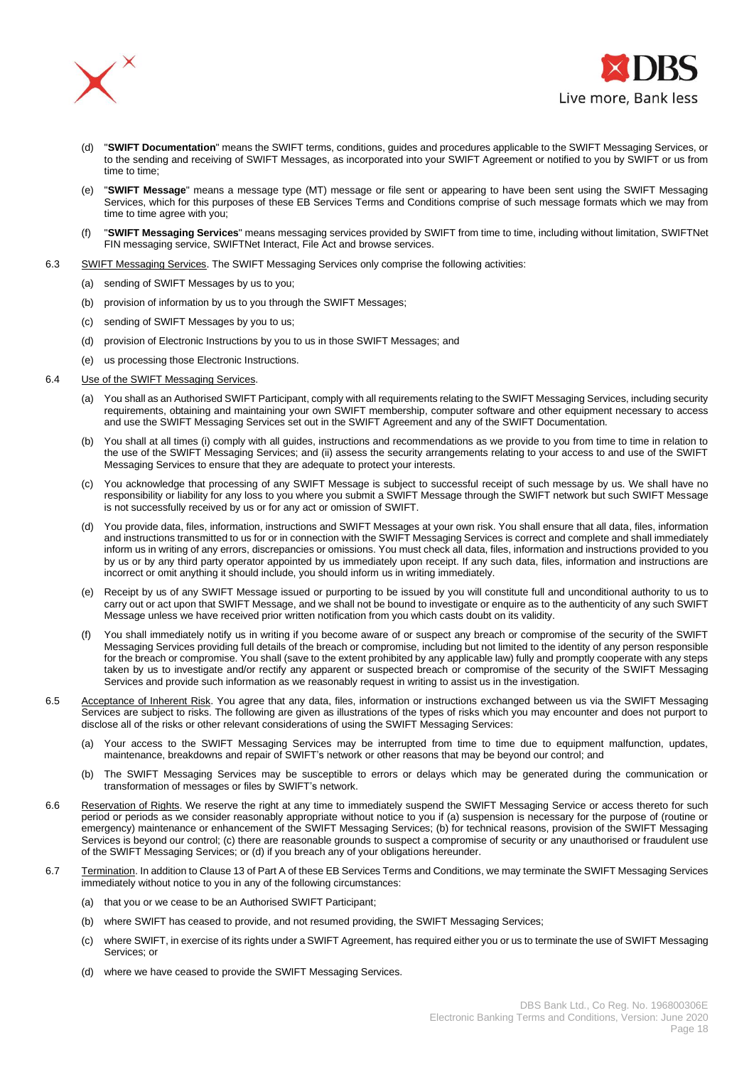(d) "**SWIFT Documentation**" means the SWIFT terms, conditions, guides and procedures applicable to the SWIFT Messaging Services, or to the sending and receiving of SWIFT Messages, as incorporated into your SWIFT Agreement or notified to you by SWIFT or us from time to time;

(e) "**SWIFT Message**" means a message type (MT) message or file sent or appearing to have been sent using the SWIFT Messaging Services, which for this purposes of these EB Services Terms and Conditions comprise of such message formats which we may from time to time agree with you;

(f) "**SWIFT Messaging Services**" means messaging services provided by SWIFT from time to time, including without limitation, SWIFTNet FIN messaging service, SWIFTNet Interact, File Act and browse services.

6.3 SWIFT Messaging Services. The SWIFT Messaging Services only comprise the following activities:

(a) sending of SWIFT Messages by us to you;

(b) provision of information by us to you through the SWIFT Messages;

(c) sending of SWIFT Messages by you to us;

(d) provision of Electronic Instructions by you to us in those SWIFT Messages; and

(e) us processing those Electronic Instructions.

6.4 Use of the SWIFT Messaging Services.

(a) You shall as an Authorised SWIFT Participant, comply with all requirements relating to the SWIFT Messaging Services, including security requirements, obtaining and maintaining your own SWIFT membership, computer software and other equipment necessary to access and use the SWIFT Messaging Services set out in the SWIFT Agreement and any of the SWIFT Documentation.

(b) You shall at all times (i) comply with all guides, instructions and recommendations as we provide to you from time to time in relation to the use of the SWIFT Messaging Services; and (ii) assess the security arrangements relating to your access to and use of the SWIFT Messaging Services to ensure that they are adequate to protect your interests.

(c) You acknowledge that processing of any SWIFT Message is subject to successful receipt of such message by us. We shall have no responsibility or liability for any loss to you where you submit a SWIFT Message through the SWIFT network but such SWIFT Message is not successfully received by us or for any act or omission of SWIFT.

(d) You provide data, files, information, instructions and SWIFT Messages at your own risk. You shall ensure that all data, files, information and instructions transmitted to us for or in connection with the SWIFT Messaging Services is correct and complete and shall immediately inform us in writing of any errors, discrepancies or omissions. You must check all data, files, information and instructions provided to you by us or by any third party operator appointed by us immediately upon receipt. If any such data, files, information and instructions are incorrect or omit anything it should include, you should inform us in writing immediately.

(e) Receipt by us of any SWIFT Message issued or purporting to be issued by you will constitute full and unconditional authority to us to carry out or act upon that SWIFT Message, and we shall not be bound to investigate or enquire as to the authenticity of any such SWIFT Message unless we have received prior written notification from you which casts doubt on its validity.

(f) You shall immediately notify us in writing if you become aware of or suspect any breach or compromise of the security of the SWIFT Messaging Services providing full details of the breach or compromise, including but not limited to the identity of any person responsible for the breach or compromise. You shall (save to the extent prohibited by any applicable law) fully and promptly cooperate with any steps taken by us to investigate and/or rectify any apparent or suspected breach or compromise of the security of the SWIFT Messaging Services and provide such information as we reasonably request in writing to assist us in the investigation.

6.5 Acceptance of Inherent Risk. You agree that any data, files, information or instructions exchanged between us via the SWIFT Messaging Services are subject to risks. The following are given as illustrations of the types of risks which you may encounter and does not purport to disclose all of the risks or other relevant considerations of using the SWIFT Messaging Services:

(a) Your access to the SWIFT Messaging Services may be interrupted from time to time due to equipment malfunction, updates, maintenance, breakdowns and repair of SWIFT's network or other reasons that may be beyond our control; and

(b) The SWIFT Messaging Services may be susceptible to errors or delays which may be generated during the communication or transformation of messages or files by SWIFT's network.

6.6 Reservation of Rights. We reserve the right at any time to immediately suspend the SWIFT Messaging Service or access thereto for such period or periods as we consider reasonably appropriate without notice to you if (a) suspension is necessary for the purpose of (routine or emergency) maintenance or enhancement of the SWIFT Messaging Services; (b) for technical reasons, provision of the SWIFT Messaging Services is beyond our control; (c) there are reasonable grounds to suspect a compromise of security or any unauthorised or fraudulent use of the SWIFT Messaging Services; or (d) if you breach any of your obligations hereunder.

6.7 Termination. In addition to Clause 13 of Part A of these EB Services Terms and Conditions, we may terminate the SWIFT Messaging Services immediately without notice to you in any of the following circumstances:

(a) that you or we cease to be an Authorised SWIFT Participant;

(b) where SWIFT has ceased to provide, and not resumed providing, the SWIFT Messaging Services;

(c) where SWIFT, in exercise of its rights under a SWIFT Agreement, has required either you or us to terminate the use of SWIFT Messaging Services; or

(d) where we have ceased to provide the SWIFT Messaging Services.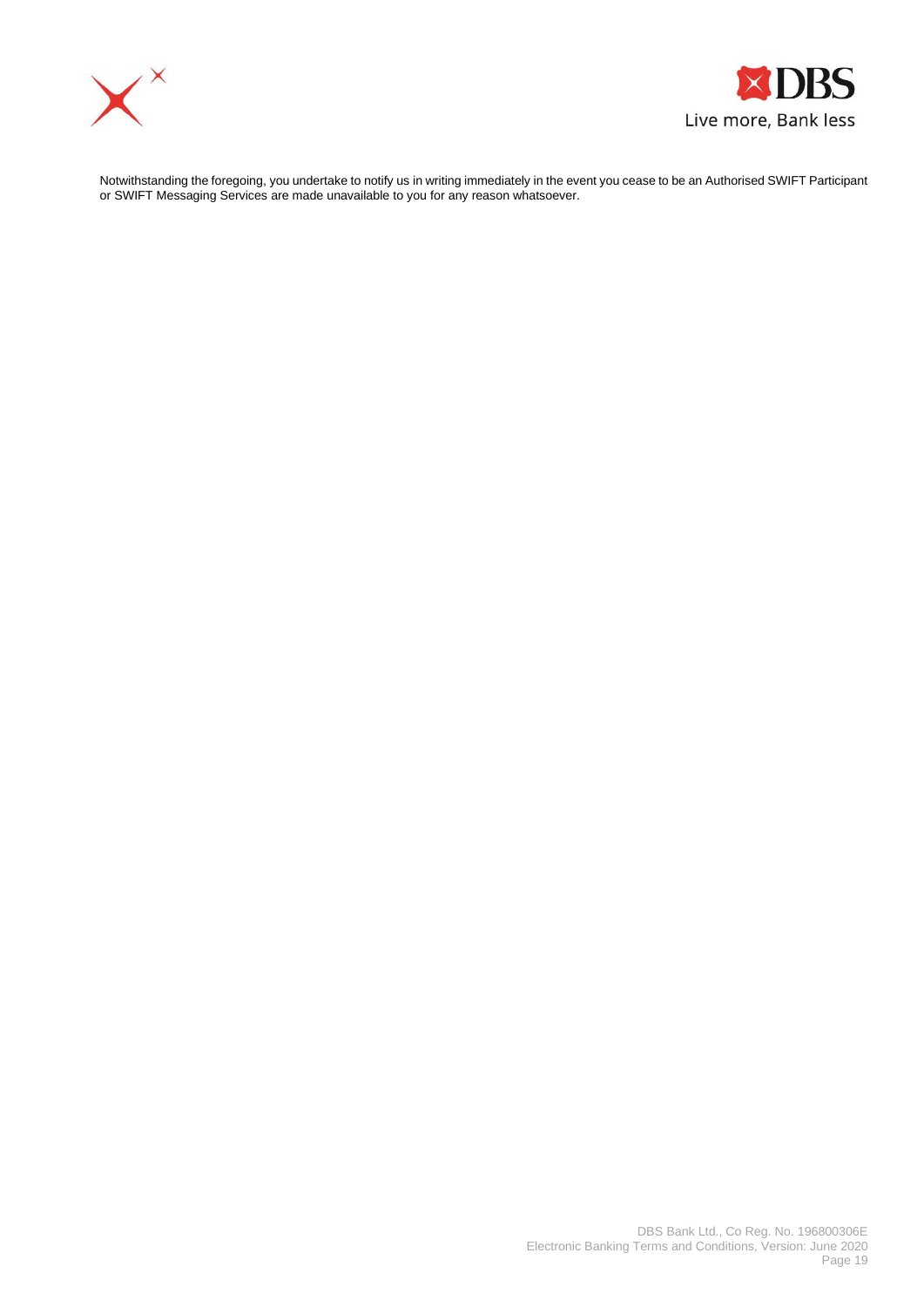Notwithstanding the foregoing, you undertake to notify us in writing immediately in the event you cease to be an Authorised SWIFT Participant or SWIFT Messaging Services are made unavailable to you for any reason whatsoever.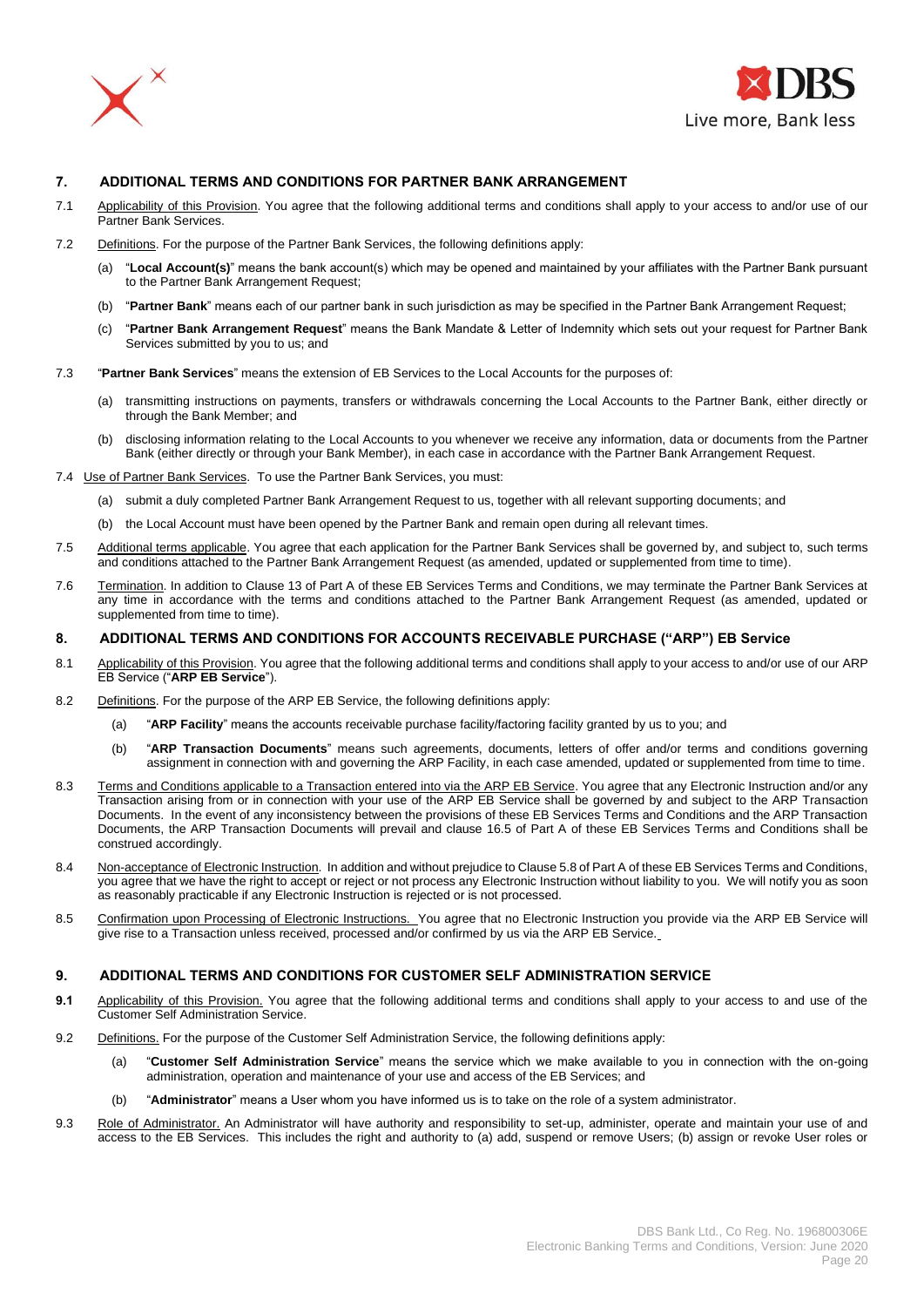## 7. ADDITIONAL TERMS AND CONDITIONS FOR PARTNER BANK ARRANGEMENT

7.1 Applicability of this Provision. You agree that the following additional terms and conditions shall apply to your access to and/or use of our Partner Bank Services.

7.2 Definitions. For the purpose of the Partner Bank Services, the following definitions apply:

(a) "**Local Account(s)**" means the bank account(s) which may be opened and maintained by your affiliates with the Partner Bank pursuant to the Partner Bank Arrangement Request;

(b) "**Partner Bank**" means each of our partner bank in such jurisdiction as may be specified in the Partner Bank Arrangement Request;

(c) "**Partner Bank Arrangement Request**" means the Bank Mandate & Letter of Indemnity which sets out your request for Partner Bank Services submitted by you to us; and

7.3 "**Partner Bank Services**" means the extension of EB Services to the Local Accounts for the purposes of:

(a) transmitting instructions on payments, transfers or withdrawals concerning the Local Accounts to the Partner Bank, either directly or through the Bank Member; and

(b) disclosing information relating to the Local Accounts to you whenever we receive any information, data or documents from the Partner Bank (either directly or through your Bank Member), in each case in accordance with the Partner Bank Arrangement Request.

7.4 Use of Partner Bank Services. To use the Partner Bank Services, you must:

(a) submit a duly completed Partner Bank Arrangement Request to us, together with all relevant supporting documents; and

(b) the Local Account must have been opened by the Partner Bank and remain open during all relevant times.

7.5 Additional terms applicable. You agree that each application for the Partner Bank Services shall be governed by, and subject to, such terms and conditions attached to the Partner Bank Arrangement Request (as amended, updated or supplemented from time to time).

7.6 Termination. In addition to Clause 13 of Part A of these EB Services Terms and Conditions, we may terminate the Partner Bank Services at any time in accordance with the terms and conditions attached to the Partner Bank Arrangement Request (as amended, updated or supplemented from time to time).

## 8. ADDITIONAL TERMS AND CONDITIONS FOR ACCOUNTS RECEIVABLE PURCHASE ("ARP") EB Service

8.1 Applicability of this Provision. You agree that the following additional terms and conditions shall apply to your access to and/or use of our ARP EB Service ("**ARP EB Service**").

8.2 Definitions. For the purpose of the ARP EB Service, the following definitions apply:

(a) "**ARP Facility**" means the accounts receivable purchase facility/factoring facility granted by us to you; and

(b) "**ARP Transaction Documents**" means such agreements, documents, letters of offer and/or terms and conditions governing assignment in connection with and governing the ARP Facility, in each case amended, updated or supplemented from time to time.

8.3 Terms and Conditions applicable to a Transaction entered into via the ARP EB Service. You agree that any Electronic Instruction and/or any Transaction arising from or in connection with your use of the ARP EB Service shall be governed by and subject to the ARP Transaction Documents. In the event of any inconsistency between the provisions of these EB Services Terms and Conditions and the ARP Transaction Documents, the ARP Transaction Documents will prevail and clause 16.5 of Part A of these EB Services Terms and Conditions shall be construed accordingly.

8.4 Non-acceptance of Electronic Instruction. In addition and without prejudice to Clause 5.8 of Part A of these EB Services Terms and Conditions, you agree that we have the right to accept or reject or not process any Electronic Instruction without liability to you. We will notify you as soon as reasonably practicable if any Electronic Instruction is rejected or is not processed.

8.5 Confirmation upon Processing of Electronic Instructions. You agree that no Electronic Instruction you provide via the ARP EB Service will give rise to a Transaction unless received, processed and/or confirmed by us via the ARP EB Service.

## 9. ADDITIONAL TERMS AND CONDITIONS FOR CUSTOMER SELF ADMINISTRATION SERVICE

**9.1** Applicability of this Provision. You agree that the following additional terms and conditions shall apply to your access to and use of the Customer Self Administration Service.

9.2 Definitions. For the purpose of the Customer Self Administration Service, the following definitions apply:

(a) "**Customer Self Administration Service**" means the service which we make available to you in connection with the on-going administration, operation and maintenance of your use and access of the EB Services; and

(b) "**Administrator**" means a User whom you have informed us is to take on the role of a system administrator.

9.3 Role of Administrator. An Administrator will have authority and responsibility to set-up, administer, operate and maintain your use of and access to the EB Services. This includes the right and authority to (a) add, suspend or remove Users; (b) assign or revoke User roles or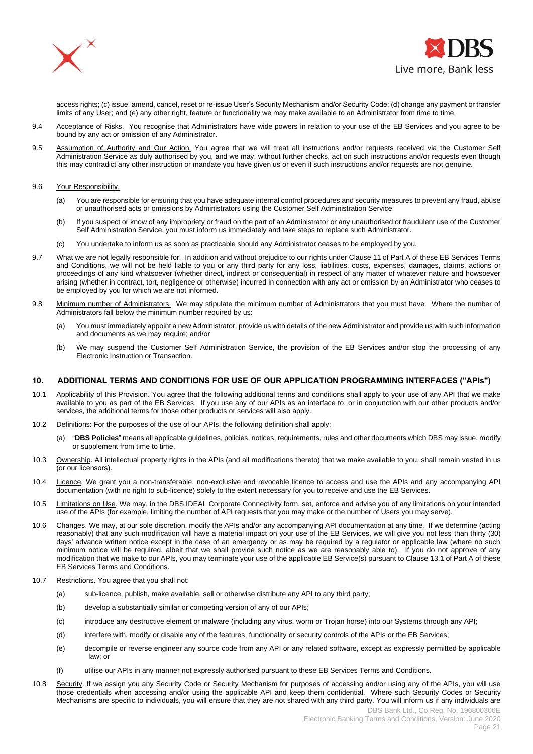access rights; (c) issue, amend, cancel, reset or re-issue User's Security Mechanism and/or Security Code; (d) change any payment or transfer limits of any User; and (e) any other right, feature or functionality we may make available to an Administrator from time to time.

9.4 Acceptance of Risks. You recognise that Administrators have wide powers in relation to your use of the EB Services and you agree to be bound by any act or omission of any Administrator.

9.5 Assumption of Authority and Our Action. You agree that we will treat all instructions and/or requests received via the Customer Self Administration Service as duly authorised by you, and we may, without further checks, act on such instructions and/or requests even though this may contradict any other instruction or mandate you have given us or even if such instructions and/or requests are not genuine.

9.6 Your Responsibility.

(a) You are responsible for ensuring that you have adequate internal control procedures and security measures to prevent any fraud, abuse or unauthorised acts or omissions by Administrators using the Customer Self Administration Service.

(b) If you suspect or know of any impropriety or fraud on the part of an Administrator or any unauthorised or fraudulent use of the Customer Self Administration Service, you must inform us immediately and take steps to replace such Administrator.

(c) You undertake to inform us as soon as practicable should any Administrator ceases to be employed by you.

9.7 What we are not legally responsible for. In addition and without prejudice to our rights under Clause 11 of Part A of these EB Services Terms and Conditions, we will not be held liable to you or any third party for any loss, liabilities, costs, expenses, damages, claims, actions or proceedings of any kind whatsoever (whether direct, indirect or consequential) in respect of any matter of whatever nature and howsoever arising (whether in contract, tort, negligence or otherwise) incurred in connection with any act or omission by an Administrator who ceases to be employed by you for which we are not informed.

9.8 Minimum number of Administrators. We may stipulate the minimum number of Administrators that you must have. Where the number of Administrators fall below the minimum number required by us:

(a) You must immediately appoint a new Administrator, provide us with details of the new Administrator and provide us with such information and documents as we may require; and/or

(b) We may suspend the Customer Self Administration Service, the provision of the EB Services and/or stop the processing of any Electronic Instruction or Transaction.

## 10. ADDITIONAL TERMS AND CONDITIONS FOR USE OF OUR APPLICATION PROGRAMMING INTERFACES ("APIs")

10.1 Applicability of this Provision. You agree that the following additional terms and conditions shall apply to your use of any API that we make available to you as part of the EB Services. If you use any of our APIs as an interface to, or in conjunction with our other products and/or services, the additional terms for those other products or services will also apply.

10.2 Definitions: For the purposes of the use of our APIs, the following definition shall apply:

(a) "**DBS Policies**" means all applicable guidelines, policies, notices, requirements, rules and other documents which DBS may issue, modify or supplement from time to time.

10.3 Ownership. All intellectual property rights in the APIs (and all modifications thereto) that we make available to you, shall remain vested in us (or our licensors).

10.4 Licence. We grant you a non-transferable, non-exclusive and revocable licence to access and use the APIs and any accompanying API documentation (with no right to sub-licence) solely to the extent necessary for you to receive and use the EB Services.

10.5 Limitations on Use. We may, in the DBS IDEAL Corporate Connectivity form, set, enforce and advise you of any limitations on your intended use of the APIs (for example, limiting the number of API requests that you may make or the number of Users you may serve).

10.6 Changes. We may, at our sole discretion, modify the APIs and/or any accompanying API documentation at any time. If we determine (acting reasonably) that any such modification will have a material impact on your use of the EB Services, we will give you not less than thirty (30) days' advance written notice except in the case of an emergency or as may be required by a regulator or applicable law (where no such minimum notice will be required, albeit that we shall provide such notice as we are reasonably able to). If you do not approve of any modification that we make to our APIs, you may terminate your use of the applicable EB Service(s) pursuant to Clause 13.1 of Part A of these EB Services Terms and Conditions.

10.7 Restrictions. You agree that you shall not:

(a) sub-licence, publish, make available, sell or otherwise distribute any API to any third party;

(b) develop a substantially similar or competing version of any of our APIs;

(c) introduce any destructive element or malware (including any virus, worm or Trojan horse) into our Systems through any API;

(d) interfere with, modify or disable any of the features, functionality or security controls of the APIs or the EB Services;

(e) decompile or reverse engineer any source code from any API or any related software, except as expressly permitted by applicable law; or

(f) utilise our APIs in any manner not expressly authorised pursuant to these EB Services Terms and Conditions.

10.8 Security. If we assign you any Security Code or Security Mechanism for purposes of accessing and/or using any of the APIs, you will use those credentials when accessing and/or using the applicable API and keep them confidential. Where such Security Codes or Security Mechanisms are specific to individuals, you will ensure that they are not shared with any third party. You will inform us if any individuals are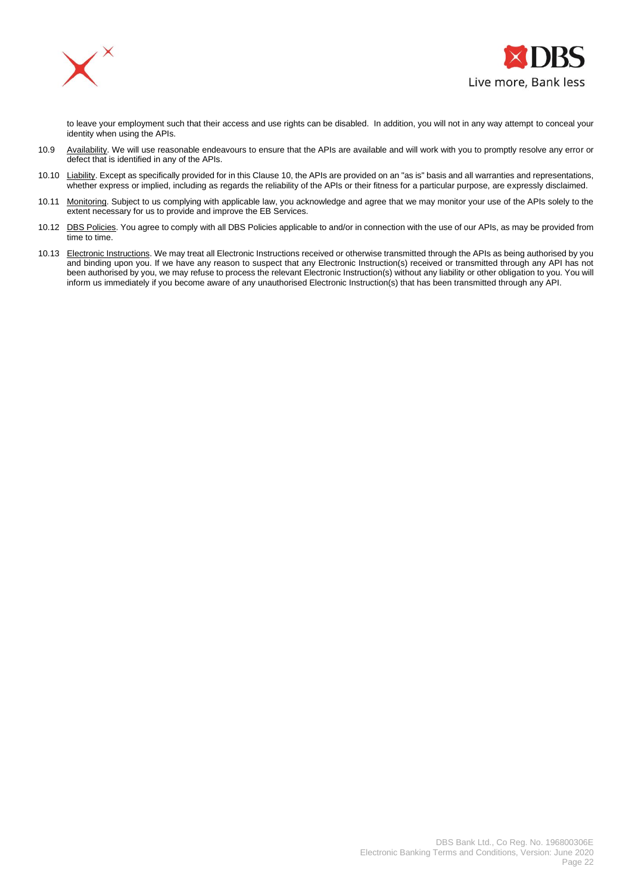to leave your employment such that their access and use rights can be disabled. In addition, you will not in any way attempt to conceal your identity when using the APIs.

10.9 Availability. We will use reasonable endeavours to ensure that the APIs are available and will work with you to promptly resolve any error or defect that is identified in any of the APIs.

10.10 Liability. Except as specifically provided for in this Clause 10, the APIs are provided on an "as is" basis and all warranties and representations, whether express or implied, including as regards the reliability of the APIs or their fitness for a particular purpose, are expressly disclaimed.

10.11 Monitoring. Subject to us complying with applicable law, you acknowledge and agree that we may monitor your use of the APIs solely to the extent necessary for us to provide and improve the EB Services.

10.12 DBS Policies. You agree to comply with all DBS Policies applicable to and/or in connection with the use of our APIs, as may be provided from time to time.

10.13 Electronic Instructions. We may treat all Electronic Instructions received or otherwise transmitted through the APIs as being authorised by you and binding upon you. If we have any reason to suspect that any Electronic Instruction(s) received or transmitted through any API has not been authorised by you, we may refuse to process the relevant Electronic Instruction(s) without any liability or other obligation to you. You will inform us immediately if you become aware of any unauthorised Electronic Instruction(s) that has been transmitted through any API.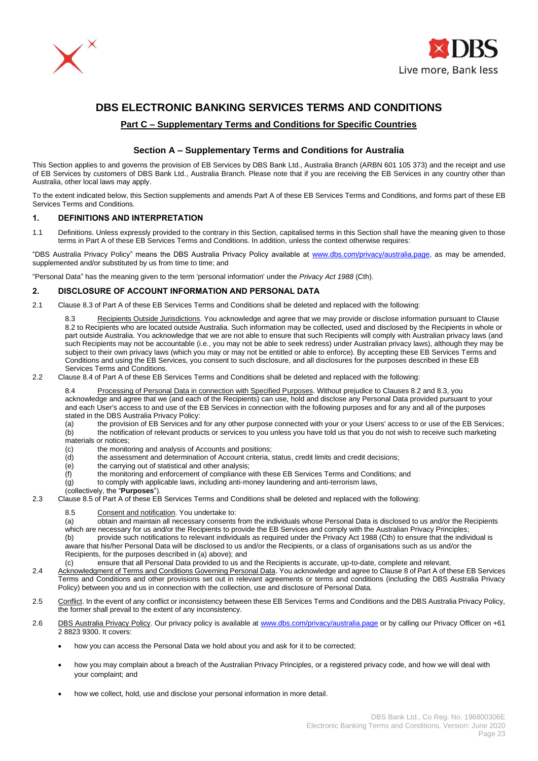# DBS ELECTRONIC BANKING SERVICES TERMS AND CONDITIONS

## Part C – Supplementary Terms and Conditions for Specific Countries

### Section A – Supplementary Terms and Conditions for Australia

This Section applies to and governs the provision of EB Services by DBS Bank Ltd., Australia Branch (ARBN 601 105 373) and the receipt and use of EB Services by customers of DBS Bank Ltd., Australia Branch. Please note that if you are receiving the EB Services in any country other than Australia, other local laws may apply.

To the extent indicated below, this Section supplements and amends Part A of these EB Services Terms and Conditions, and forms part of these EB Services Terms and Conditions.

#### 1. DEFINITIONS AND INTERPRETATION

1.1 Definitions. Unless expressly provided to the contrary in this Section, capitalised terms in this Section shall have the meaning given to those terms in Part A of these EB Services Terms and Conditions. In addition, unless the context otherwise requires:

"DBS Australia Privacy Policy" means the DBS Australia Privacy Policy available at www.dbs.com/privacy/australia.page, as may be amended, supplemented and/or substituted by us from time to time; and

"Personal Data" has the meaning given to the term 'personal information' under the *Privacy Act 1988* (Cth).

#### 2. DISCLOSURE OF ACCOUNT INFORMATION AND PERSONAL DATA

2.1 Clause 8.3 of Part A of these EB Services Terms and Conditions shall be deleted and replaced with the following:

> 8.3 Recipients Outside Jurisdictions. You acknowledge and agree that we may provide or disclose information pursuant to Clause 8.2 to Recipients who are located outside Australia. Such information may be collected, used and disclosed by the Recipients in whole or part outside Australia. You acknowledge that we are not able to ensure that such Recipients will comply with Australian privacy laws (and such Recipients may not be accountable (i.e., you may not be able to seek redress) under Australian privacy laws), although they may be subject to their own privacy laws (which you may or may not be entitled or able to enforce). By accepting these EB Services Terms and Conditions and using the EB Services, you consent to such disclosure, and all disclosures for the purposes described in these EB Services Terms and Conditions.

2.2 Clause 8.4 of Part A of these EB Services Terms and Conditions shall be deleted and replaced with the following:

> 8.4 Processing of Personal Data in connection with Specified Purposes. Without prejudice to Clauses 8.2 and 8.3, you acknowledge and agree that we (and each of the Recipients) can use, hold and disclose any Personal Data provided pursuant to your and each User's access to and use of the EB Services in connection with the following purposes and for any and all of the purposes stated in the DBS Australia Privacy Policy:
>
> (a) the provision of EB Services and for any other purpose connected with your or your Users' access to or use of the EB Services;
> (b) the notification of relevant products or services to you unless you have told us that you do not wish to receive such marketing materials or notices;
> (c) the monitoring and analysis of Accounts and positions;
> (d) the assessment and determination of Account criteria, status, credit limits and credit decisions;
> (e) the carrying out of statistical and other analysis;
> (f) the monitoring and enforcement of compliance with these EB Services Terms and Conditions; and
> (g) to comply with applicable laws, including anti-money laundering and anti-terrorism laws,
>
> (collectively, the "**Purposes**").

2.3 Clause 8.5 of Part A of these EB Services Terms and Conditions shall be deleted and replaced with the following:

> 8.5 Consent and notification. You undertake to:
>
> (a) obtain and maintain all necessary consents from the individuals whose Personal Data is disclosed to us and/or the Recipients which are necessary for us and/or the Recipients to provide the EB Services and comply with the Australian Privacy Principles;
> (b) provide such notifications to relevant individuals as required under the Privacy Act 1988 (Cth) to ensure that the individual is aware that his/her Personal Data will be disclosed to us and/or the Recipients, or a class of organisations such as us and/or the Recipients, for the purposes described in (a) above); and
> (c) ensure that all Personal Data provided to us and the Recipients is accurate, up-to-date, complete and relevant.

2.4 Acknowledgment of Terms and Conditions Governing Personal Data. You acknowledge and agree to Clause 8 of Part A of these EB Services Terms and Conditions and other provisions set out in relevant agreements or terms and conditions (including the DBS Australia Privacy Policy) between you and us in connection with the collection, use and disclosure of Personal Data.

2.5 Conflict. In the event of any conflict or inconsistency between these EB Services Terms and Conditions and the DBS Australia Privacy Policy, the former shall prevail to the extent of any inconsistency.

2.6 DBS Australia Privacy Policy. Our privacy policy is available at www.dbs.com/privacy/australia.page or by calling our Privacy Officer on +61 2 8823 9300. It covers:

- how you can access the Personal Data we hold about you and ask for it to be corrected;
- how you may complain about a breach of the Australian Privacy Principles, or a registered privacy code, and how we will deal with your complaint; and
- how we collect, hold, use and disclose your personal information in more detail.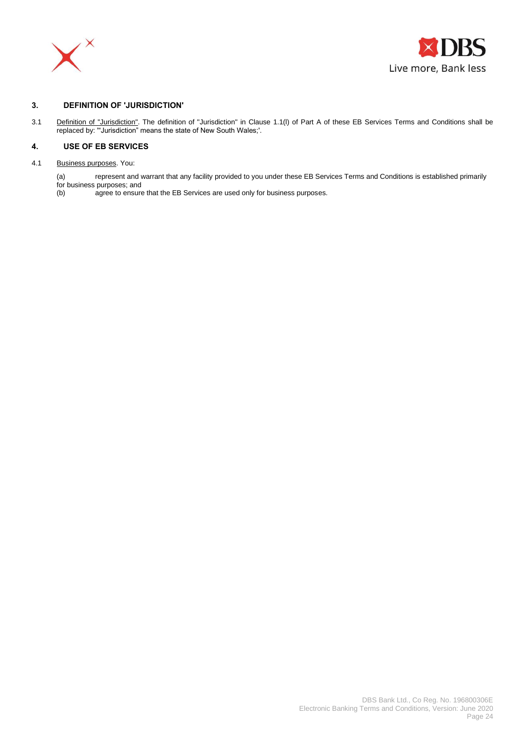## 3. DEFINITION OF 'JURISDICTION'

3.1 Definition of "Jurisdiction". The definition of "Jurisdiction" in Clause 1.1(l) of Part A of these EB Services Terms and Conditions shall be replaced by: '"Jurisdiction" means the state of New South Wales;'.

## 4. USE OF EB SERVICES

4.1 Business purposes. You:

(a) represent and warrant that any facility provided to you under these EB Services Terms and Conditions is established primarily for business purposes; and

(b) agree to ensure that the EB Services are used only for business purposes.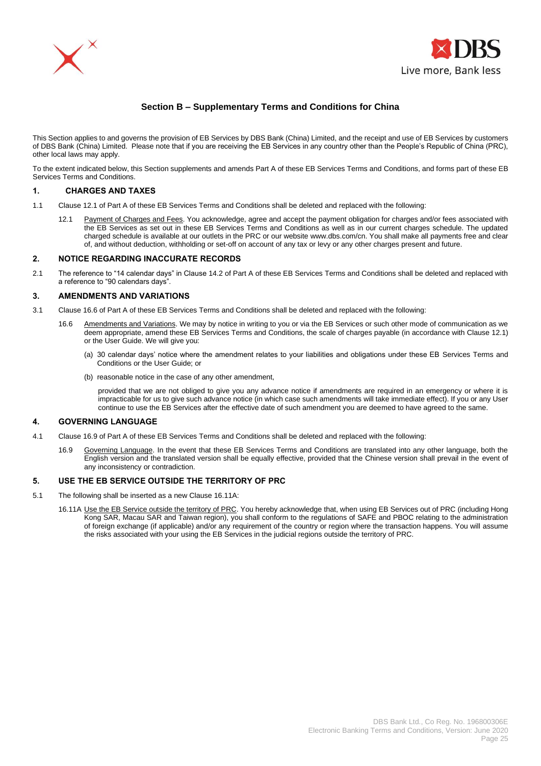## Section B – Supplementary Terms and Conditions for China

This Section applies to and governs the provision of EB Services by DBS Bank (China) Limited, and the receipt and use of EB Services by customers of DBS Bank (China) Limited. Please note that if you are receiving the EB Services in any country other than the People's Republic of China (PRC), other local laws may apply.

To the extent indicated below, this Section supplements and amends Part A of these EB Services Terms and Conditions, and forms part of these EB Services Terms and Conditions.

### 1. CHARGES AND TAXES

1.1 Clause 12.1 of Part A of these EB Services Terms and Conditions shall be deleted and replaced with the following:

12.1 Payment of Charges and Fees. You acknowledge, agree and accept the payment obligation for charges and/or fees associated with the EB Services as set out in these EB Services Terms and Conditions as well as in our current charges schedule. The updated charged schedule is available at our outlets in the PRC or our website www.dbs.com/cn. You shall make all payments free and clear of, and without deduction, withholding or set-off on account of any tax or levy or any other charges present and future.

### 2. NOTICE REGARDING INACCURATE RECORDS

2.1 The reference to "14 calendar days" in Clause 14.2 of Part A of these EB Services Terms and Conditions shall be deleted and replaced with a reference to "90 calendars days".

### 3. AMENDMENTS AND VARIATIONS

3.1 Clause 16.6 of Part A of these EB Services Terms and Conditions shall be deleted and replaced with the following:

16.6 Amendments and Variations. We may by notice in writing to you or via the EB Services or such other mode of communication as we deem appropriate, amend these EB Services Terms and Conditions, the scale of charges payable (in accordance with Clause 12.1) or the User Guide. We will give you:

(a) 30 calendar days' notice where the amendment relates to your liabilities and obligations under these EB Services Terms and Conditions or the User Guide; or

(b) reasonable notice in the case of any other amendment,

provided that we are not obliged to give you any advance notice if amendments are required in an emergency or where it is impracticable for us to give such advance notice (in which case such amendments will take immediate effect). If you or any User continue to use the EB Services after the effective date of such amendment you are deemed to have agreed to the same.

### 4. GOVERNING LANGUAGE

4.1 Clause 16.9 of Part A of these EB Services Terms and Conditions shall be deleted and replaced with the following:

16.9 Governing Language. In the event that these EB Services Terms and Conditions are translated into any other language, both the English version and the translated version shall be equally effective, provided that the Chinese version shall prevail in the event of any inconsistency or contradiction.

### 5. USE THE EB SERVICE OUTSIDE THE TERRITORY OF PRC

5.1 The following shall be inserted as a new Clause 16.11A:

16.11A Use the EB Service outside the territory of PRC. You hereby acknowledge that, when using EB Services out of PRC (including Hong Kong SAR, Macau SAR and Taiwan region), you shall conform to the regulations of SAFE and PBOC relating to the administration of foreign exchange (if applicable) and/or any requirement of the country or region where the transaction happens. You will assume the risks associated with your using the EB Services in the judicial regions outside the territory of PRC.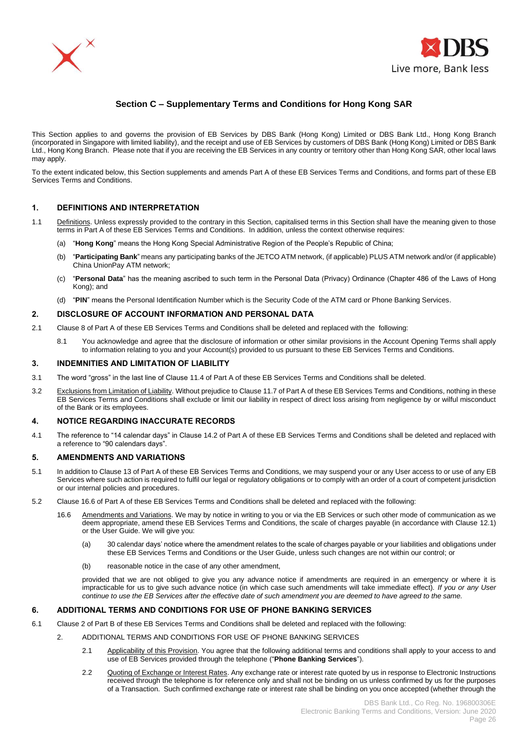## Section C – Supplementary Terms and Conditions for Hong Kong SAR

This Section applies to and governs the provision of EB Services by DBS Bank (Hong Kong) Limited or DBS Bank Ltd., Hong Kong Branch (incorporated in Singapore with limited liability), and the receipt and use of EB Services by customers of DBS Bank (Hong Kong) Limited or DBS Bank Ltd., Hong Kong Branch. Please note that if you are receiving the EB Services in any country or territory other than Hong Kong SAR, other local laws may apply.

To the extent indicated below, this Section supplements and amends Part A of these EB Services Terms and Conditions, and forms part of these EB Services Terms and Conditions.

### 1. DEFINITIONS AND INTERPRETATION

1.1 Definitions. Unless expressly provided to the contrary in this Section, capitalised terms in this Section shall have the meaning given to those terms in Part A of these EB Services Terms and Conditions. In addition, unless the context otherwise requires:

(a) "**Hong Kong**" means the Hong Kong Special Administrative Region of the People's Republic of China;

(b) "**Participating Bank**" means any participating banks of the JETCO ATM network, (if applicable) PLUS ATM network and/or (if applicable) China UnionPay ATM network;

(c) "**Personal Data**" has the meaning ascribed to such term in the Personal Data (Privacy) Ordinance (Chapter 486 of the Laws of Hong Kong); and

(d) "**PIN**" means the Personal Identification Number which is the Security Code of the ATM card or Phone Banking Services.

### 2. DISCLOSURE OF ACCOUNT INFORMATION AND PERSONAL DATA

2.1 Clause 8 of Part A of these EB Services Terms and Conditions shall be deleted and replaced with the following:

8.1 You acknowledge and agree that the disclosure of information or other similar provisions in the Account Opening Terms shall apply to information relating to you and your Account(s) provided to us pursuant to these EB Services Terms and Conditions.

### 3. INDEMNITIES AND LIMITATION OF LIABILITY

3.1 The word "gross" in the last line of Clause 11.4 of Part A of these EB Services Terms and Conditions shall be deleted.

3.2 Exclusions from Limitation of Liability. Without prejudice to Clause 11.7 of Part A of these EB Services Terms and Conditions, nothing in these EB Services Terms and Conditions shall exclude or limit our liability in respect of direct loss arising from negligence by or wilful misconduct of the Bank or its employees.

### 4. NOTICE REGARDING INACCURATE RECORDS

4.1 The reference to "14 calendar days" in Clause 14.2 of Part A of these EB Services Terms and Conditions shall be deleted and replaced with a reference to "90 calendars days".

### 5. AMENDMENTS AND VARIATIONS

5.1 In addition to Clause 13 of Part A of these EB Services Terms and Conditions, we may suspend your or any User access to or use of any EB Services where such action is required to fulfil our legal or regulatory obligations or to comply with an order of a court of competent jurisdiction or our internal policies and procedures.

5.2 Clause 16.6 of Part A of these EB Services Terms and Conditions shall be deleted and replaced with the following:

16.6 Amendments and Variations. We may by notice in writing to you or via the EB Services or such other mode of communication as we deem appropriate, amend these EB Services Terms and Conditions, the scale of charges payable (in accordance with Clause 12.1) or the User Guide. We will give you:

(a) 30 calendar days' notice where the amendment relates to the scale of charges payable or your liabilities and obligations under these EB Services Terms and Conditions or the User Guide, unless such changes are not within our control; or

(b) reasonable notice in the case of any other amendment,

provided that we are not obliged to give you any advance notice if amendments are required in an emergency or where it is impracticable for us to give such advance notice (in which case such amendments will take immediate effect). *If you or any User continue to use the EB Services after the effective date of such amendment you are deemed to have agreed to the same.*

### 6. ADDITIONAL TERMS AND CONDITIONS FOR USE OF PHONE BANKING SERVICES

6.1 Clause 2 of Part B of these EB Services Terms and Conditions shall be deleted and replaced with the following:

2. ADDITIONAL TERMS AND CONDITIONS FOR USE OF PHONE BANKING SERVICES

2.1 Applicability of this Provision. You agree that the following additional terms and conditions shall apply to your access to and use of EB Services provided through the telephone ("**Phone Banking Services**").

2.2 Quoting of Exchange or Interest Rates. Any exchange rate or interest rate quoted by us in response to Electronic Instructions received through the telephone is for reference only and shall not be binding on us unless confirmed by us for the purposes of a Transaction. Such confirmed exchange rate or interest rate shall be binding on you once accepted (whether through the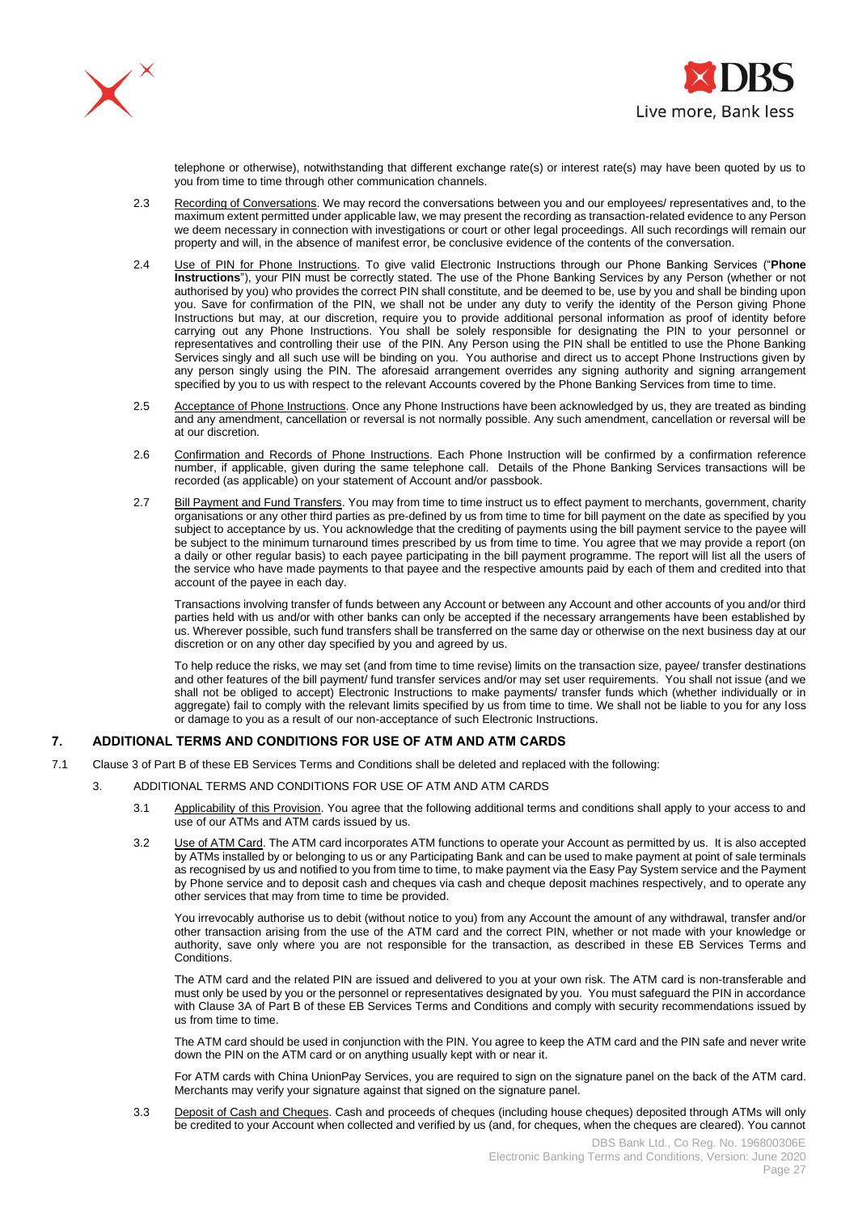telephone or otherwise), notwithstanding that different exchange rate(s) or interest rate(s) may have been quoted by us to you from time to time through other communication channels.

2.3 Recording of Conversations. We may record the conversations between you and our employees/ representatives and, to the maximum extent permitted under applicable law, we may present the recording as transaction-related evidence to any Person we deem necessary in connection with investigations or court or other legal proceedings. All such recordings will remain our property and will, in the absence of manifest error, be conclusive evidence of the contents of the conversation.

2.4 Use of PIN for Phone Instructions. To give valid Electronic Instructions through our Phone Banking Services ("**Phone Instructions**"), your PIN must be correctly stated. The use of the Phone Banking Services by any Person (whether or not authorised by you) who provides the correct PIN shall constitute, and be deemed to be, use by you and shall be binding upon you. Save for confirmation of the PIN, we shall not be under any duty to verify the identity of the Person giving Phone Instructions but may, at our discretion, require you to provide additional personal information as proof of identity before carrying out any Phone Instructions. You shall be solely responsible for designating the PIN to your personnel or representatives and controlling their use of the PIN. Any Person using the PIN shall be entitled to use the Phone Banking Services singly and all such use will be binding on you. You authorise and direct us to accept Phone Instructions given by any person singly using the PIN. The aforesaid arrangement overrides any signing authority and signing arrangement specified by you to us with respect to the relevant Accounts covered by the Phone Banking Services from time to time.

2.5 Acceptance of Phone Instructions. Once any Phone Instructions have been acknowledged by us, they are treated as binding and any amendment, cancellation or reversal is not normally possible. Any such amendment, cancellation or reversal will be at our discretion.

2.6 Confirmation and Records of Phone Instructions. Each Phone Instruction will be confirmed by a confirmation reference number, if applicable, given during the same telephone call. Details of the Phone Banking Services transactions will be recorded (as applicable) on your statement of Account and/or passbook.

2.7 Bill Payment and Fund Transfers. You may from time to time instruct us to effect payment to merchants, government, charity organisations or any other third parties as pre-defined by us from time to time for bill payment on the date as specified by you subject to acceptance by us. You acknowledge that the crediting of payments using the bill payment service to the payee will be subject to the minimum turnaround times prescribed by us from time to time. You agree that we may provide a report (on a daily or other regular basis) to each payee participating in the bill payment programme. The report will list all the users of the service who have made payments to that payee and the respective amounts paid by each of them and credited into that account of the payee in each day.

Transactions involving transfer of funds between any Account or between any Account and other accounts of you and/or third parties held with us and/or with other banks can only be accepted if the necessary arrangements have been established by us. Wherever possible, such fund transfers shall be transferred on the same day or otherwise on the next business day at our discretion or on any other day specified by you and agreed by us.

To help reduce the risks, we may set (and from time to time revise) limits on the transaction size, payee/ transfer destinations and other features of the bill payment/ fund transfer services and/or may set user requirements. You shall not issue (and we shall not be obliged to accept) Electronic Instructions to make payments/ transfer funds which (whether individually or in aggregate) fail to comply with the relevant limits specified by us from time to time. We shall not be liable to you for any loss or damage to you as a result of our non-acceptance of such Electronic Instructions.

## 7. ADDITIONAL TERMS AND CONDITIONS FOR USE OF ATM AND ATM CARDS

7.1 Clause 3 of Part B of these EB Services Terms and Conditions shall be deleted and replaced with the following:

3. ADDITIONAL TERMS AND CONDITIONS FOR USE OF ATM AND ATM CARDS

3.1 Applicability of this Provision. You agree that the following additional terms and conditions shall apply to your access to and use of our ATMs and ATM cards issued by us.

3.2 Use of ATM Card. The ATM card incorporates ATM functions to operate your Account as permitted by us. It is also accepted by ATMs installed by or belonging to us or any Participating Bank and can be used to make payment at point of sale terminals as recognised by us and notified to you from time to time, to make payment via the Easy Pay System service and the Payment by Phone service and to deposit cash and cheques via cash and cheque deposit machines respectively, and to operate any other services that may from time to time be provided.

You irrevocably authorise us to debit (without notice to you) from any Account the amount of any withdrawal, transfer and/or other transaction arising from the use of the ATM card and the correct PIN, whether or not made with your knowledge or authority, save only where you are not responsible for the transaction, as described in these EB Services Terms and Conditions.

The ATM card and the related PIN are issued and delivered to you at your own risk. The ATM card is non-transferable and must only be used by you or the personnel or representatives designated by you. You must safeguard the PIN in accordance with Clause 3A of Part B of these EB Services Terms and Conditions and comply with security recommendations issued by us from time to time.

The ATM card should be used in conjunction with the PIN. You agree to keep the ATM card and the PIN safe and never write down the PIN on the ATM card or on anything usually kept with or near it.

For ATM cards with China UnionPay Services, you are required to sign on the signature panel on the back of the ATM card. Merchants may verify your signature against that signed on the signature panel.

3.3 Deposit of Cash and Cheques. Cash and proceeds of cheques (including house cheques) deposited through ATMs will only be credited to your Account when collected and verified by us (and, for cheques, when the cheques are cleared). You cannot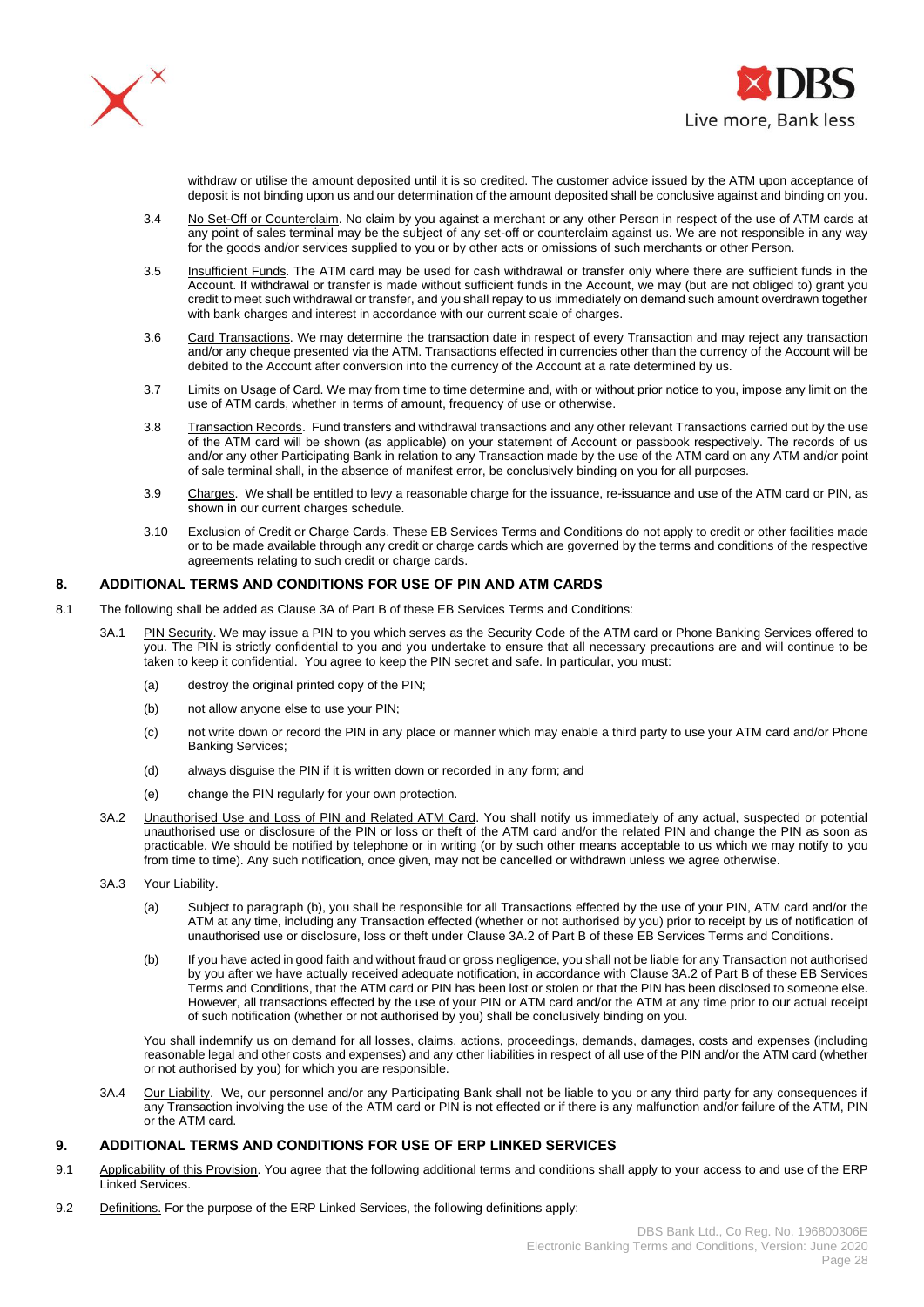withdraw or utilise the amount deposited until it is so credited. The customer advice issued by the ATM upon acceptance of deposit is not binding upon us and our determination of the amount deposited shall be conclusive against and binding on you.

3.4 No Set-Off or Counterclaim. No claim by you against a merchant or any other Person in respect of the use of ATM cards at any point of sales terminal may be the subject of any set-off or counterclaim against us. We are not responsible in any way for the goods and/or services supplied to you or by other acts or omissions of such merchants or other Person.

3.5 Insufficient Funds. The ATM card may be used for cash withdrawal or transfer only where there are sufficient funds in the Account. If withdrawal or transfer is made without sufficient funds in the Account, we may (but are not obliged to) grant you credit to meet such withdrawal or transfer, and you shall repay to us immediately on demand such amount overdrawn together with bank charges and interest in accordance with our current scale of charges.

3.6 Card Transactions. We may determine the transaction date in respect of every Transaction and may reject any transaction and/or any cheque presented via the ATM. Transactions effected in currencies other than the currency of the Account will be debited to the Account after conversion into the currency of the Account at a rate determined by us.

3.7 Limits on Usage of Card. We may from time to time determine and, with or without prior notice to you, impose any limit on the use of ATM cards, whether in terms of amount, frequency of use or otherwise.

3.8 Transaction Records. Fund transfers and withdrawal transactions and any other relevant Transactions carried out by the use of the ATM card will be shown (as applicable) on your statement of Account or passbook respectively. The records of us and/or any other Participating Bank in relation to any Transaction made by the use of the ATM card on any ATM and/or point of sale terminal shall, in the absence of manifest error, be conclusively binding on you for all purposes.

3.9 Charges. We shall be entitled to levy a reasonable charge for the issuance, re-issuance and use of the ATM card or PIN, as shown in our current charges schedule.

3.10 Exclusion of Credit or Charge Cards. These EB Services Terms and Conditions do not apply to credit or other facilities made or to be made available through any credit or charge cards which are governed by the terms and conditions of the respective agreements relating to such credit or charge cards.

## 8. ADDITIONAL TERMS AND CONDITIONS FOR USE OF PIN AND ATM CARDS

8.1 The following shall be added as Clause 3A of Part B of these EB Services Terms and Conditions:

3A.1 PIN Security. We may issue a PIN to you which serves as the Security Code of the ATM card or Phone Banking Services offered to you. The PIN is strictly confidential to you and you undertake to ensure that all necessary precautions are and will continue to be taken to keep it confidential. You agree to keep the PIN secret and safe. In particular, you must:

(a) destroy the original printed copy of the PIN;

(b) not allow anyone else to use your PIN;

(c) not write down or record the PIN in any place or manner which may enable a third party to use your ATM card and/or Phone Banking Services;

(d) always disguise the PIN if it is written down or recorded in any form; and

(e) change the PIN regularly for your own protection.

3A.2 Unauthorised Use and Loss of PIN and Related ATM Card. You shall notify us immediately of any actual, suspected or potential unauthorised use or disclosure of the PIN or loss or theft of the ATM card and/or the related PIN and change the PIN as soon as practicable. We should be notified by telephone or in writing (or by such other means acceptable to us which we may notify to you from time to time). Any such notification, once given, may not be cancelled or withdrawn unless we agree otherwise.

3A.3 Your Liability.

(a) Subject to paragraph (b), you shall be responsible for all Transactions effected by the use of your PIN, ATM card and/or the ATM at any time, including any Transaction effected (whether or not authorised by you) prior to receipt by us of notification of unauthorised use or disclosure, loss or theft under Clause 3A.2 of Part B of these EB Services Terms and Conditions.

(b) If you have acted in good faith and without fraud or gross negligence, you shall not be liable for any Transaction not authorised by you after we have actually received adequate notification, in accordance with Clause 3A.2 of Part B of these EB Services Terms and Conditions, that the ATM card or PIN has been lost or stolen or that the PIN has been disclosed to someone else. However, all transactions effected by the use of your PIN or ATM card and/or the ATM at any time prior to our actual receipt of such notification (whether or not authorised by you) shall be conclusively binding on you.

You shall indemnify us on demand for all losses, claims, actions, proceedings, demands, damages, costs and expenses (including reasonable legal and other costs and expenses) and any other liabilities in respect of all use of the PIN and/or the ATM card (whether or not authorised by you) for which you are responsible.

3A.4 Our Liability. We, our personnel and/or any Participating Bank shall not be liable to you or any third party for any consequences if any Transaction involving the use of the ATM card or PIN is not effected or if there is any malfunction and/or failure of the ATM, PIN or the ATM card.

## 9. ADDITIONAL TERMS AND CONDITIONS FOR USE OF ERP LINKED SERVICES

9.1 Applicability of this Provision. You agree that the following additional terms and conditions shall apply to your access to and use of the ERP Linked Services.

9.2 Definitions. For the purpose of the ERP Linked Services, the following definitions apply: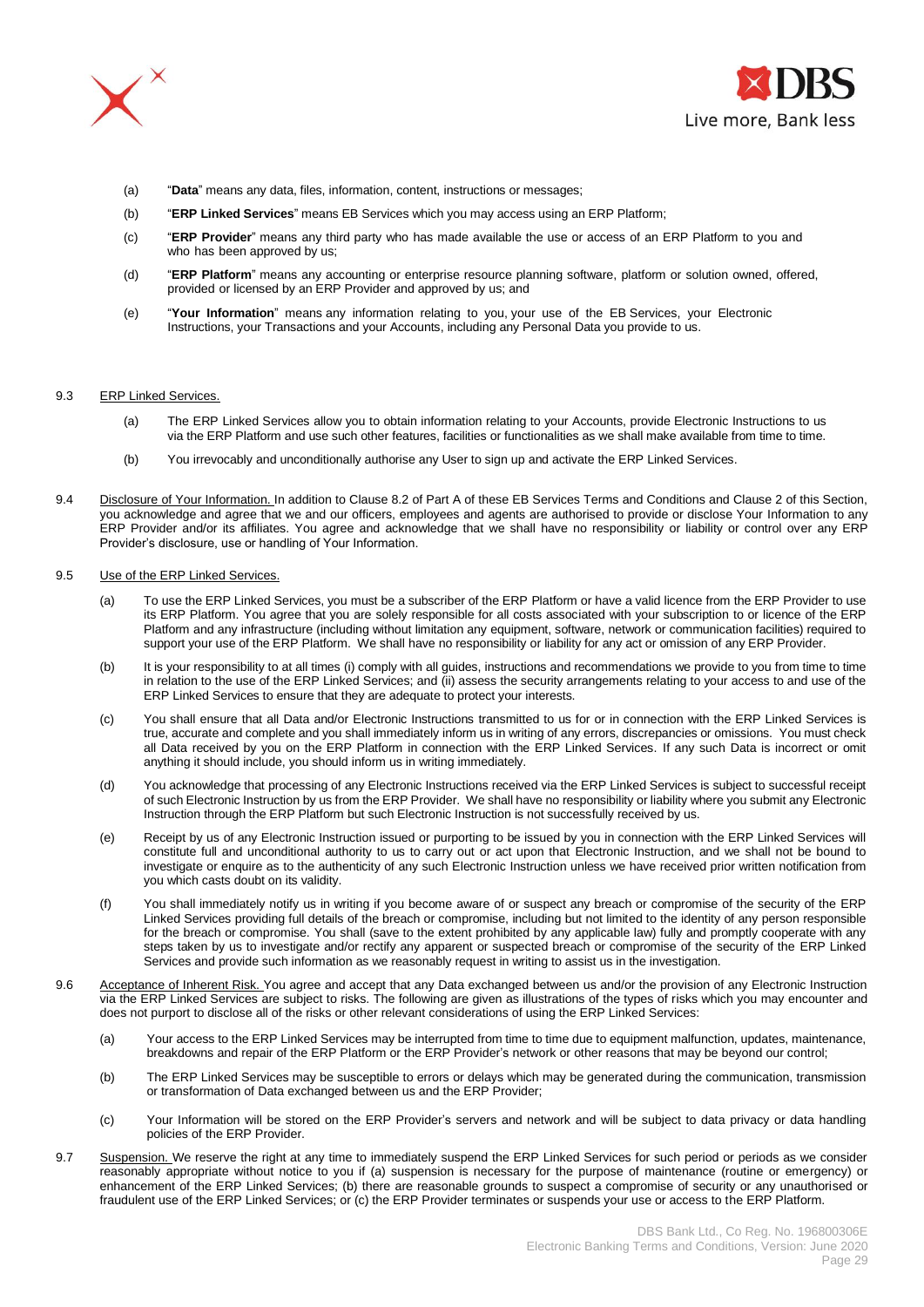(a) "**Data**" means any data, files, information, content, instructions or messages;

(b) "**ERP Linked Services**" means EB Services which you may access using an ERP Platform;

(c) "**ERP Provider**" means any third party who has made available the use or access of an ERP Platform to you and who has been approved by us;

(d) "**ERP Platform**" means any accounting or enterprise resource planning software, platform or solution owned, offered, provided or licensed by an ERP Provider and approved by us; and

(e) "**Your Information**" means any information relating to you, your use of the EB Services, your Electronic Instructions, your Transactions and your Accounts, including any Personal Data you provide to us.

9.3 ERP Linked Services.

(a) The ERP Linked Services allow you to obtain information relating to your Accounts, provide Electronic Instructions to us via the ERP Platform and use such other features, facilities or functionalities as we shall make available from time to time.

(b) You irrevocably and unconditionally authorise any User to sign up and activate the ERP Linked Services.

9.4 Disclosure of Your Information. In addition to Clause 8.2 of Part A of these EB Services Terms and Conditions and Clause 2 of this Section, you acknowledge and agree that we and our officers, employees and agents are authorised to provide or disclose Your Information to any ERP Provider and/or its affiliates. You agree and acknowledge that we shall have no responsibility or liability or control over any ERP Provider's disclosure, use or handling of Your Information.

9.5 Use of the ERP Linked Services.

(a) To use the ERP Linked Services, you must be a subscriber of the ERP Platform or have a valid licence from the ERP Provider to use its ERP Platform. You agree that you are solely responsible for all costs associated with your subscription to or licence of the ERP Platform and any infrastructure (including without limitation any equipment, software, network or communication facilities) required to support your use of the ERP Platform. We shall have no responsibility or liability for any act or omission of any ERP Provider.

(b) It is your responsibility to at all times (i) comply with all guides, instructions and recommendations we provide to you from time to time in relation to the use of the ERP Linked Services; and (ii) assess the security arrangements relating to your access to and use of the ERP Linked Services to ensure that they are adequate to protect your interests.

(c) You shall ensure that all Data and/or Electronic Instructions transmitted to us for or in connection with the ERP Linked Services is true, accurate and complete and you shall immediately inform us in writing of any errors, discrepancies or omissions. You must check all Data received by you on the ERP Platform in connection with the ERP Linked Services. If any such Data is incorrect or omit anything it should include, you should inform us in writing immediately.

(d) You acknowledge that processing of any Electronic Instructions received via the ERP Linked Services is subject to successful receipt of such Electronic Instruction by us from the ERP Provider. We shall have no responsibility or liability where you submit any Electronic Instruction through the ERP Platform but such Electronic Instruction is not successfully received by us.

(e) Receipt by us of any Electronic Instruction issued or purporting to be issued by you in connection with the ERP Linked Services will constitute full and unconditional authority to us to carry out or act upon that Electronic Instruction, and we shall not be bound to investigate or enquire as to the authenticity of any such Electronic Instruction unless we have received prior written notification from you which casts doubt on its validity.

(f) You shall immediately notify us in writing if you become aware of or suspect any breach or compromise of the security of the ERP Linked Services providing full details of the breach or compromise, including but not limited to the identity of any person responsible for the breach or compromise. You shall (save to the extent prohibited by any applicable law) fully and promptly cooperate with any steps taken by us to investigate and/or rectify any apparent or suspected breach or compromise of the security of the ERP Linked Services and provide such information as we reasonably request in writing to assist us in the investigation.

9.6 Acceptance of Inherent Risk. You agree and accept that any Data exchanged between us and/or the provision of any Electronic Instruction via the ERP Linked Services are subject to risks. The following are given as illustrations of the types of risks which you may encounter and does not purport to disclose all of the risks or other relevant considerations of using the ERP Linked Services:

(a) Your access to the ERP Linked Services may be interrupted from time to time due to equipment malfunction, updates, maintenance, breakdowns and repair of the ERP Platform or the ERP Provider's network or other reasons that may be beyond our control;

(b) The ERP Linked Services may be susceptible to errors or delays which may be generated during the communication, transmission or transformation of Data exchanged between us and the ERP Provider;

(c) Your Information will be stored on the ERP Provider's servers and network and will be subject to data privacy or data handling policies of the ERP Provider.

9.7 Suspension. We reserve the right at any time to immediately suspend the ERP Linked Services for such period or periods as we consider reasonably appropriate without notice to you if (a) suspension is necessary for the purpose of maintenance (routine or emergency) or enhancement of the ERP Linked Services; (b) there are reasonable grounds to suspect a compromise of security or any unauthorised or fraudulent use of the ERP Linked Services; or (c) the ERP Provider terminates or suspends your use or access to the ERP Platform.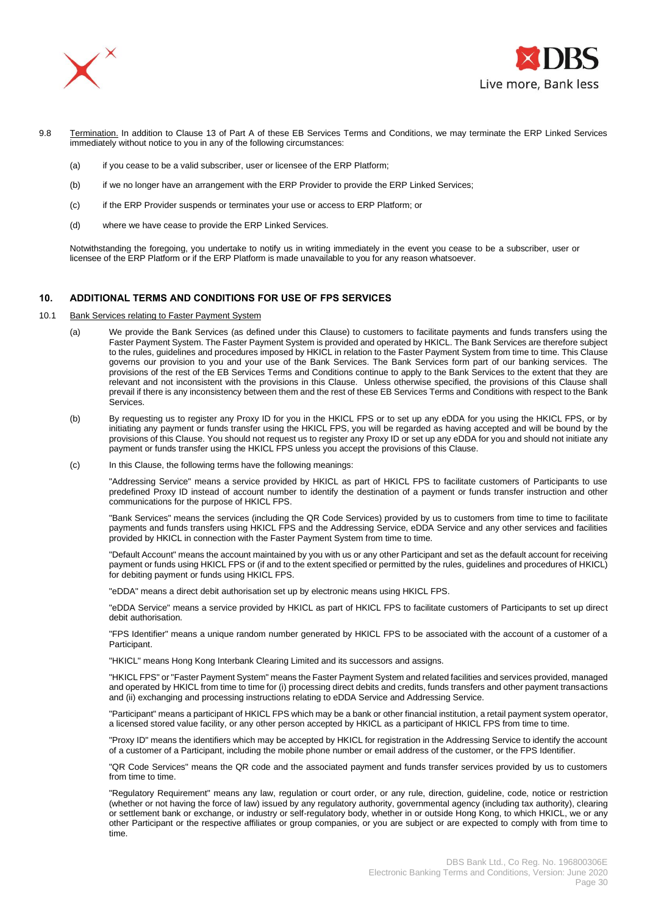9.8 Termination. In addition to Clause 13 of Part A of these EB Services Terms and Conditions, we may terminate the ERP Linked Services immediately without notice to you in any of the following circumstances:

(a) if you cease to be a valid subscriber, user or licensee of the ERP Platform;

(b) if we no longer have an arrangement with the ERP Provider to provide the ERP Linked Services;

(c) if the ERP Provider suspends or terminates your use or access to ERP Platform; or

(d) where we have cease to provide the ERP Linked Services.

Notwithstanding the foregoing, you undertake to notify us in writing immediately in the event you cease to be a subscriber, user or licensee of the ERP Platform or if the ERP Platform is made unavailable to you for any reason whatsoever.

## 10. ADDITIONAL TERMS AND CONDITIONS FOR USE OF FPS SERVICES

10.1 Bank Services relating to Faster Payment System

(a) We provide the Bank Services (as defined under this Clause) to customers to facilitate payments and funds transfers using the Faster Payment System. The Faster Payment System is provided and operated by HKICL. The Bank Services are therefore subject to the rules, guidelines and procedures imposed by HKICL in relation to the Faster Payment System from time to time. This Clause governs our provision to you and your use of the Bank Services. The Bank Services form part of our banking services. The provisions of the rest of the EB Services Terms and Conditions continue to apply to the Bank Services to the extent that they are relevant and not inconsistent with the provisions in this Clause. Unless otherwise specified, the provisions of this Clause shall prevail if there is any inconsistency between them and the rest of these EB Services Terms and Conditions with respect to the Bank Services.

(b) By requesting us to register any Proxy ID for you in the HKICL FPS or to set up any eDDA for you using the HKICL FPS, or by initiating any payment or funds transfer using the HKICL FPS, you will be regarded as having accepted and will be bound by the provisions of this Clause. You should not request us to register any Proxy ID or set up any eDDA for you and should not initiate any payment or funds transfer using the HKICL FPS unless you accept the provisions of this Clause.

(c) In this Clause, the following terms have the following meanings:

"Addressing Service" means a service provided by HKICL as part of HKICL FPS to facilitate customers of Participants to use predefined Proxy ID instead of account number to identify the destination of a payment or funds transfer instruction and other communications for the purpose of HKICL FPS.

"Bank Services" means the services (including the QR Code Services) provided by us to customers from time to time to facilitate payments and funds transfers using HKICL FPS and the Addressing Service, eDDA Service and any other services and facilities provided by HKICL in connection with the Faster Payment System from time to time.

"Default Account" means the account maintained by you with us or any other Participant and set as the default account for receiving payment or funds using HKICL FPS or (if and to the extent specified or permitted by the rules, guidelines and procedures of HKICL) for debiting payment or funds using HKICL FPS.

"eDDA" means a direct debit authorisation set up by electronic means using HKICL FPS.

"eDDA Service" means a service provided by HKICL as part of HKICL FPS to facilitate customers of Participants to set up direct debit authorisation.

"FPS Identifier" means a unique random number generated by HKICL FPS to be associated with the account of a customer of a Participant.

"HKICL" means Hong Kong Interbank Clearing Limited and its successors and assigns.

"HKICL FPS" or "Faster Payment System" means the Faster Payment System and related facilities and services provided, managed and operated by HKICL from time to time for (i) processing direct debits and credits, funds transfers and other payment transactions and (ii) exchanging and processing instructions relating to eDDA Service and Addressing Service.

"Participant" means a participant of HKICL FPS which may be a bank or other financial institution, a retail payment system operator, a licensed stored value facility, or any other person accepted by HKICL as a participant of HKICL FPS from time to time.

"Proxy ID" means the identifiers which may be accepted by HKICL for registration in the Addressing Service to identify the account of a customer of a Participant, including the mobile phone number or email address of the customer, or the FPS Identifier.

"QR Code Services" means the QR code and the associated payment and funds transfer services provided by us to customers from time to time.

"Regulatory Requirement" means any law, regulation or court order, or any rule, direction, guideline, code, notice or restriction (whether or not having the force of law) issued by any regulatory authority, governmental agency (including tax authority), clearing or settlement bank or exchange, or industry or self-regulatory body, whether in or outside Hong Kong, to which HKICL, we or any other Participant or the respective affiliates or group companies, or you are subject or are expected to comply with from time to time.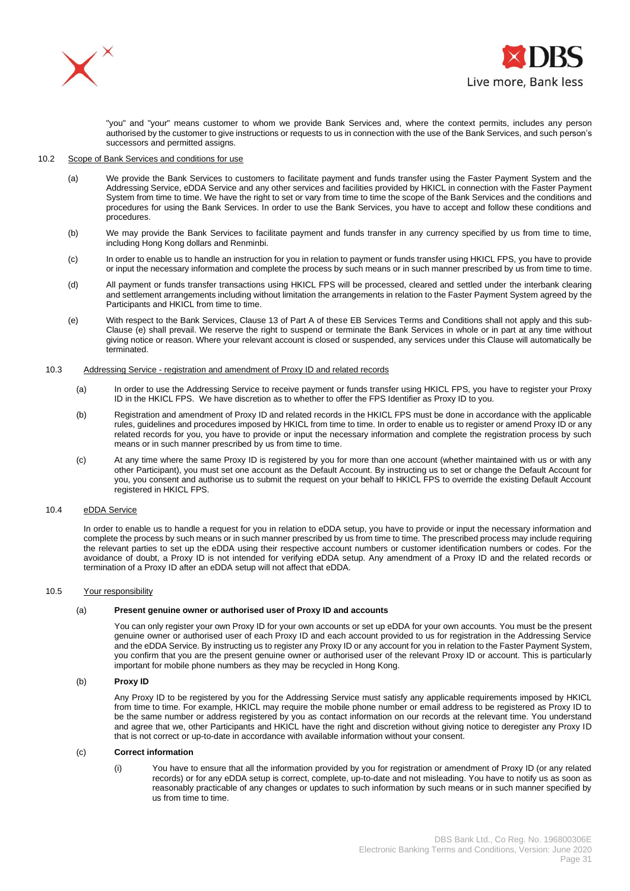"you" and "your" means customer to whom we provide Bank Services and, where the context permits, includes any person authorised by the customer to give instructions or requests to us in connection with the use of the Bank Services, and such person's successors and permitted assigns.

10.2 Scope of Bank Services and conditions for use

(a) We provide the Bank Services to customers to facilitate payment and funds transfer using the Faster Payment System and the Addressing Service, eDDA Service and any other services and facilities provided by HKICL in connection with the Faster Payment System from time to time. We have the right to set or vary from time to time the scope of the Bank Services and the conditions and procedures for using the Bank Services. In order to use the Bank Services, you have to accept and follow these conditions and procedures.

(b) We may provide the Bank Services to facilitate payment and funds transfer in any currency specified by us from time to time, including Hong Kong dollars and Renminbi.

(c) In order to enable us to handle an instruction for you in relation to payment or funds transfer using HKICL FPS, you have to provide or input the necessary information and complete the process by such means or in such manner prescribed by us from time to time.

(d) All payment or funds transfer transactions using HKICL FPS will be processed, cleared and settled under the interbank clearing and settlement arrangements including without limitation the arrangements in relation to the Faster Payment System agreed by the Participants and HKICL from time to time.

(e) With respect to the Bank Services, Clause 13 of Part A of these EB Services Terms and Conditions shall not apply and this sub-Clause (e) shall prevail. We reserve the right to suspend or terminate the Bank Services in whole or in part at any time without giving notice or reason. Where your relevant account is closed or suspended, any services under this Clause will automatically be terminated.

10.3 Addressing Service - registration and amendment of Proxy ID and related records

(a) In order to use the Addressing Service to receive payment or funds transfer using HKICL FPS, you have to register your Proxy ID in the HKICL FPS. We have discretion as to whether to offer the FPS Identifier as Proxy ID to you.

(b) Registration and amendment of Proxy ID and related records in the HKICL FPS must be done in accordance with the applicable rules, guidelines and procedures imposed by HKICL from time to time. In order to enable us to register or amend Proxy ID or any related records for you, you have to provide or input the necessary information and complete the registration process by such means or in such manner prescribed by us from time to time.

(c) At any time where the same Proxy ID is registered by you for more than one account (whether maintained with us or with any other Participant), you must set one account as the Default Account. By instructing us to set or change the Default Account for you, you consent and authorise us to submit the request on your behalf to HKICL FPS to override the existing Default Account registered in HKICL FPS.

10.4 eDDA Service

In order to enable us to handle a request for you in relation to eDDA setup, you have to provide or input the necessary information and complete the process by such means or in such manner prescribed by us from time to time. The prescribed process may include requiring the relevant parties to set up the eDDA using their respective account numbers or customer identification numbers or codes. For the avoidance of doubt, a Proxy ID is not intended for verifying eDDA setup. Any amendment of a Proxy ID and the related records or termination of a Proxy ID after an eDDA setup will not affect that eDDA.

10.5 Your responsibility

(a) **Present genuine owner or authorised user of Proxy ID and accounts**

You can only register your own Proxy ID for your own accounts or set up eDDA for your own accounts. You must be the present genuine owner or authorised user of each Proxy ID and each account provided to us for registration in the Addressing Service and the eDDA Service. By instructing us to register any Proxy ID or any account for you in relation to the Faster Payment System, you confirm that you are the present genuine owner or authorised user of the relevant Proxy ID or account. This is particularly important for mobile phone numbers as they may be recycled in Hong Kong.

(b) **Proxy ID**

Any Proxy ID to be registered by you for the Addressing Service must satisfy any applicable requirements imposed by HKICL from time to time. For example, HKICL may require the mobile phone number or email address to be registered as Proxy ID to be the same number or address registered by you as contact information on our records at the relevant time. You understand and agree that we, other Participants and HKICL have the right and discretion without giving notice to deregister any Proxy ID that is not correct or up-to-date in accordance with available information without your consent.

(c) **Correct information**

(i) You have to ensure that all the information provided by you for registration or amendment of Proxy ID (or any related records) or for any eDDA setup is correct, complete, up-to-date and not misleading. You have to notify us as soon as reasonably practicable of any changes or updates to such information by such means or in such manner specified by us from time to time.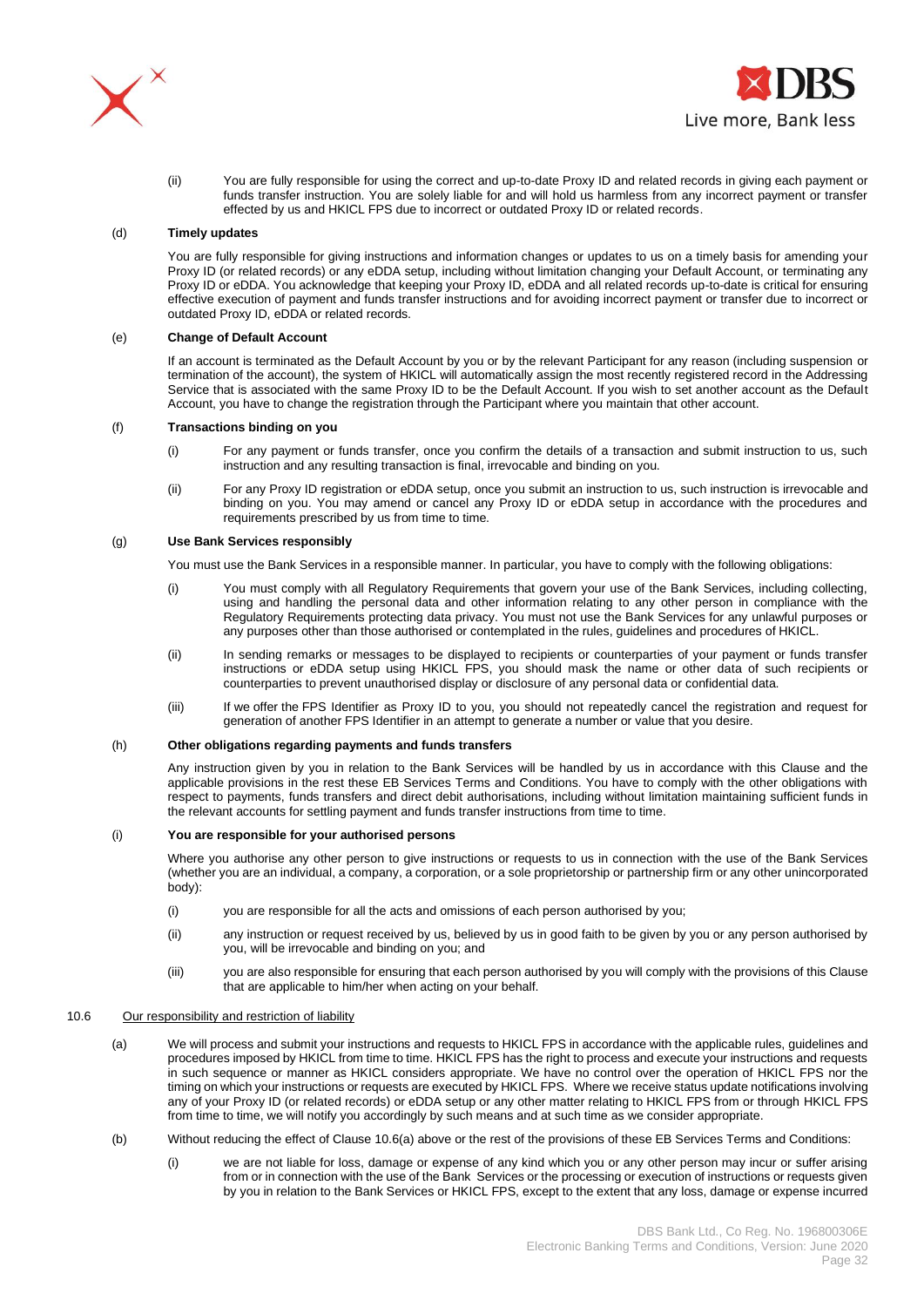(ii) You are fully responsible for using the correct and up-to-date Proxy ID and related records in giving each payment or funds transfer instruction. You are solely liable for and will hold us harmless from any incorrect payment or transfer effected by us and HKICL FPS due to incorrect or outdated Proxy ID or related records.

(d) **Timely updates**

You are fully responsible for giving instructions and information changes or updates to us on a timely basis for amending your Proxy ID (or related records) or any eDDA setup, including without limitation changing your Default Account, or terminating any Proxy ID or eDDA. You acknowledge that keeping your Proxy ID, eDDA and all related records up-to-date is critical for ensuring effective execution of payment and funds transfer instructions and for avoiding incorrect payment or transfer due to incorrect or outdated Proxy ID, eDDA or related records.

(e) **Change of Default Account**

If an account is terminated as the Default Account by you or by the relevant Participant for any reason (including suspension or termination of the account), the system of HKICL will automatically assign the most recently registered record in the Addressing Service that is associated with the same Proxy ID to be the Default Account. If you wish to set another account as the Default Account, you have to change the registration through the Participant where you maintain that other account.

(f) **Transactions binding on you**

(i) For any payment or funds transfer, once you confirm the details of a transaction and submit instruction to us, such instruction and any resulting transaction is final, irrevocable and binding on you.

(ii) For any Proxy ID registration or eDDA setup, once you submit an instruction to us, such instruction is irrevocable and binding on you. You may amend or cancel any Proxy ID or eDDA setup in accordance with the procedures and requirements prescribed by us from time to time.

(g) **Use Bank Services responsibly**

You must use the Bank Services in a responsible manner. In particular, you have to comply with the following obligations:

(i) You must comply with all Regulatory Requirements that govern your use of the Bank Services, including collecting, using and handling the personal data and other information relating to any other person in compliance with the Regulatory Requirements protecting data privacy. You must not use the Bank Services for any unlawful purposes or any purposes other than those authorised or contemplated in the rules, guidelines and procedures of HKICL.

(ii) In sending remarks or messages to be displayed to recipients or counterparties of your payment or funds transfer instructions or eDDA setup using HKICL FPS, you should mask the name or other data of such recipients or counterparties to prevent unauthorised display or disclosure of any personal data or confidential data.

(iii) If we offer the FPS Identifier as Proxy ID to you, you should not repeatedly cancel the registration and request for generation of another FPS Identifier in an attempt to generate a number or value that you desire.

(h) **Other obligations regarding payments and funds transfers**

Any instruction given by you in relation to the Bank Services will be handled by us in accordance with this Clause and the applicable provisions in the rest these EB Services Terms and Conditions. You have to comply with the other obligations with respect to payments, funds transfers and direct debit authorisations, including without limitation maintaining sufficient funds in the relevant accounts for settling payment and funds transfer instructions from time to time.

(i) **You are responsible for your authorised persons**

Where you authorise any other person to give instructions or requests to us in connection with the use of the Bank Services (whether you are an individual, a company, a corporation, or a sole proprietorship or partnership firm or any other unincorporated body):

(i) you are responsible for all the acts and omissions of each person authorised by you;

(ii) any instruction or request received by us, believed by us in good faith to be given by you or any person authorised by you, will be irrevocable and binding on you; and

(iii) you are also responsible for ensuring that each person authorised by you will comply with the provisions of this Clause that are applicable to him/her when acting on your behalf.

10.6 Our responsibility and restriction of liability

(a) We will process and submit your instructions and requests to HKICL FPS in accordance with the applicable rules, guidelines and procedures imposed by HKICL from time to time. HKICL FPS has the right to process and execute your instructions and requests in such sequence or manner as HKICL considers appropriate. We have no control over the operation of HKICL FPS nor the timing on which your instructions or requests are executed by HKICL FPS. Where we receive status update notifications involving any of your Proxy ID (or related records) or eDDA setup or any other matter relating to HKICL FPS from or through HKICL FPS from time to time, we will notify you accordingly by such means and at such time as we consider appropriate.

(b) Without reducing the effect of Clause 10.6(a) above or the rest of the provisions of these EB Services Terms and Conditions:

(i) we are not liable for loss, damage or expense of any kind which you or any other person may incur or suffer arising from or in connection with the use of the Bank Services or the processing or execution of instructions or requests given by you in relation to the Bank Services or HKICL FPS, except to the extent that any loss, damage or expense incurred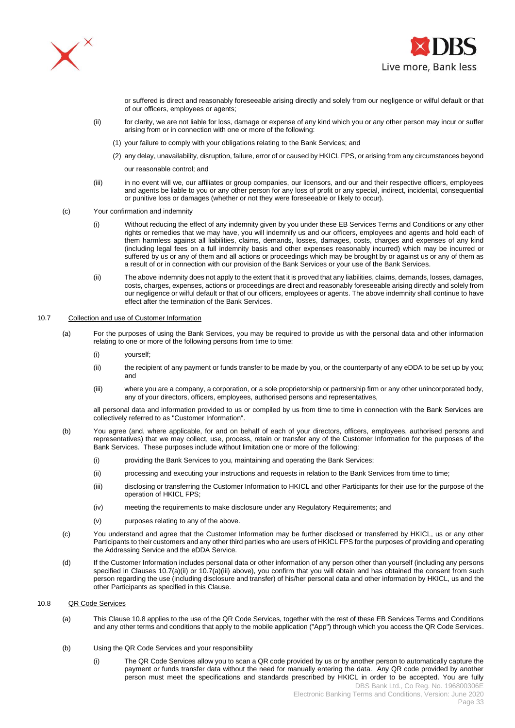or suffered is direct and reasonably foreseeable arising directly and solely from our negligence or wilful default or that of our officers, employees or agents;

(ii) for clarity, we are not liable for loss, damage or expense of any kind which you or any other person may incur or suffer arising from or in connection with one or more of the following:

(1) your failure to comply with your obligations relating to the Bank Services; and

(2) any delay, unavailability, disruption, failure, error of or caused by HKICL FPS, or arising from any circumstances beyond our reasonable control; and

(iii) in no event will we, our affiliates or group companies, our licensors, and our and their respective officers, employees and agents be liable to you or any other person for any loss of profit or any special, indirect, incidental, consequential or punitive loss or damages (whether or not they were foreseeable or likely to occur).

(c) Your confirmation and indemnity

(i) Without reducing the effect of any indemnity given by you under these EB Services Terms and Conditions or any other rights or remedies that we may have, you will indemnify us and our officers, employees and agents and hold each of them harmless against all liabilities, claims, demands, losses, damages, costs, charges and expenses of any kind (including legal fees on a full indemnity basis and other expenses reasonably incurred) which may be incurred or suffered by us or any of them and all actions or proceedings which may be brought by or against us or any of them as a result of or in connection with our provision of the Bank Services or your use of the Bank Services.

(ii) The above indemnity does not apply to the extent that it is proved that any liabilities, claims, demands, losses, damages, costs, charges, expenses, actions or proceedings are direct and reasonably foreseeable arising directly and solely from our negligence or wilful default or that of our officers, employees or agents. The above indemnity shall continue to have effect after the termination of the Bank Services.

10.7 Collection and use of Customer Information

(a) For the purposes of using the Bank Services, you may be required to provide us with the personal data and other information relating to one or more of the following persons from time to time:

(i) yourself;

(ii) the recipient of any payment or funds transfer to be made by you, or the counterparty of any eDDA to be set up by you; and

(iii) where you are a company, a corporation, or a sole proprietorship or partnership firm or any other unincorporated body, any of your directors, officers, employees, authorised persons and representatives,

all personal data and information provided to us or compiled by us from time to time in connection with the Bank Services are collectively referred to as "Customer Information".

(b) You agree (and, where applicable, for and on behalf of each of your directors, officers, employees, authorised persons and representatives) that we may collect, use, process, retain or transfer any of the Customer Information for the purposes of the Bank Services. These purposes include without limitation one or more of the following:

(i) providing the Bank Services to you, maintaining and operating the Bank Services;

(ii) processing and executing your instructions and requests in relation to the Bank Services from time to time;

(iii) disclosing or transferring the Customer Information to HKICL and other Participants for their use for the purpose of the operation of HKICL FPS;

(iv) meeting the requirements to make disclosure under any Regulatory Requirements; and

(v) purposes relating to any of the above.

(c) You understand and agree that the Customer Information may be further disclosed or transferred by HKICL, us or any other Participants to their customers and any other third parties who are users of HKICL FPS for the purposes of providing and operating the Addressing Service and the eDDA Service.

(d) If the Customer Information includes personal data or other information of any person other than yourself (including any persons specified in Clauses 10.7(a)(ii) or 10.7(a)(iii) above), you confirm that you will obtain and has obtained the consent from such person regarding the use (including disclosure and transfer) of his/her personal data and other information by HKICL, us and the other Participants as specified in this Clause.

10.8 QR Code Services

(a) This Clause 10.8 applies to the use of the QR Code Services, together with the rest of these EB Services Terms and Conditions and any other terms and conditions that apply to the mobile application ("App") through which you access the QR Code Services.

(b) Using the QR Code Services and your responsibility

(i) The QR Code Services allow you to scan a QR code provided by us or by another person to automatically capture the payment or funds transfer data without the need for manually entering the data. Any QR code provided by another person must meet the specifications and standards prescribed by HKICL in order to be accepted. You are fully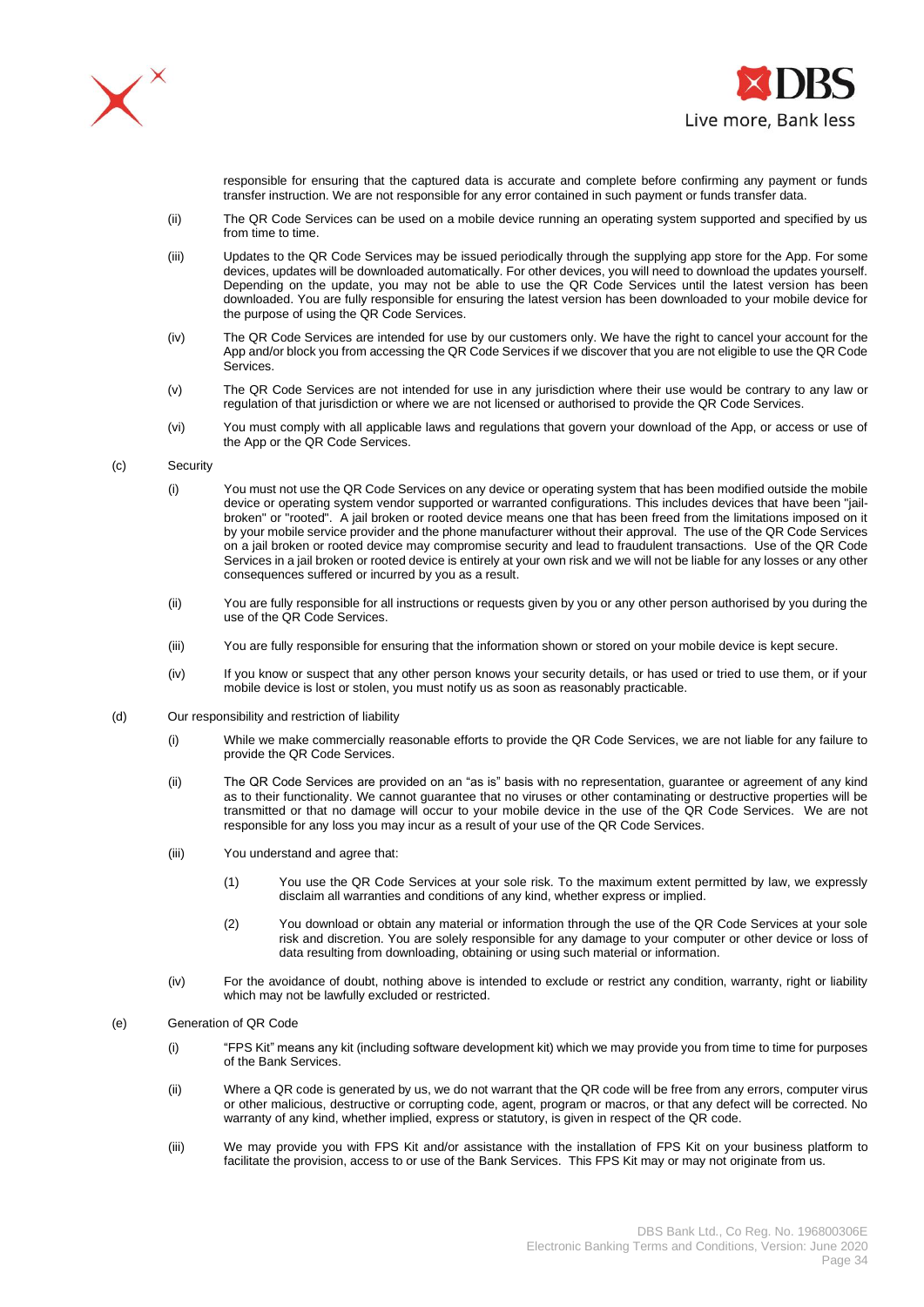responsible for ensuring that the captured data is accurate and complete before confirming any payment or funds transfer instruction. We are not responsible for any error contained in such payment or funds transfer data.

(ii) The QR Code Services can be used on a mobile device running an operating system supported and specified by us from time to time.

(iii) Updates to the QR Code Services may be issued periodically through the supplying app store for the App. For some devices, updates will be downloaded automatically. For other devices, you will need to download the updates yourself. Depending on the update, you may not be able to use the QR Code Services until the latest version has been downloaded. You are fully responsible for ensuring the latest version has been downloaded to your mobile device for the purpose of using the QR Code Services.

(iv) The QR Code Services are intended for use by our customers only. We have the right to cancel your account for the App and/or block you from accessing the QR Code Services if we discover that you are not eligible to use the QR Code Services.

(v) The QR Code Services are not intended for use in any jurisdiction where their use would be contrary to any law or regulation of that jurisdiction or where we are not licensed or authorised to provide the QR Code Services.

(vi) You must comply with all applicable laws and regulations that govern your download of the App, or access or use of the App or the QR Code Services.

(c) Security

(i) You must not use the QR Code Services on any device or operating system that has been modified outside the mobile device or operating system vendor supported or warranted configurations. This includes devices that have been "jail-broken" or "rooted". A jail broken or rooted device means one that has been freed from the limitations imposed on it by your mobile service provider and the phone manufacturer without their approval. The use of the QR Code Services on a jail broken or rooted device may compromise security and lead to fraudulent transactions. Use of the QR Code Services in a jail broken or rooted device is entirely at your own risk and we will not be liable for any losses or any other consequences suffered or incurred by you as a result.

(ii) You are fully responsible for all instructions or requests given by you or any other person authorised by you during the use of the QR Code Services.

(iii) You are fully responsible for ensuring that the information shown or stored on your mobile device is kept secure.

(iv) If you know or suspect that any other person knows your security details, or has used or tried to use them, or if your mobile device is lost or stolen, you must notify us as soon as reasonably practicable.

(d) Our responsibility and restriction of liability

(i) While we make commercially reasonable efforts to provide the QR Code Services, we are not liable for any failure to provide the QR Code Services.

(ii) The QR Code Services are provided on an "as is" basis with no representation, guarantee or agreement of any kind as to their functionality. We cannot guarantee that no viruses or other contaminating or destructive properties will be transmitted or that no damage will occur to your mobile device in the use of the QR Code Services. We are not responsible for any loss you may incur as a result of your use of the QR Code Services.

(iii) You understand and agree that:

(1) You use the QR Code Services at your sole risk. To the maximum extent permitted by law, we expressly disclaim all warranties and conditions of any kind, whether express or implied.

(2) You download or obtain any material or information through the use of the QR Code Services at your sole risk and discretion. You are solely responsible for any damage to your computer or other device or loss of data resulting from downloading, obtaining or using such material or information.

(iv) For the avoidance of doubt, nothing above is intended to exclude or restrict any condition, warranty, right or liability which may not be lawfully excluded or restricted.

(e) Generation of QR Code

(i) "FPS Kit" means any kit (including software development kit) which we may provide you from time to time for purposes of the Bank Services.

(ii) Where a QR code is generated by us, we do not warrant that the QR code will be free from any errors, computer virus or other malicious, destructive or corrupting code, agent, program or macros, or that any defect will be corrected. No warranty of any kind, whether implied, express or statutory, is given in respect of the QR code.

(iii) We may provide you with FPS Kit and/or assistance with the installation of FPS Kit on your business platform to facilitate the provision, access to or use of the Bank Services. This FPS Kit may or may not originate from us.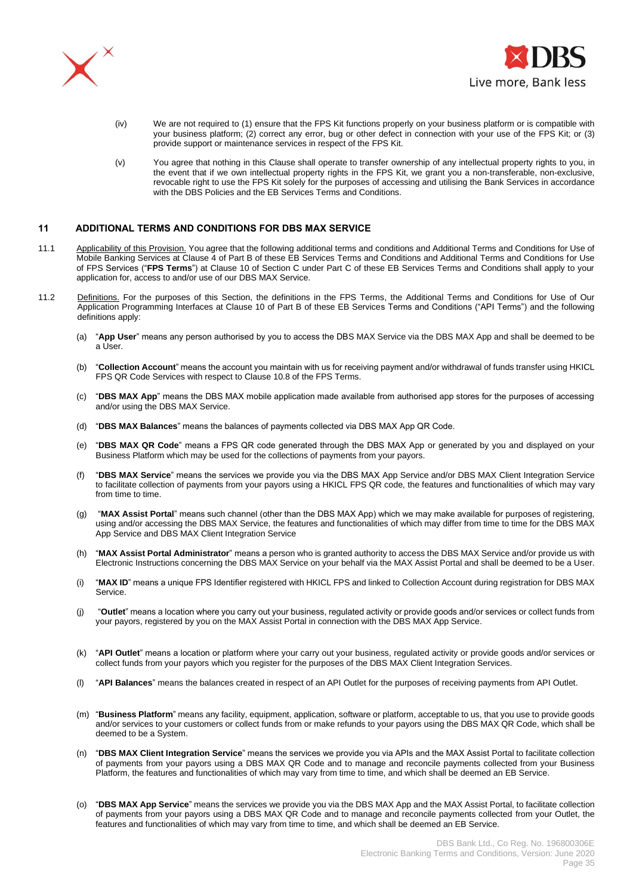(iv) We are not required to (1) ensure that the FPS Kit functions properly on your business platform or is compatible with your business platform; (2) correct any error, bug or other defect in connection with your use of the FPS Kit; or (3) provide support or maintenance services in respect of the FPS Kit.

(v) You agree that nothing in this Clause shall operate to transfer ownership of any intellectual property rights to you, in the event that if we own intellectual property rights in the FPS Kit, we grant you a non-transferable, non-exclusive, revocable right to use the FPS Kit solely for the purposes of accessing and utilising the Bank Services in accordance with the DBS Policies and the EB Services Terms and Conditions.

## 11 ADDITIONAL TERMS AND CONDITIONS FOR DBS MAX SERVICE

11.1 Applicability of this Provision. You agree that the following additional terms and conditions and Additional Terms and Conditions for Use of Mobile Banking Services at Clause 4 of Part B of these EB Services Terms and Conditions and Additional Terms and Conditions for Use of FPS Services ("**FPS Terms**") at Clause 10 of Section C under Part C of these EB Services Terms and Conditions shall apply to your application for, access to and/or use of our DBS MAX Service.

11.2 Definitions. For the purposes of this Section, the definitions in the FPS Terms, the Additional Terms and Conditions for Use of Our Application Programming Interfaces at Clause 10 of Part B of these EB Services Terms and Conditions ("API Terms") and the following definitions apply:

(a) "**App User**" means any person authorised by you to access the DBS MAX Service via the DBS MAX App and shall be deemed to be a User.

(b) "**Collection Account**" means the account you maintain with us for receiving payment and/or withdrawal of funds transfer using HKICL FPS QR Code Services with respect to Clause 10.8 of the FPS Terms.

(c) "**DBS MAX App**" means the DBS MAX mobile application made available from authorised app stores for the purposes of accessing and/or using the DBS MAX Service.

(d) "**DBS MAX Balances**" means the balances of payments collected via DBS MAX App QR Code.

(e) "**DBS MAX QR Code**" means a FPS QR code generated through the DBS MAX App or generated by you and displayed on your Business Platform which may be used for the collections of payments from your payors.

(f) "**DBS MAX Service**" means the services we provide you via the DBS MAX App Service and/or DBS MAX Client Integration Service to facilitate collection of payments from your payors using a HKICL FPS QR code, the features and functionalities of which may vary from time to time.

(g) "**MAX Assist Portal**" means such channel (other than the DBS MAX App) which we may make available for purposes of registering, using and/or accessing the DBS MAX Service, the features and functionalities of which may differ from time to time for the DBS MAX App Service and DBS MAX Client Integration Service

(h) "**MAX Assist Portal Administrator**" means a person who is granted authority to access the DBS MAX Service and/or provide us with Electronic Instructions concerning the DBS MAX Service on your behalf via the MAX Assist Portal and shall be deemed to be a User.

(i) "**MAX ID**" means a unique FPS Identifier registered with HKICL FPS and linked to Collection Account during registration for DBS MAX Service.

(j) "**Outlet**" means a location where you carry out your business, regulated activity or provide goods and/or services or collect funds from your payors, registered by you on the MAX Assist Portal in connection with the DBS MAX App Service.

(k) "**API Outlet**" means a location or platform where your carry out your business, regulated activity or provide goods and/or services or collect funds from your payors which you register for the purposes of the DBS MAX Client Integration Services.

(l) "**API Balances**" means the balances created in respect of an API Outlet for the purposes of receiving payments from API Outlet.

(m) "**Business Platform**" means any facility, equipment, application, software or platform, acceptable to us, that you use to provide goods and/or services to your customers or collect funds from or make refunds to your payors using the DBS MAX QR Code, which shall be deemed to be a System.

(n) "**DBS MAX Client Integration Service**" means the services we provide you via APIs and the MAX Assist Portal to facilitate collection of payments from your payors using a DBS MAX QR Code and to manage and reconcile payments collected from your Business Platform, the features and functionalities of which may vary from time to time, and which shall be deemed an EB Service.

(o) "**DBS MAX App Service**" means the services we provide you via the DBS MAX App and the MAX Assist Portal, to facilitate collection of payments from your payors using a DBS MAX QR Code and to manage and reconcile payments collected from your Outlet, the features and functionalities of which may vary from time to time, and which shall be deemed an EB Service.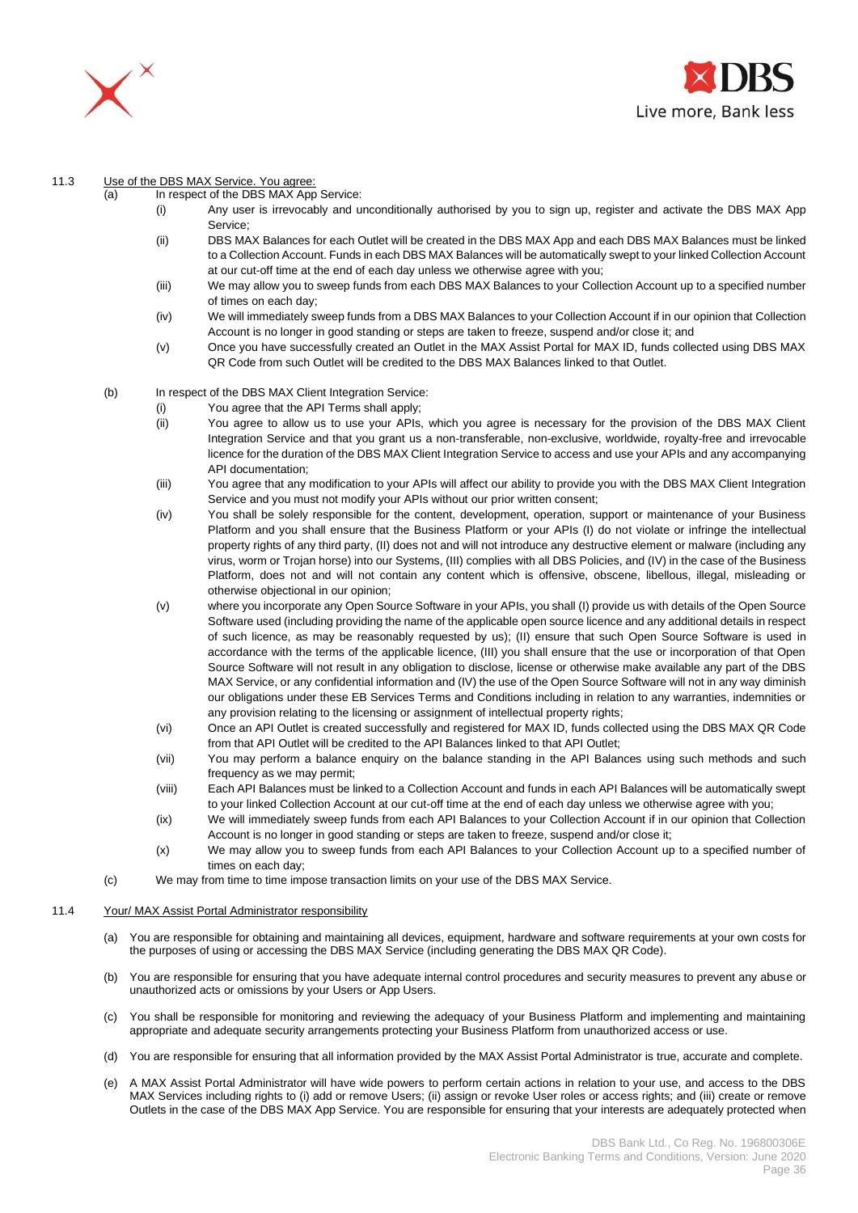11.3 Use of the DBS MAX Service. You agree:

(a) In respect of the DBS MAX App Service:

(i) Any user is irrevocably and unconditionally authorised by you to sign up, register and activate the DBS MAX App Service;

(ii) DBS MAX Balances for each Outlet will be created in the DBS MAX App and each DBS MAX Balances must be linked to a Collection Account. Funds in each DBS MAX Balances will be automatically swept to your linked Collection Account at our cut-off time at the end of each day unless we otherwise agree with you;

(iii) We may allow you to sweep funds from each DBS MAX Balances to your Collection Account up to a specified number of times on each day;

(iv) We will immediately sweep funds from a DBS MAX Balances to your Collection Account if in our opinion that Collection Account is no longer in good standing or steps are taken to freeze, suspend and/or close it; and

(v) Once you have successfully created an Outlet in the MAX Assist Portal for MAX ID, funds collected using DBS MAX QR Code from such Outlet will be credited to the DBS MAX Balances linked to that Outlet.

(b) In respect of the DBS MAX Client Integration Service:

(i) You agree that the API Terms shall apply;

(ii) You agree to allow us to use your APIs, which you agree is necessary for the provision of the DBS MAX Client Integration Service and that you grant us a non-transferable, non-exclusive, worldwide, royalty-free and irrevocable licence for the duration of the DBS MAX Client Integration Service to access and use your APIs and any accompanying API documentation;

(iii) You agree that any modification to your APIs will affect our ability to provide you with the DBS MAX Client Integration Service and you must not modify your APIs without our prior written consent;

(iv) You shall be solely responsible for the content, development, operation, support or maintenance of your Business Platform and you shall ensure that the Business Platform or your APIs (I) do not violate or infringe the intellectual property rights of any third party, (II) does not and will not introduce any destructive element or malware (including any virus, worm or Trojan horse) into our Systems, (III) complies with all DBS Policies, and (IV) in the case of the Business Platform, does not and will not contain any content which is offensive, obscene, libellous, illegal, misleading or otherwise objectional in our opinion;

(v) where you incorporate any Open Source Software in your APIs, you shall (I) provide us with details of the Open Source Software used (including providing the name of the applicable open source licence and any additional details in respect of such licence, as may be reasonably requested by us); (II) ensure that such Open Source Software is used in accordance with the terms of the applicable licence, (III) you shall ensure that the use or incorporation of that Open Source Software will not result in any obligation to disclose, license or otherwise make available any part of the DBS MAX Service, or any confidential information and (IV) the use of the Open Source Software will not in any way diminish our obligations under these EB Services Terms and Conditions including in relation to any warranties, indemnities or any provision relating to the licensing or assignment of intellectual property rights;

(vi) Once an API Outlet is created successfully and registered for MAX ID, funds collected using the DBS MAX QR Code from that API Outlet will be credited to the API Balances linked to that API Outlet;

(vii) You may perform a balance enquiry on the balance standing in the API Balances using such methods and such frequency as we may permit;

(viii) Each API Balances must be linked to a Collection Account and funds in each API Balances will be automatically swept to your linked Collection Account at our cut-off time at the end of each day unless we otherwise agree with you;

(ix) We will immediately sweep funds from each API Balances to your Collection Account if in our opinion that Collection Account is no longer in good standing or steps are taken to freeze, suspend and/or close it;

(x) We may allow you to sweep funds from each API Balances to your Collection Account up to a specified number of times on each day;

(c) We may from time to time impose transaction limits on your use of the DBS MAX Service.

11.4 Your/ MAX Assist Portal Administrator responsibility

(a) You are responsible for obtaining and maintaining all devices, equipment, hardware and software requirements at your own costs for the purposes of using or accessing the DBS MAX Service (including generating the DBS MAX QR Code).

(b) You are responsible for ensuring that you have adequate internal control procedures and security measures to prevent any abuse or unauthorized acts or omissions by your Users or App Users.

(c) You shall be responsible for monitoring and reviewing the adequacy of your Business Platform and implementing and maintaining appropriate and adequate security arrangements protecting your Business Platform from unauthorized access or use.

(d) You are responsible for ensuring that all information provided by the MAX Assist Portal Administrator is true, accurate and complete.

(e) A MAX Assist Portal Administrator will have wide powers to perform certain actions in relation to your use, and access to the DBS MAX Services including rights to (i) add or remove Users; (ii) assign or revoke User roles or access rights; and (iii) create or remove Outlets in the case of the DBS MAX App Service. You are responsible for ensuring that your interests are adequately protected when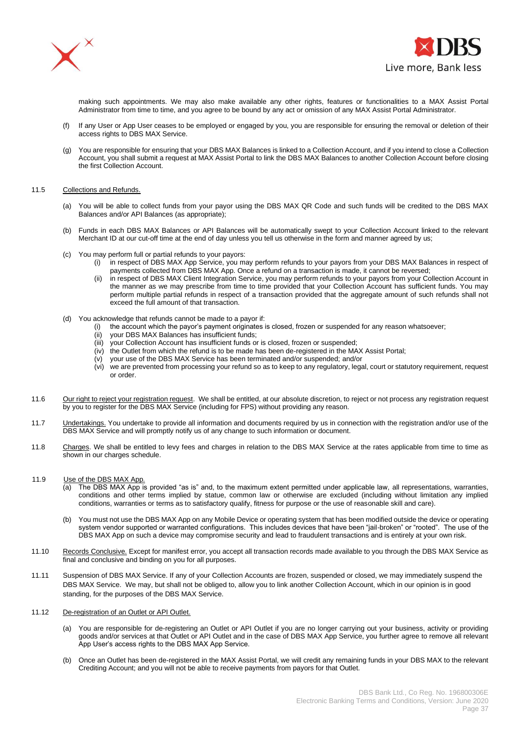making such appointments. We may also make available any other rights, features or functionalities to a MAX Assist Portal Administrator from time to time, and you agree to be bound by any act or omission of any MAX Assist Portal Administrator.

(f) If any User or App User ceases to be employed or engaged by you, you are responsible for ensuring the removal or deletion of their access rights to DBS MAX Service.

(g) You are responsible for ensuring that your DBS MAX Balances is linked to a Collection Account, and if you intend to close a Collection Account, you shall submit a request at MAX Assist Portal to link the DBS MAX Balances to another Collection Account before closing the first Collection Account.

11.5 Collections and Refunds.

(a) You will be able to collect funds from your payor using the DBS MAX QR Code and such funds will be credited to the DBS MAX Balances and/or API Balances (as appropriate);

(b) Funds in each DBS MAX Balances or API Balances will be automatically swept to your Collection Account linked to the relevant Merchant ID at our cut-off time at the end of day unless you tell us otherwise in the form and manner agreed by us;

(c) You may perform full or partial refunds to your payors:

(i) in respect of DBS MAX App Service, you may perform refunds to your payors from your DBS MAX Balances in respect of payments collected from DBS MAX App. Once a refund on a transaction is made, it cannot be reversed;

(ii) in respect of DBS MAX Client Integration Service, you may perform refunds to your payors from your Collection Account in the manner as we may prescribe from time to time provided that your Collection Account has sufficient funds. You may perform multiple partial refunds in respect of a transaction provided that the aggregate amount of such refunds shall not exceed the full amount of that transaction.

(d) You acknowledge that refunds cannot be made to a payor if:

(i) the account which the payor's payment originates is closed, frozen or suspended for any reason whatsoever;
(ii) your DBS MAX Balances has insufficient funds;
(iii) your Collection Account has insufficient funds or is closed, frozen or suspended;
(iv) the Outlet from which the refund is to be made has been de-registered in the MAX Assist Portal;
(v) your use of the DBS MAX Service has been terminated and/or suspended; and/or
(vi) we are prevented from processing your refund so as to keep to any regulatory, legal, court or statutory requirement, request or order.

11.6 Our right to reject your registration request. We shall be entitled, at our absolute discretion, to reject or not process any registration request by you to register for the DBS MAX Service (including for FPS) without providing any reason.

11.7 Undertakings. You undertake to provide all information and documents required by us in connection with the registration and/or use of the DBS MAX Service and will promptly notify us of any change to such information or document.

11.8 Charges. We shall be entitled to levy fees and charges in relation to the DBS MAX Service at the rates applicable from time to time as shown in our charges schedule.

11.9 Use of the DBS MAX App.

(a) The DBS MAX App is provided "as is" and, to the maximum extent permitted under applicable law, all representations, warranties, conditions and other terms implied by statue, common law or otherwise are excluded (including without limitation any implied conditions, warranties or terms as to satisfactory qualify, fitness for purpose or the use of reasonable skill and care).

(b) You must not use the DBS MAX App on any Mobile Device or operating system that has been modified outside the device or operating system vendor supported or warranted configurations. This includes devices that have been "jail-broken" or "rooted". The use of the DBS MAX App on such a device may compromise security and lead to fraudulent transactions and is entirely at your own risk.

11.10 Records Conclusive. Except for manifest error, you accept all transaction records made available to you through the DBS MAX Service as final and conclusive and binding on you for all purposes.

11.11 Suspension of DBS MAX Service. If any of your Collection Accounts are frozen, suspended or closed, we may immediately suspend the DBS MAX Service. We may, but shall not be obliged to, allow you to link another Collection Account, which in our opinion is in good standing, for the purposes of the DBS MAX Service.

11.12 De-registration of an Outlet or API Outlet.

(a) You are responsible for de-registering an Outlet or API Outlet if you are no longer carrying out your business, activity or providing goods and/or services at that Outlet or API Outlet and in the case of DBS MAX App Service, you further agree to remove all relevant App User's access rights to the DBS MAX App Service.

(b) Once an Outlet has been de-registered in the MAX Assist Portal, we will credit any remaining funds in your DBS MAX to the relevant Crediting Account; and you will not be able to receive payments from payors for that Outlet.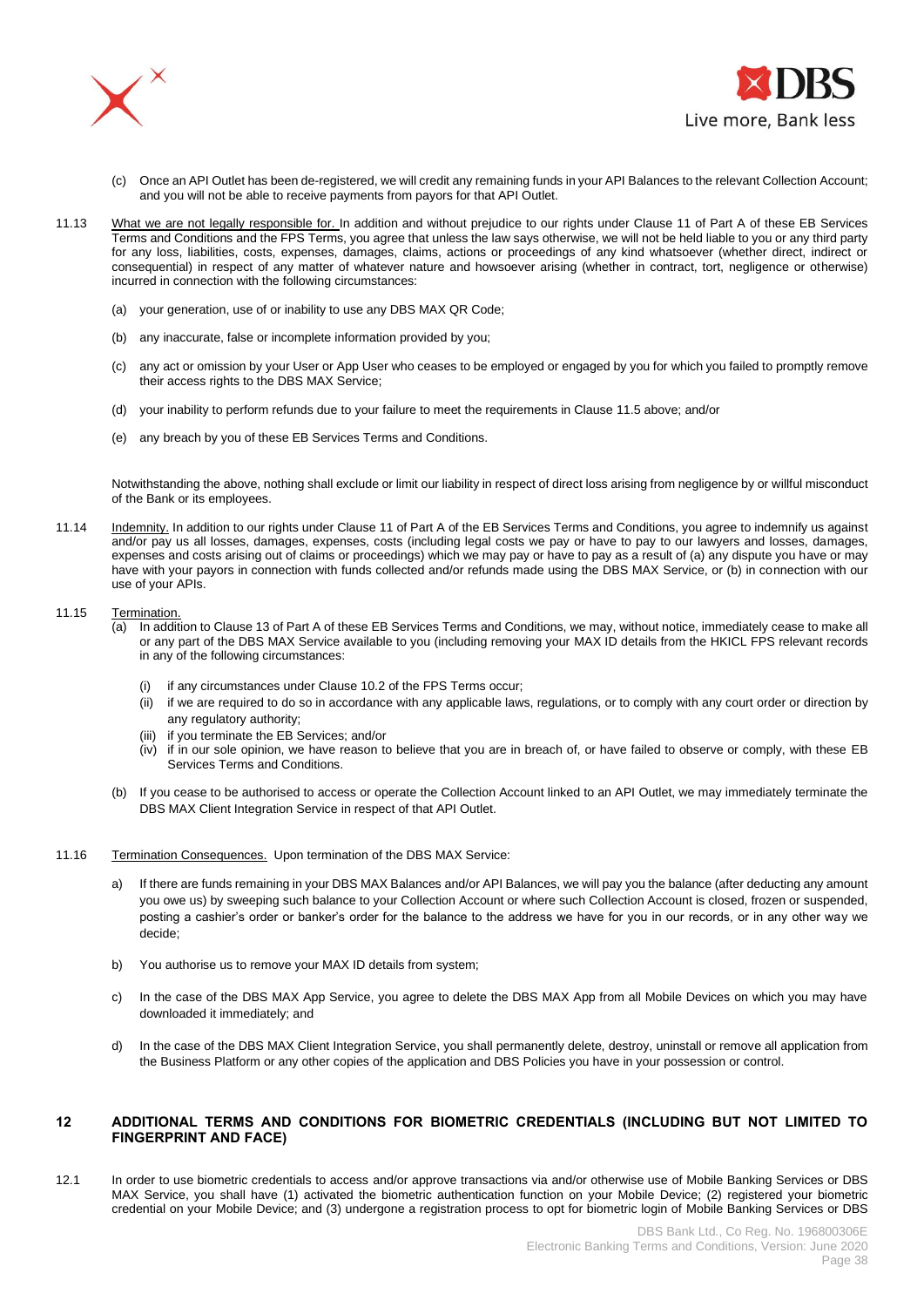(c) Once an API Outlet has been de-registered, we will credit any remaining funds in your API Balances to the relevant Collection Account; and you will not be able to receive payments from payors for that API Outlet.

11.13 <u>What we are not legally responsible for.</u> In addition and without prejudice to our rights under Clause 11 of Part A of these EB Services Terms and Conditions and the FPS Terms, you agree that unless the law says otherwise, we will not be held liable to you or any third party for any loss, liabilities, costs, expenses, damages, claims, actions or proceedings of any kind whatsoever (whether direct, indirect or consequential) in respect of any matter of whatever nature and howsoever arising (whether in contract, tort, negligence or otherwise) incurred in connection with the following circumstances:

(a) your generation, use of or inability to use any DBS MAX QR Code;

(b) any inaccurate, false or incomplete information provided by you;

(c) any act or omission by your User or App User who ceases to be employed or engaged by you for which you failed to promptly remove their access rights to the DBS MAX Service;

(d) your inability to perform refunds due to your failure to meet the requirements in Clause 11.5 above; and/or

(e) any breach by you of these EB Services Terms and Conditions.

Notwithstanding the above, nothing shall exclude or limit our liability in respect of direct loss arising from negligence by or willful misconduct of the Bank or its employees.

11.14 <u>Indemnity.</u> In addition to our rights under Clause 11 of Part A of the EB Services Terms and Conditions, you agree to indemnify us against and/or pay us all losses, damages, expenses, costs (including legal costs we pay or have to pay to our lawyers and losses, damages, expenses and costs arising out of claims or proceedings) which we may pay or have to pay as a result of (a) any dispute you have or may have with your payors in connection with funds collected and/or refunds made using the DBS MAX Service, or (b) in connection with our use of your APIs.

11.15 <u>Termination.</u>

(a) In addition to Clause 13 of Part A of these EB Services Terms and Conditions, we may, without notice, immediately cease to make all or any part of the DBS MAX Service available to you (including removing your MAX ID details from the HKICL FPS relevant records in any of the following circumstances:

(i) if any circumstances under Clause 10.2 of the FPS Terms occur;
(ii) if we are required to do so in accordance with any applicable laws, regulations, or to comply with any court order or direction by any regulatory authority;
(iii) if you terminate the EB Services; and/or
(iv) if in our sole opinion, we have reason to believe that you are in breach of, or have failed to observe or comply, with these EB Services Terms and Conditions.

(b) If you cease to be authorised to access or operate the Collection Account linked to an API Outlet, we may immediately terminate the DBS MAX Client Integration Service in respect of that API Outlet.

11.16 <u>Termination Consequences.</u> Upon termination of the DBS MAX Service:

a) If there are funds remaining in your DBS MAX Balances and/or API Balances, we will pay you the balance (after deducting any amount you owe us) by sweeping such balance to your Collection Account or where such Collection Account is closed, frozen or suspended, posting a cashier's order or banker's order for the balance to the address we have for you in our records, or in any other way we decide;

b) You authorise us to remove your MAX ID details from system;

c) In the case of the DBS MAX App Service, you agree to delete the DBS MAX App from all Mobile Devices on which you may have downloaded it immediately; and

d) In the case of the DBS MAX Client Integration Service, you shall permanently delete, destroy, uninstall or remove all application from the Business Platform or any other copies of the application and DBS Policies you have in your possession or control.

## 12 ADDITIONAL TERMS AND CONDITIONS FOR BIOMETRIC CREDENTIALS (INCLUDING BUT NOT LIMITED TO FINGERPRINT AND FACE)

12.1 In order to use biometric credentials to access and/or approve transactions via and/or otherwise use of Mobile Banking Services or DBS MAX Service, you shall have (1) activated the biometric authentication function on your Mobile Device; (2) registered your biometric credential on your Mobile Device; and (3) undergone a registration process to opt for biometric login of Mobile Banking Services or DBS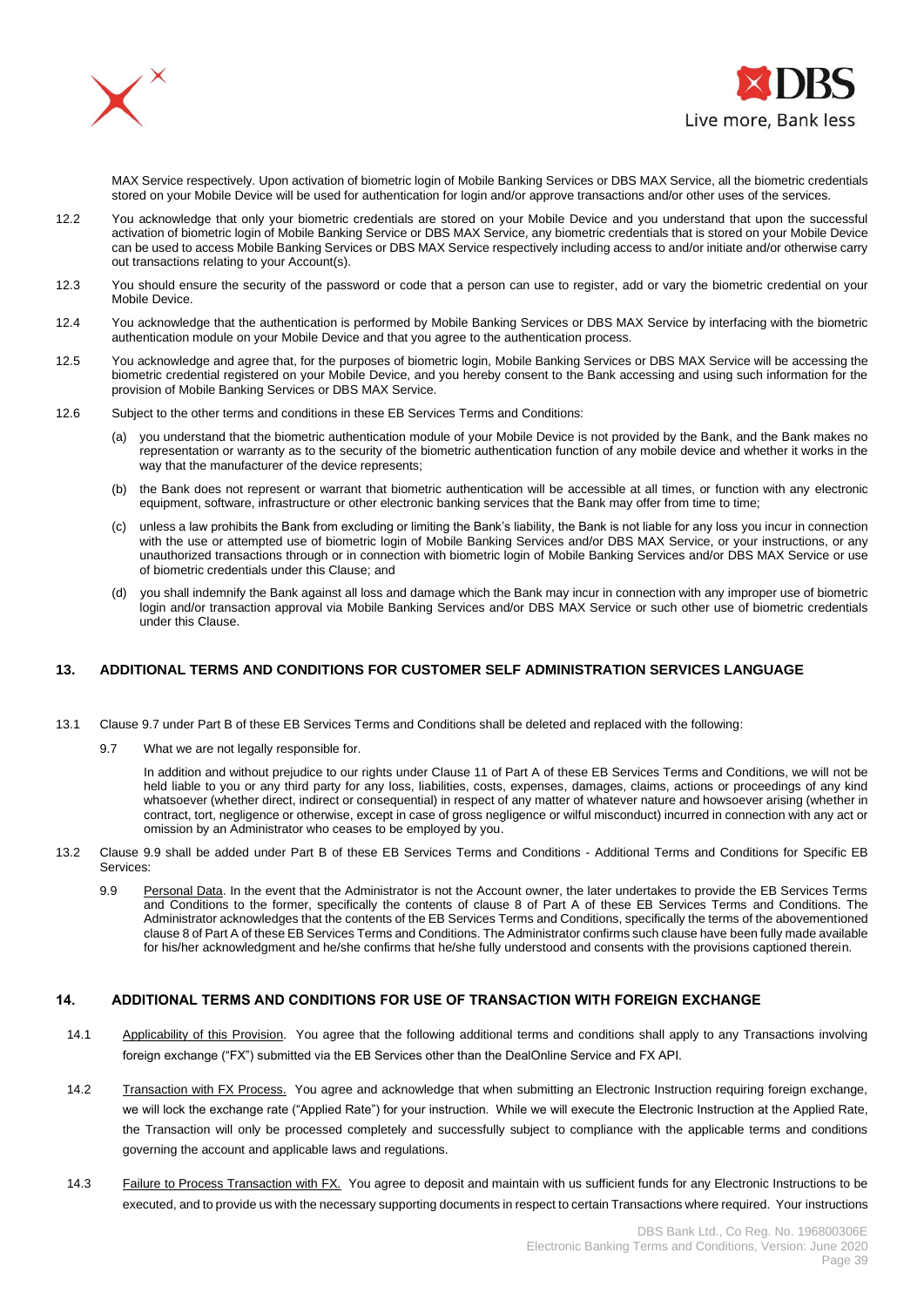MAX Service respectively. Upon activation of biometric login of Mobile Banking Services or DBS MAX Service, all the biometric credentials stored on your Mobile Device will be used for authentication for login and/or approve transactions and/or other uses of the services.

12.2 You acknowledge that only your biometric credentials are stored on your Mobile Device and you understand that upon the successful activation of biometric login of Mobile Banking Service or DBS MAX Service, any biometric credentials that is stored on your Mobile Device can be used to access Mobile Banking Services or DBS MAX Service respectively including access to and/or initiate and/or otherwise carry out transactions relating to your Account(s).

12.3 You should ensure the security of the password or code that a person can use to register, add or vary the biometric credential on your Mobile Device.

12.4 You acknowledge that the authentication is performed by Mobile Banking Services or DBS MAX Service by interfacing with the biometric authentication module on your Mobile Device and that you agree to the authentication process.

12.5 You acknowledge and agree that, for the purposes of biometric login, Mobile Banking Services or DBS MAX Service will be accessing the biometric credential registered on your Mobile Device, and you hereby consent to the Bank accessing and using such information for the provision of Mobile Banking Services or DBS MAX Service.

12.6 Subject to the other terms and conditions in these EB Services Terms and Conditions:

(a) you understand that the biometric authentication module of your Mobile Device is not provided by the Bank, and the Bank makes no representation or warranty as to the security of the biometric authentication function of any mobile device and whether it works in the way that the manufacturer of the device represents;

(b) the Bank does not represent or warrant that biometric authentication will be accessible at all times, or function with any electronic equipment, software, infrastructure or other electronic banking services that the Bank may offer from time to time;

(c) unless a law prohibits the Bank from excluding or limiting the Bank's liability, the Bank is not liable for any loss you incur in connection with the use or attempted use of biometric login of Mobile Banking Services and/or DBS MAX Service, or your instructions, or any unauthorized transactions through or in connection with biometric login of Mobile Banking Services and/or DBS MAX Service or use of biometric credentials under this Clause; and

(d) you shall indemnify the Bank against all loss and damage which the Bank may incur in connection with any improper use of biometric login and/or transaction approval via Mobile Banking Services and/or DBS MAX Service or such other use of biometric credentials under this Clause.

## 13. ADDITIONAL TERMS AND CONDITIONS FOR CUSTOMER SELF ADMINISTRATION SERVICES LANGUAGE

13.1 Clause 9.7 under Part B of these EB Services Terms and Conditions shall be deleted and replaced with the following:

9.7 What we are not legally responsible for.

In addition and without prejudice to our rights under Clause 11 of Part A of these EB Services Terms and Conditions, we will not be held liable to you or any third party for any loss, liabilities, costs, expenses, damages, claims, actions or proceedings of any kind whatsoever (whether direct, indirect or consequential) in respect of any matter of whatever nature and howsoever arising (whether in contract, tort, negligence or otherwise, except in case of gross negligence or wilful misconduct) incurred in connection with any act or omission by an Administrator who ceases to be employed by you.

13.2 Clause 9.9 shall be added under Part B of these EB Services Terms and Conditions - Additional Terms and Conditions for Specific EB Services:

9.9 Personal Data. In the event that the Administrator is not the Account owner, the later undertakes to provide the EB Services Terms and Conditions to the former, specifically the contents of clause 8 of Part A of these EB Services Terms and Conditions. The Administrator acknowledges that the contents of the EB Services Terms and Conditions, specifically the terms of the abovementioned clause 8 of Part A of these EB Services Terms and Conditions. The Administrator confirms such clause have been fully made available for his/her acknowledgment and he/she confirms that he/she fully understood and consents with the provisions captioned therein.

## 14. ADDITIONAL TERMS AND CONDITIONS FOR USE OF TRANSACTION WITH FOREIGN EXCHANGE

14.1 Applicability of this Provision. You agree that the following additional terms and conditions shall apply to any Transactions involving foreign exchange ("FX") submitted via the EB Services other than the DealOnline Service and FX API.

14.2 Transaction with FX Process. You agree and acknowledge that when submitting an Electronic Instruction requiring foreign exchange, we will lock the exchange rate ("Applied Rate") for your instruction. While we will execute the Electronic Instruction at the Applied Rate, the Transaction will only be processed completely and successfully subject to compliance with the applicable terms and conditions governing the account and applicable laws and regulations.

14.3 Failure to Process Transaction with FX. You agree to deposit and maintain with us sufficient funds for any Electronic Instructions to be executed, and to provide us with the necessary supporting documents in respect to certain Transactions where required. Your instructions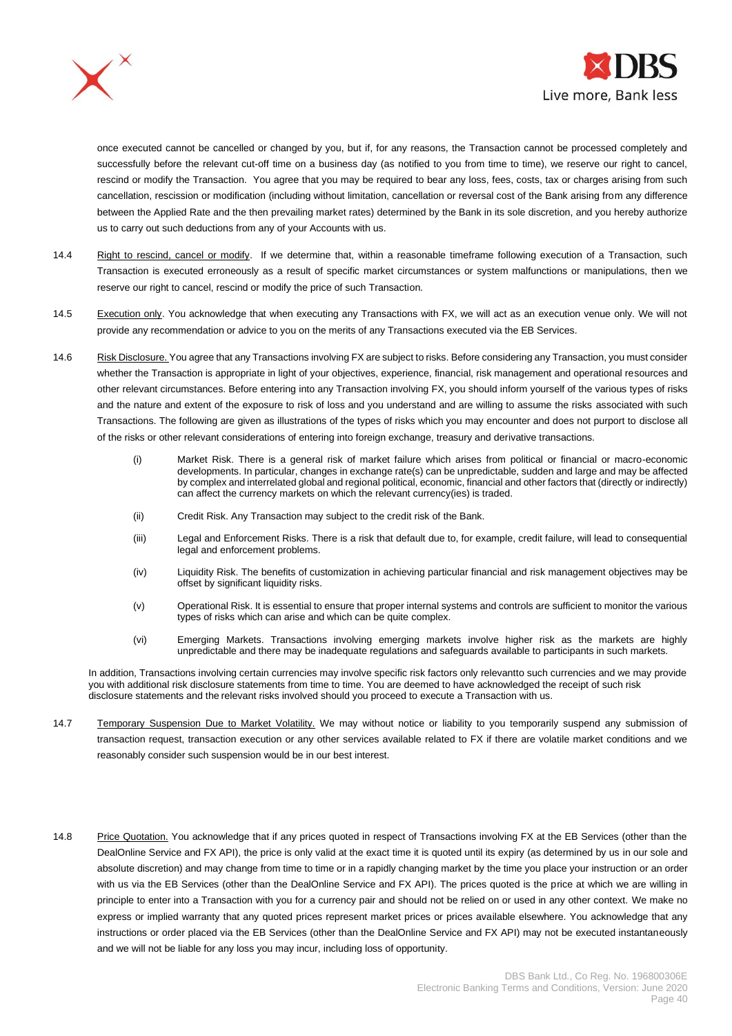once executed cannot be cancelled or changed by you, but if, for any reasons, the Transaction cannot be processed completely and successfully before the relevant cut-off time on a business day (as notified to you from time to time), we reserve our right to cancel, rescind or modify the Transaction. You agree that you may be required to bear any loss, fees, costs, tax or charges arising from such cancellation, rescission or modification (including without limitation, cancellation or reversal cost of the Bank arising from any difference between the Applied Rate and the then prevailing market rates) determined by the Bank in its sole discretion, and you hereby authorize us to carry out such deductions from any of your Accounts with us.

14.4 Right to rescind, cancel or modify. If we determine that, within a reasonable timeframe following execution of a Transaction, such Transaction is executed erroneously as a result of specific market circumstances or system malfunctions or manipulations, then we reserve our right to cancel, rescind or modify the price of such Transaction.

14.5 Execution only. You acknowledge that when executing any Transactions with FX, we will act as an execution venue only. We will not provide any recommendation or advice to you on the merits of any Transactions executed via the EB Services.

14.6 Risk Disclosure. You agree that any Transactions involving FX are subject to risks. Before considering any Transaction, you must consider whether the Transaction is appropriate in light of your objectives, experience, financial, risk management and operational resources and other relevant circumstances. Before entering into any Transaction involving FX, you should inform yourself of the various types of risks and the nature and extent of the exposure to risk of loss and you understand and are willing to assume the risks associated with such Transactions. The following are given as illustrations of the types of risks which you may encounter and does not purport to disclose all of the risks or other relevant considerations of entering into foreign exchange, treasury and derivative transactions.

(i) Market Risk. There is a general risk of market failure which arises from political or financial or macro-economic developments. In particular, changes in exchange rate(s) can be unpredictable, sudden and large and may be affected by complex and interrelated global and regional political, economic, financial and other factors that (directly or indirectly) can affect the currency markets on which the relevant currency(ies) is traded.

(ii) Credit Risk. Any Transaction may subject to the credit risk of the Bank.

(iii) Legal and Enforcement Risks. There is a risk that default due to, for example, credit failure, will lead to consequential legal and enforcement problems.

(iv) Liquidity Risk. The benefits of customization in achieving particular financial and risk management objectives may be offset by significant liquidity risks.

(v) Operational Risk. It is essential to ensure that proper internal systems and controls are sufficient to monitor the various types of risks which can arise and which can be quite complex.

(vi) Emerging Markets. Transactions involving emerging markets involve higher risk as the markets are highly unpredictable and there may be inadequate regulations and safeguards available to participants in such markets.

In addition, Transactions involving certain currencies may involve specific risk factors only relevantto such currencies and we may provide you with additional risk disclosure statements from time to time. You are deemed to have acknowledged the receipt of such risk disclosure statements and the relevant risks involved should you proceed to execute a Transaction with us.

14.7 Temporary Suspension Due to Market Volatility. We may without notice or liability to you temporarily suspend any submission of transaction request, transaction execution or any other services available related to FX if there are volatile market conditions and we reasonably consider such suspension would be in our best interest.

14.8 Price Quotation. You acknowledge that if any prices quoted in respect of Transactions involving FX at the EB Services (other than the DealOnline Service and FX API), the price is only valid at the exact time it is quoted until its expiry (as determined by us in our sole and absolute discretion) and may change from time to time or in a rapidly changing market by the time you place your instruction or an order with us via the EB Services (other than the DealOnline Service and FX API). The prices quoted is the price at which we are willing in principle to enter into a Transaction with you for a currency pair and should not be relied on or used in any other context. We make no express or implied warranty that any quoted prices represent market prices or prices available elsewhere. You acknowledge that any instructions or order placed via the EB Services (other than the DealOnline Service and FX API) may not be executed instantaneously and we will not be liable for any loss you may incur, including loss of opportunity.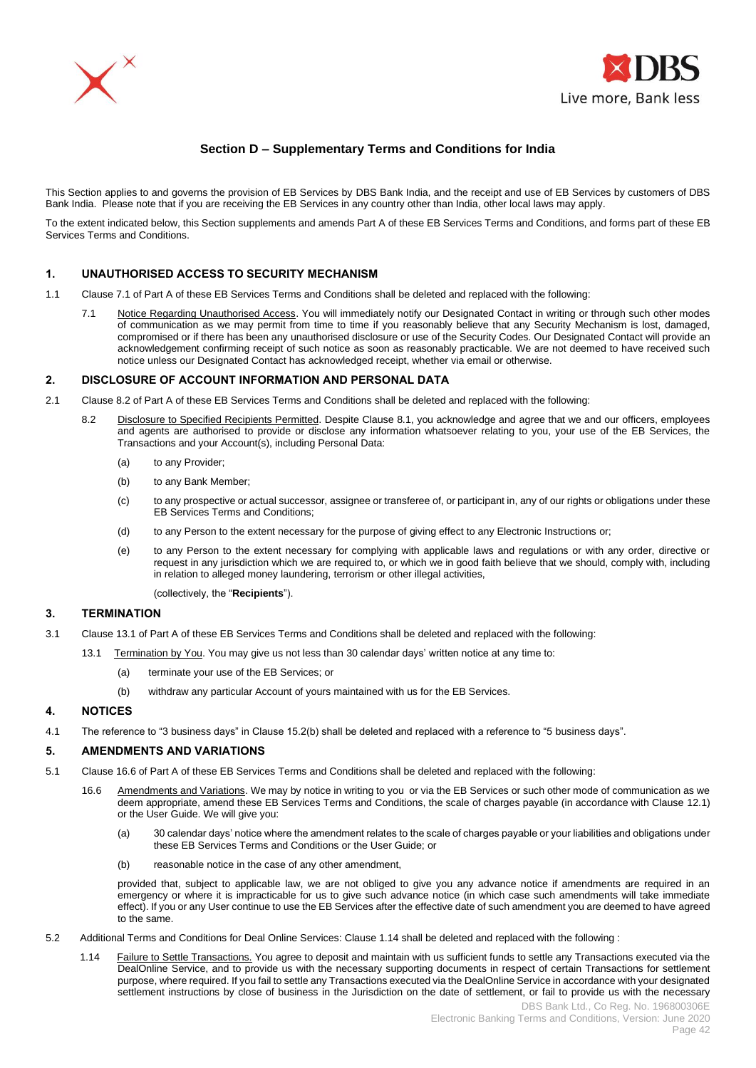## Section D – Supplementary Terms and Conditions for India

This Section applies to and governs the provision of EB Services by DBS Bank India, and the receipt and use of EB Services by customers of DBS Bank India. Please note that if you are receiving the EB Services in any country other than India, other local laws may apply.

To the extent indicated below, this Section supplements and amends Part A of these EB Services Terms and Conditions, and forms part of these EB Services Terms and Conditions.

### 1. UNAUTHORISED ACCESS TO SECURITY MECHANISM

1.1 Clause 7.1 of Part A of these EB Services Terms and Conditions shall be deleted and replaced with the following:

7.1 Notice Regarding Unauthorised Access. You will immediately notify our Designated Contact in writing or through such other modes of communication as we may permit from time to time if you reasonably believe that any Security Mechanism is lost, damaged, compromised or if there has been any unauthorised disclosure or use of the Security Codes. Our Designated Contact will provide an acknowledgement confirming receipt of such notice as soon as reasonably practicable. We are not deemed to have received such notice unless our Designated Contact has acknowledged receipt, whether via email or otherwise.

### 2. DISCLOSURE OF ACCOUNT INFORMATION AND PERSONAL DATA

2.1 Clause 8.2 of Part A of these EB Services Terms and Conditions shall be deleted and replaced with the following:

8.2 Disclosure to Specified Recipients Permitted. Despite Clause 8.1, you acknowledge and agree that we and our officers, employees and agents are authorised to provide or disclose any information whatsoever relating to you, your use of the EB Services, the Transactions and your Account(s), including Personal Data:

(a) to any Provider;

(b) to any Bank Member;

(c) to any prospective or actual successor, assignee or transferee of, or participant in, any of our rights or obligations under these EB Services Terms and Conditions;

(d) to any Person to the extent necessary for the purpose of giving effect to any Electronic Instructions or;

(e) to any Person to the extent necessary for complying with applicable laws and regulations or with any order, directive or request in any jurisdiction which we are required to, or which we in good faith believe that we should, comply with, including in relation to alleged money laundering, terrorism or other illegal activities,

(collectively, the "**Recipients**").

### 3. TERMINATION

3.1 Clause 13.1 of Part A of these EB Services Terms and Conditions shall be deleted and replaced with the following:

13.1 Termination by You. You may give us not less than 30 calendar days' written notice at any time to:

(a) terminate your use of the EB Services; or

(b) withdraw any particular Account of yours maintained with us for the EB Services.

### 4. NOTICES

4.1 The reference to "3 business days" in Clause 15.2(b) shall be deleted and replaced with a reference to "5 business days".

### 5. AMENDMENTS AND VARIATIONS

5.1 Clause 16.6 of Part A of these EB Services Terms and Conditions shall be deleted and replaced with the following:

16.6 Amendments and Variations. We may by notice in writing to you or via the EB Services or such other mode of communication as we deem appropriate, amend these EB Services Terms and Conditions, the scale of charges payable (in accordance with Clause 12.1) or the User Guide. We will give you:

(a) 30 calendar days' notice where the amendment relates to the scale of charges payable or your liabilities and obligations under these EB Services Terms and Conditions or the User Guide; or

(b) reasonable notice in the case of any other amendment,

provided that, subject to applicable law, we are not obliged to give you any advance notice if amendments are required in an emergency or where it is impracticable for us to give such advance notice (in which case such amendments will take immediate effect). If you or any User continue to use the EB Services after the effective date of such amendment you are deemed to have agreed to the same.

5.2 Additional Terms and Conditions for Deal Online Services: Clause 1.14 shall be deleted and replaced with the following :

1.14 Failure to Settle Transactions. You agree to deposit and maintain with us sufficient funds to settle any Transactions executed via the DealOnline Service, and to provide us with the necessary supporting documents in respect of certain Transactions for settlement purpose, where required. If you fail to settle any Transactions executed via the DealOnline Service in accordance with your designated settlement instructions by close of business in the Jurisdiction on the date of settlement, or fail to provide us with the necessary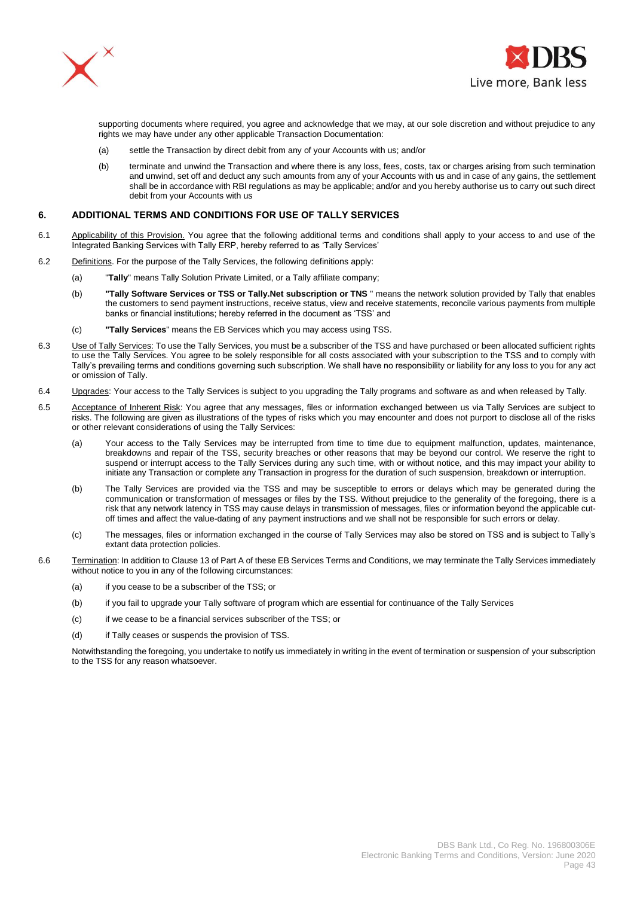supporting documents where required, you agree and acknowledge that we may, at our sole discretion and without prejudice to any rights we may have under any other applicable Transaction Documentation:

(a) settle the Transaction by direct debit from any of your Accounts with us; and/or

(b) terminate and unwind the Transaction and where there is any loss, fees, costs, tax or charges arising from such termination and unwind, set off and deduct any such amounts from any of your Accounts with us and in case of any gains, the settlement shall be in accordance with RBI regulations as may be applicable; and/or and you hereby authorise us to carry out such direct debit from your Accounts with us

## 6. ADDITIONAL TERMS AND CONDITIONS FOR USE OF TALLY SERVICES

6.1 Applicability of this Provision. You agree that the following additional terms and conditions shall apply to your access to and use of the Integrated Banking Services with Tally ERP, hereby referred to as 'Tally Services'

6.2 Definitions. For the purpose of the Tally Services, the following definitions apply:

(a) "**Tally**" means Tally Solution Private Limited, or a Tally affiliate company;

(b) **"Tally Software Services or TSS or Tally.Net subscription or TNS** " means the network solution provided by Tally that enables the customers to send payment instructions, receive status, view and receive statements, reconcile various payments from multiple banks or financial institutions; hereby referred in the document as 'TSS' and

(c) **"Tally Services**" means the EB Services which you may access using TSS.

6.3 Use of Tally Services: To use the Tally Services, you must be a subscriber of the TSS and have purchased or been allocated sufficient rights to use the Tally Services. You agree to be solely responsible for all costs associated with your subscription to the TSS and to comply with Tally's prevailing terms and conditions governing such subscription. We shall have no responsibility or liability for any loss to you for any act or omission of Tally.

6.4 Upgrades: Your access to the Tally Services is subject to you upgrading the Tally programs and software as and when released by Tally.

6.5 Acceptance of Inherent Risk: You agree that any messages, files or information exchanged between us via Tally Services are subject to risks. The following are given as illustrations of the types of risks which you may encounter and does not purport to disclose all of the risks or other relevant considerations of using the Tally Services:

(a) Your access to the Tally Services may be interrupted from time to time due to equipment malfunction, updates, maintenance, breakdowns and repair of the TSS, security breaches or other reasons that may be beyond our control. We reserve the right to suspend or interrupt access to the Tally Services during any such time, with or without notice, and this may impact your ability to initiate any Transaction or complete any Transaction in progress for the duration of such suspension, breakdown or interruption.

(b) The Tally Services are provided via the TSS and may be susceptible to errors or delays which may be generated during the communication or transformation of messages or files by the TSS. Without prejudice to the generality of the foregoing, there is a risk that any network latency in TSS may cause delays in transmission of messages, files or information beyond the applicable cut-off times and affect the value-dating of any payment instructions and we shall not be responsible for such errors or delay.

(c) The messages, files or information exchanged in the course of Tally Services may also be stored on TSS and is subject to Tally's extant data protection policies.

6.6 Termination: In addition to Clause 13 of Part A of these EB Services Terms and Conditions, we may terminate the Tally Services immediately without notice to you in any of the following circumstances:

(a) if you cease to be a subscriber of the TSS; or

(b) if you fail to upgrade your Tally software of program which are essential for continuance of the Tally Services

(c) if we cease to be a financial services subscriber of the TSS; or

(d) if Tally ceases or suspends the provision of TSS.

Notwithstanding the foregoing, you undertake to notify us immediately in writing in the event of termination or suspension of your subscription to the TSS for any reason whatsoever.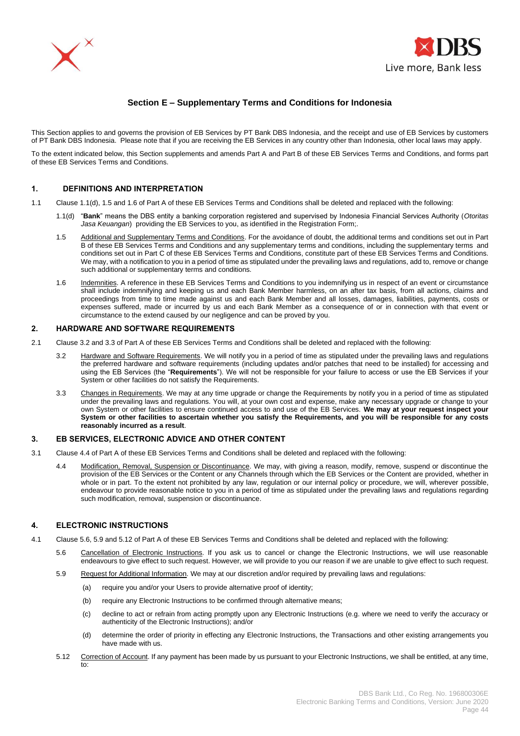## Section E – Supplementary Terms and Conditions for Indonesia

This Section applies to and governs the provision of EB Services by PT Bank DBS Indonesia, and the receipt and use of EB Services by customers of PT Bank DBS Indonesia. Please note that if you are receiving the EB Services in any country other than Indonesia, other local laws may apply.

To the extent indicated below, this Section supplements and amends Part A and Part B of these EB Services Terms and Conditions, and forms part of these EB Services Terms and Conditions.

### 1. DEFINITIONS AND INTERPRETATION

1.1 Clause 1.1(d), 1.5 and 1.6 of Part A of these EB Services Terms and Conditions shall be deleted and replaced with the following:

1.1(d) "**Bank**" means the DBS entity a banking corporation registered and supervised by Indonesia Financial Services Authority (*Otoritas Jasa Keuangan*) providing the EB Services to you, as identified in the Registration Form;.

1.5 Additional and Supplementary Terms and Conditions. For the avoidance of doubt, the additional terms and conditions set out in Part B of these EB Services Terms and Conditions and any supplementary terms and conditions, including the supplementary terms and conditions set out in Part C of these EB Services Terms and Conditions, constitute part of these EB Services Terms and Conditions. We may, with a notification to you in a period of time as stipulated under the prevailing laws and regulations, add to, remove or change such additional or supplementary terms and conditions.

1.6 Indemnities. A reference in these EB Services Terms and Conditions to you indemnifying us in respect of an event or circumstance shall include indemnifying and keeping us and each Bank Member harmless, on an after tax basis, from all actions, claims and proceedings from time to time made against us and each Bank Member and all losses, damages, liabilities, payments, costs or expenses suffered, made or incurred by us and each Bank Member as a consequence of or in connection with that event or circumstance to the extend caused by our negligence and can be proved by you.

### 2. HARDWARE AND SOFTWARE REQUIREMENTS

2.1 Clause 3.2 and 3.3 of Part A of these EB Services Terms and Conditions shall be deleted and replaced with the following:

3.2 Hardware and Software Requirements. We will notify you in a period of time as stipulated under the prevailing laws and regulations the preferred hardware and software requirements (including updates and/or patches that need to be installed) for accessing and using the EB Services (the "**Requirements**"). We will not be responsible for your failure to access or use the EB Services if your System or other facilities do not satisfy the Requirements.

3.3 Changes in Requirements. We may at any time upgrade or change the Requirements by notify you in a period of time as stipulated under the prevailing laws and regulations. You will, at your own cost and expense, make any necessary upgrade or change to your own System or other facilities to ensure continued access to and use of the EB Services. **We may at your request inspect your System or other facilities to ascertain whether you satisfy the Requirements, and you will be responsible for any costs reasonably incurred as a result**.

### 3. EB SERVICES, ELECTRONIC ADVICE AND OTHER CONTENT

3.1 Clause 4.4 of Part A of these EB Services Terms and Conditions shall be deleted and replaced with the following:

4.4 Modification, Removal, Suspension or Discontinuance. We may, with giving a reason, modify, remove, suspend or discontinue the provision of the EB Services or the Content or any Channels through which the EB Services or the Content are provided, whether in whole or in part. To the extent not prohibited by any law, regulation or our internal policy or procedure, we will, wherever possible, endeavour to provide reasonable notice to you in a period of time as stipulated under the prevailing laws and regulations regarding such modification, removal, suspension or discontinuance.

### 4. ELECTRONIC INSTRUCTIONS

4.1 Clause 5.6, 5.9 and 5.12 of Part A of these EB Services Terms and Conditions shall be deleted and replaced with the following:

5.6 Cancellation of Electronic Instructions. If you ask us to cancel or change the Electronic Instructions, we will use reasonable endeavours to give effect to such request. However, we will provide to you our reason if we are unable to give effect to such request.

5.9 Request for Additional Information. We may at our discretion and/or required by prevailing laws and regulations:

(a) require you and/or your Users to provide alternative proof of identity;

(b) require any Electronic Instructions to be confirmed through alternative means;

(c) decline to act or refrain from acting promptly upon any Electronic Instructions (e.g. where we need to verify the accuracy or authenticity of the Electronic Instructions); and/or

(d) determine the order of priority in effecting any Electronic Instructions, the Transactions and other existing arrangements you have made with us.

5.12 Correction of Account. If any payment has been made by us pursuant to your Electronic Instructions, we shall be entitled, at any time, to: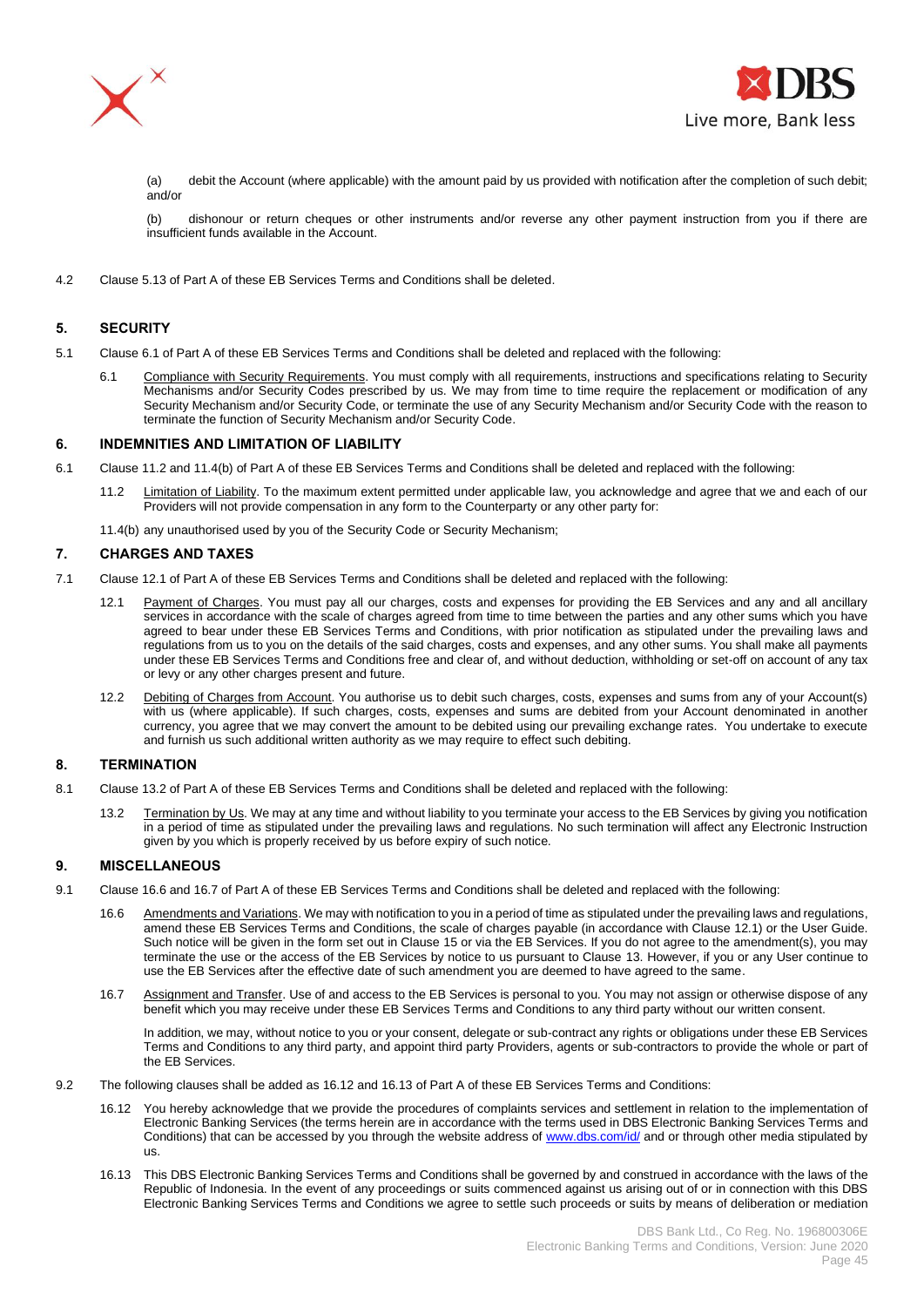(a) debit the Account (where applicable) with the amount paid by us provided with notification after the completion of such debit; and/or

(b) dishonour or return cheques or other instruments and/or reverse any other payment instruction from you if there are insufficient funds available in the Account.

4.2 Clause 5.13 of Part A of these EB Services Terms and Conditions shall be deleted.

## 5. SECURITY

5.1 Clause 6.1 of Part A of these EB Services Terms and Conditions shall be deleted and replaced with the following:

6.1 Compliance with Security Requirements. You must comply with all requirements, instructions and specifications relating to Security Mechanisms and/or Security Codes prescribed by us. We may from time to time require the replacement or modification of any Security Mechanism and/or Security Code, or terminate the use of any Security Mechanism and/or Security Code with the reason to terminate the function of Security Mechanism and/or Security Code.

## 6. INDEMNITIES AND LIMITATION OF LIABILITY

6.1 Clause 11.2 and 11.4(b) of Part A of these EB Services Terms and Conditions shall be deleted and replaced with the following:

11.2 Limitation of Liability. To the maximum extent permitted under applicable law, you acknowledge and agree that we and each of our Providers will not provide compensation in any form to the Counterparty or any other party for:

11.4(b) any unauthorised used by you of the Security Code or Security Mechanism;

## 7. CHARGES AND TAXES

7.1 Clause 12.1 of Part A of these EB Services Terms and Conditions shall be deleted and replaced with the following:

12.1 Payment of Charges. You must pay all our charges, costs and expenses for providing the EB Services and any and all ancillary services in accordance with the scale of charges agreed from time to time between the parties and any other sums which you have agreed to bear under these EB Services Terms and Conditions, with prior notification as stipulated under the prevailing laws and regulations from us to you on the details of the said charges, costs and expenses, and any other sums. You shall make all payments under these EB Services Terms and Conditions free and clear of, and without deduction, withholding or set-off on account of any tax or levy or any other charges present and future.

12.2 Debiting of Charges from Account. You authorise us to debit such charges, costs, expenses and sums from any of your Account(s) with us (where applicable). If such charges, costs, expenses and sums are debited from your Account denominated in another currency, you agree that we may convert the amount to be debited using our prevailing exchange rates. You undertake to execute and furnish us such additional written authority as we may require to effect such debiting.

## 8. TERMINATION

8.1 Clause 13.2 of Part A of these EB Services Terms and Conditions shall be deleted and replaced with the following:

13.2 Termination by Us. We may at any time and without liability to you terminate your access to the EB Services by giving you notification in a period of time as stipulated under the prevailing laws and regulations. No such termination will affect any Electronic Instruction given by you which is properly received by us before expiry of such notice.

## 9. MISCELLANEOUS

9.1 Clause 16.6 and 16.7 of Part A of these EB Services Terms and Conditions shall be deleted and replaced with the following:

16.6 Amendments and Variations. We may with notification to you in a period of time as stipulated under the prevailing laws and regulations, amend these EB Services Terms and Conditions, the scale of charges payable (in accordance with Clause 12.1) or the User Guide. Such notice will be given in the form set out in Clause 15 or via the EB Services. If you do not agree to the amendment(s), you may terminate the use or the access of the EB Services by notice to us pursuant to Clause 13. However, if you or any User continue to use the EB Services after the effective date of such amendment you are deemed to have agreed to the same.

16.7 Assignment and Transfer. Use of and access to the EB Services is personal to you. You may not assign or otherwise dispose of any benefit which you may receive under these EB Services Terms and Conditions to any third party without our written consent.

In addition, we may, without notice to you or your consent, delegate or sub-contract any rights or obligations under these EB Services Terms and Conditions to any third party, and appoint third party Providers, agents or sub-contractors to provide the whole or part of the EB Services.

9.2 The following clauses shall be added as 16.12 and 16.13 of Part A of these EB Services Terms and Conditions:

16.12 You hereby acknowledge that we provide the procedures of complaints services and settlement in relation to the implementation of Electronic Banking Services (the terms herein are in accordance with the terms used in DBS Electronic Banking Services Terms and Conditions) that can be accessed by you through the website address of www.dbs.com/id/ and or through other media stipulated by us.

16.13 This DBS Electronic Banking Services Terms and Conditions shall be governed by and construed in accordance with the laws of the Republic of Indonesia. In the event of any proceedings or suits commenced against us arising out of or in connection with this DBS Electronic Banking Services Terms and Conditions we agree to settle such proceeds or suits by means of deliberation or mediation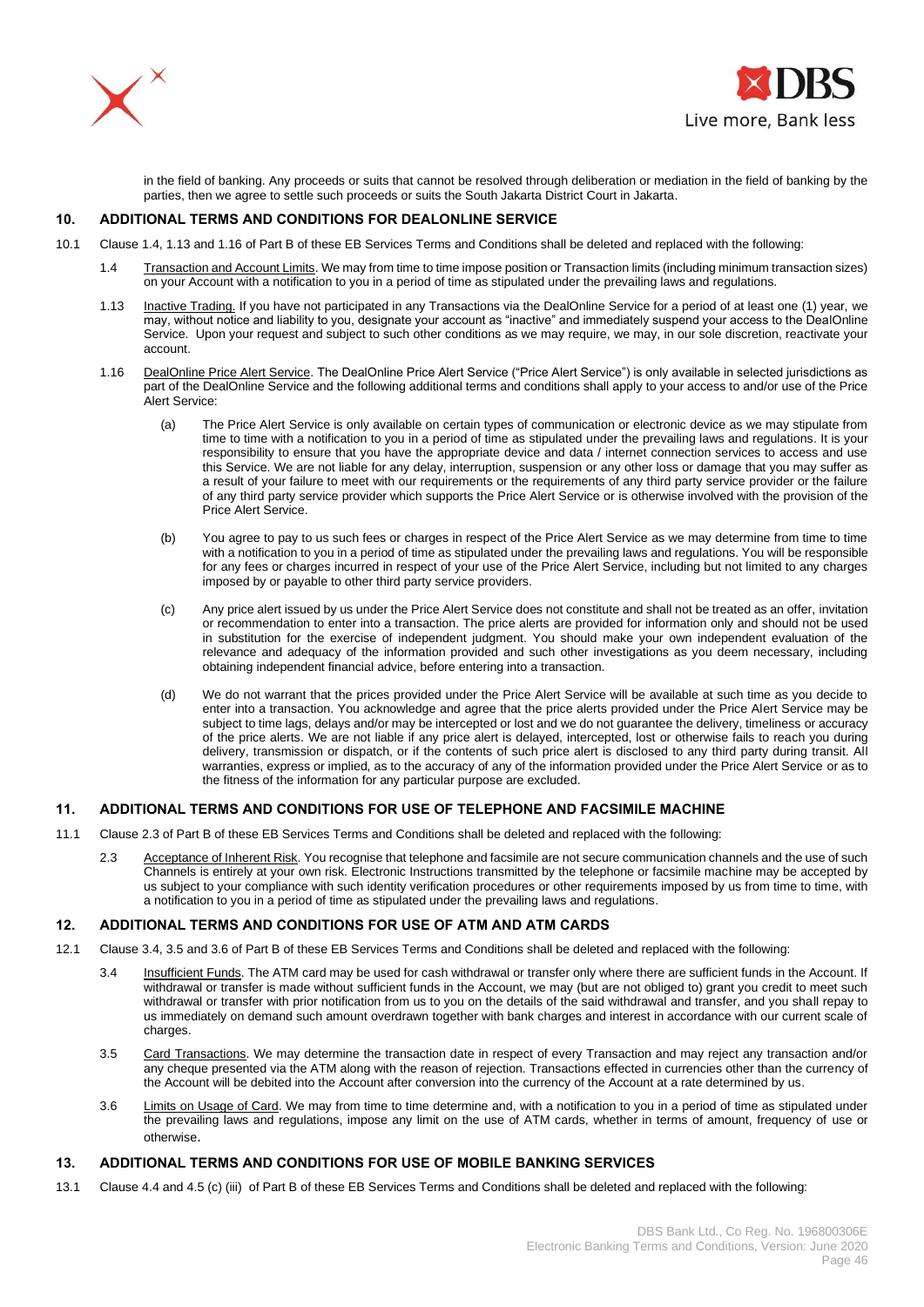in the field of banking. Any proceeds or suits that cannot be resolved through deliberation or mediation in the field of banking by the parties, then we agree to settle such proceeds or suits the South Jakarta District Court in Jakarta.

## 10. ADDITIONAL TERMS AND CONDITIONS FOR DEALONLINE SERVICE

10.1 Clause 1.4, 1.13 and 1.16 of Part B of these EB Services Terms and Conditions shall be deleted and replaced with the following:

1.4 Transaction and Account Limits. We may from time to time impose position or Transaction limits (including minimum transaction sizes) on your Account with a notification to you in a period of time as stipulated under the prevailing laws and regulations.

1.13 Inactive Trading. If you have not participated in any Transactions via the DealOnline Service for a period of at least one (1) year, we may, without notice and liability to you, designate your account as "inactive" and immediately suspend your access to the DealOnline Service. Upon your request and subject to such other conditions as we may require, we may, in our sole discretion, reactivate your account.

1.16 DealOnline Price Alert Service. The DealOnline Price Alert Service ("Price Alert Service") is only available in selected jurisdictions as part of the DealOnline Service and the following additional terms and conditions shall apply to your access to and/or use of the Price Alert Service:

(a) The Price Alert Service is only available on certain types of communication or electronic device as we may stipulate from time to time with a notification to you in a period of time as stipulated under the prevailing laws and regulations. It is your responsibility to ensure that you have the appropriate device and data / internet connection services to access and use this Service. We are not liable for any delay, interruption, suspension or any other loss or damage that you may suffer as a result of your failure to meet with our requirements or the requirements of any third party service provider or the failure of any third party service provider which supports the Price Alert Service or is otherwise involved with the provision of the Price Alert Service.

(b) You agree to pay to us such fees or charges in respect of the Price Alert Service as we may determine from time to time with a notification to you in a period of time as stipulated under the prevailing laws and regulations. You will be responsible for any fees or charges incurred in respect of your use of the Price Alert Service, including but not limited to any charges imposed by or payable to other third party service providers.

(c) Any price alert issued by us under the Price Alert Service does not constitute and shall not be treated as an offer, invitation or recommendation to enter into a transaction. The price alerts are provided for information only and should not be used in substitution for the exercise of independent judgment. You should make your own independent evaluation of the relevance and adequacy of the information provided and such other investigations as you deem necessary, including obtaining independent financial advice, before entering into a transaction.

(d) We do not warrant that the prices provided under the Price Alert Service will be available at such time as you decide to enter into a transaction. You acknowledge and agree that the price alerts provided under the Price Alert Service may be subject to time lags, delays and/or may be intercepted or lost and we do not guarantee the delivery, timeliness or accuracy of the price alerts. We are not liable if any price alert is delayed, intercepted, lost or otherwise fails to reach you during delivery, transmission or dispatch, or if the contents of such price alert is disclosed to any third party during transit. All warranties, express or implied, as to the accuracy of any of the information provided under the Price Alert Service or as to the fitness of the information for any particular purpose are excluded.

## 11. ADDITIONAL TERMS AND CONDITIONS FOR USE OF TELEPHONE AND FACSIMILE MACHINE

11.1 Clause 2.3 of Part B of these EB Services Terms and Conditions shall be deleted and replaced with the following:

2.3 Acceptance of Inherent Risk. You recognise that telephone and facsimile are not secure communication channels and the use of such Channels is entirely at your own risk. Electronic Instructions transmitted by the telephone or facsimile machine may be accepted by us subject to your compliance with such identity verification procedures or other requirements imposed by us from time to time, with a notification to you in a period of time as stipulated under the prevailing laws and regulations.

## 12. ADDITIONAL TERMS AND CONDITIONS FOR USE OF ATM AND ATM CARDS

12.1 Clause 3.4, 3.5 and 3.6 of Part B of these EB Services Terms and Conditions shall be deleted and replaced with the following:

3.4 Insufficient Funds. The ATM card may be used for cash withdrawal or transfer only where there are sufficient funds in the Account. If withdrawal or transfer is made without sufficient funds in the Account, we may (but are not obliged to) grant you credit to meet such withdrawal or transfer with prior notification from us to you on the details of the said withdrawal and transfer, and you shall repay to us immediately on demand such amount overdrawn together with bank charges and interest in accordance with our current scale of charges.

3.5 Card Transactions. We may determine the transaction date in respect of every Transaction and may reject any transaction and/or any cheque presented via the ATM along with the reason of rejection. Transactions effected in currencies other than the currency of the Account will be debited into the Account after conversion into the currency of the Account at a rate determined by us.

3.6 Limits on Usage of Card. We may from time to time determine and, with a notification to you in a period of time as stipulated under the prevailing laws and regulations, impose any limit on the use of ATM cards, whether in terms of amount, frequency of use or otherwise.

## 13. ADDITIONAL TERMS AND CONDITIONS FOR USE OF MOBILE BANKING SERVICES

13.1 Clause 4.4 and 4.5 (c) (iii) of Part B of these EB Services Terms and Conditions shall be deleted and replaced with the following: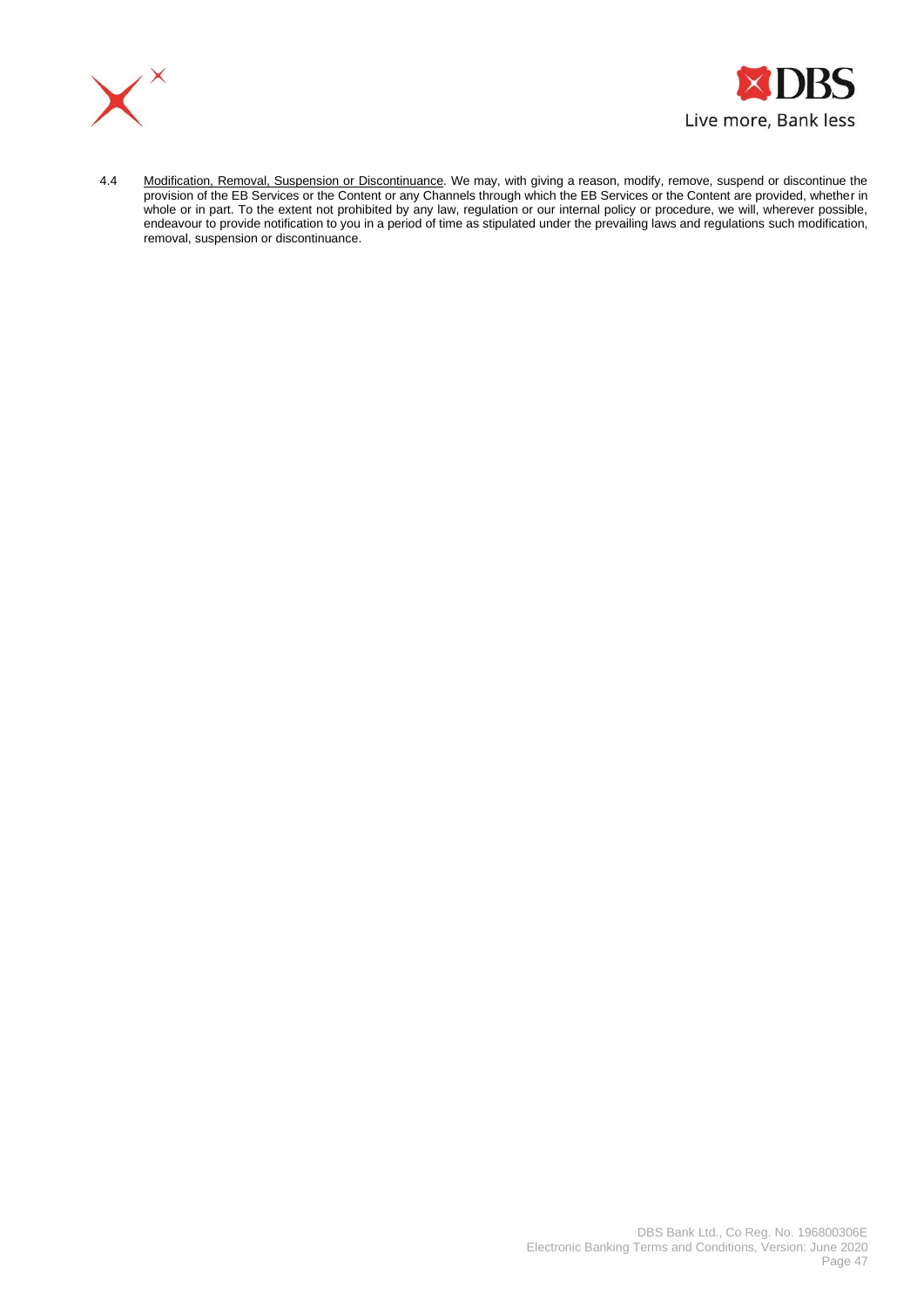4.4 <u>Modification, Removal, Suspension or Discontinuance</u>. We may, with giving a reason, modify, remove, suspend or discontinue the provision of the EB Services or the Content or any Channels through which the EB Services or the Content are provided, whether in whole or in part. To the extent not prohibited by any law, regulation or our internal policy or procedure, we will, wherever possible, endeavour to provide notification to you in a period of time as stipulated under the prevailing laws and regulations such modification, removal, suspension or discontinuance.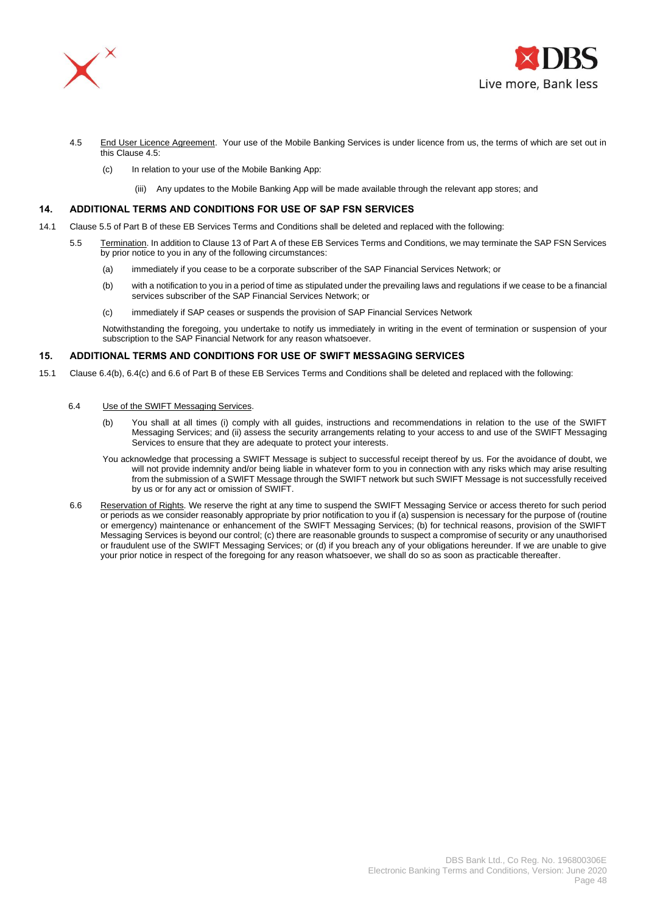4.5 <u>End User Licence Agreement</u>. Your use of the Mobile Banking Services is under licence from us, the terms of which are set out in this Clause 4.5:

(c) In relation to your use of the Mobile Banking App:

(iii) Any updates to the Mobile Banking App will be made available through the relevant app stores; and

## 14. ADDITIONAL TERMS AND CONDITIONS FOR USE OF SAP FSN SERVICES

14.1 Clause 5.5 of Part B of these EB Services Terms and Conditions shall be deleted and replaced with the following:

5.5 <u>Termination</u>. In addition to Clause 13 of Part A of these EB Services Terms and Conditions, we may terminate the SAP FSN Services by prior notice to you in any of the following circumstances:

(a) immediately if you cease to be a corporate subscriber of the SAP Financial Services Network; or

(b) with a notification to you in a period of time as stipulated under the prevailing laws and regulations if we cease to be a financial services subscriber of the SAP Financial Services Network; or

(c) immediately if SAP ceases or suspends the provision of SAP Financial Services Network

Notwithstanding the foregoing, you undertake to notify us immediately in writing in the event of termination or suspension of your subscription to the SAP Financial Network for any reason whatsoever.

## 15. ADDITIONAL TERMS AND CONDITIONS FOR USE OF SWIFT MESSAGING SERVICES

15.1 Clause 6.4(b), 6.4(c) and 6.6 of Part B of these EB Services Terms and Conditions shall be deleted and replaced with the following:

6.4 <u>Use of the SWIFT Messaging Services</u>.

(b) You shall at all times (i) comply with all guides, instructions and recommendations in relation to the use of the SWIFT Messaging Services; and (ii) assess the security arrangements relating to your access to and use of the SWIFT Messaging Services to ensure that they are adequate to protect your interests.

You acknowledge that processing a SWIFT Message is subject to successful receipt thereof by us. For the avoidance of doubt, we will not provide indemnity and/or being liable in whatever form to you in connection with any risks which may arise resulting from the submission of a SWIFT Message through the SWIFT network but such SWIFT Message is not successfully received by us or for any act or omission of SWIFT.

6.6 <u>Reservation of Rights</u>. We reserve the right at any time to suspend the SWIFT Messaging Service or access thereto for such period or periods as we consider reasonably appropriate by prior notification to you if (a) suspension is necessary for the purpose of (routine or emergency) maintenance or enhancement of the SWIFT Messaging Services; (b) for technical reasons, provision of the SWIFT Messaging Services is beyond our control; (c) there are reasonable grounds to suspect a compromise of security or any unauthorised or fraudulent use of the SWIFT Messaging Services; or (d) if you breach any of your obligations hereunder. If we are unable to give your prior notice in respect of the foregoing for any reason whatsoever, we shall do so as soon as practicable thereafter.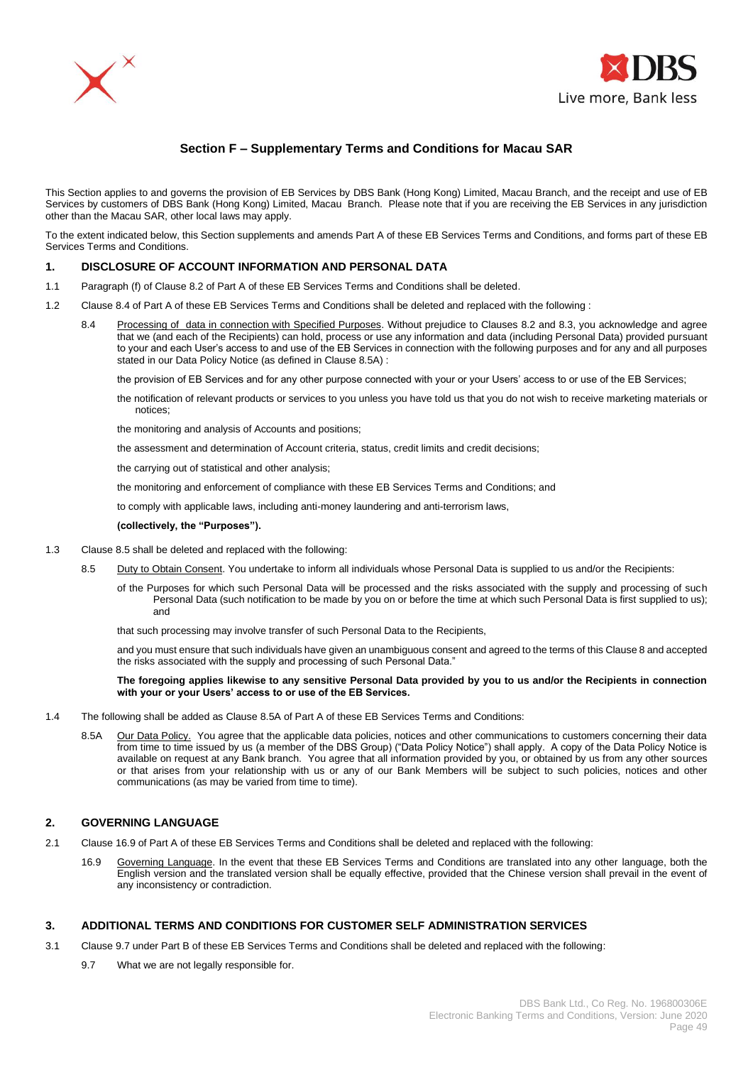## Section F – Supplementary Terms and Conditions for Macau SAR

This Section applies to and governs the provision of EB Services by DBS Bank (Hong Kong) Limited, Macau Branch, and the receipt and use of EB Services by customers of DBS Bank (Hong Kong) Limited, Macau Branch. Please note that if you are receiving the EB Services in any jurisdiction other than the Macau SAR, other local laws may apply.

To the extent indicated below, this Section supplements and amends Part A of these EB Services Terms and Conditions, and forms part of these EB Services Terms and Conditions.

### 1. DISCLOSURE OF ACCOUNT INFORMATION AND PERSONAL DATA

1.1 Paragraph (f) of Clause 8.2 of Part A of these EB Services Terms and Conditions shall be deleted.

1.2 Clause 8.4 of Part A of these EB Services Terms and Conditions shall be deleted and replaced with the following :

8.4 Processing of data in connection with Specified Purposes. Without prejudice to Clauses 8.2 and 8.3, you acknowledge and agree that we (and each of the Recipients) can hold, process or use any information and data (including Personal Data) provided pursuant to your and each User's access to and use of the EB Services in connection with the following purposes and for any and all purposes stated in our Data Policy Notice (as defined in Clause 8.5A) :

the provision of EB Services and for any other purpose connected with your or your Users' access to or use of the EB Services;

the notification of relevant products or services to you unless you have told us that you do not wish to receive marketing materials or notices;

the monitoring and analysis of Accounts and positions;

the assessment and determination of Account criteria, status, credit limits and credit decisions;

the carrying out of statistical and other analysis;

the monitoring and enforcement of compliance with these EB Services Terms and Conditions; and

to comply with applicable laws, including anti-money laundering and anti-terrorism laws,

**(collectively, the "Purposes").**

1.3 Clause 8.5 shall be deleted and replaced with the following:

8.5 Duty to Obtain Consent. You undertake to inform all individuals whose Personal Data is supplied to us and/or the Recipients:

of the Purposes for which such Personal Data will be processed and the risks associated with the supply and processing of such Personal Data (such notification to be made by you on or before the time at which such Personal Data is first supplied to us); and

that such processing may involve transfer of such Personal Data to the Recipients,

and you must ensure that such individuals have given an unambiguous consent and agreed to the terms of this Clause 8 and accepted the risks associated with the supply and processing of such Personal Data."

**The foregoing applies likewise to any sensitive Personal Data provided by you to us and/or the Recipients in connection with your or your Users' access to or use of the EB Services.**

1.4 The following shall be added as Clause 8.5A of Part A of these EB Services Terms and Conditions:

8.5A Our Data Policy. You agree that the applicable data policies, notices and other communications to customers concerning their data from time to time issued by us (a member of the DBS Group) ("Data Policy Notice") shall apply. A copy of the Data Policy Notice is available on request at any Bank branch. You agree that all information provided by you, or obtained by us from any other sources or that arises from your relationship with us or any of our Bank Members will be subject to such policies, notices and other communications (as may be varied from time to time).

### 2. GOVERNING LANGUAGE

2.1 Clause 16.9 of Part A of these EB Services Terms and Conditions shall be deleted and replaced with the following:

16.9 Governing Language. In the event that these EB Services Terms and Conditions are translated into any other language, both the English version and the translated version shall be equally effective, provided that the Chinese version shall prevail in the event of any inconsistency or contradiction.

### 3. ADDITIONAL TERMS AND CONDITIONS FOR CUSTOMER SELF ADMINISTRATION SERVICES

3.1 Clause 9.7 under Part B of these EB Services Terms and Conditions shall be deleted and replaced with the following:

9.7 What we are not legally responsible for.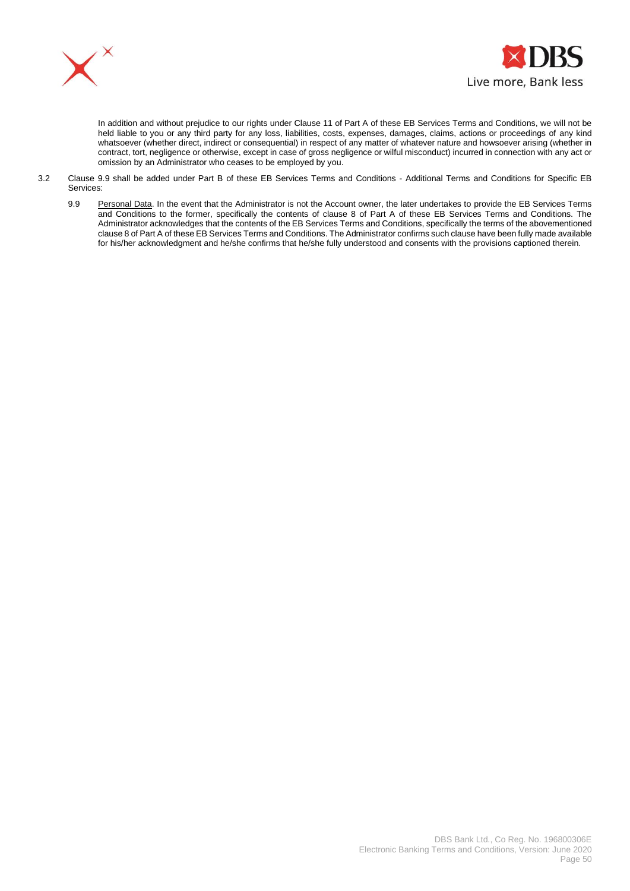In addition and without prejudice to our rights under Clause 11 of Part A of these EB Services Terms and Conditions, we will not be held liable to you or any third party for any loss, liabilities, costs, expenses, damages, claims, actions or proceedings of any kind whatsoever (whether direct, indirect or consequential) in respect of any matter of whatever nature and howsoever arising (whether in contract, tort, negligence or otherwise, except in case of gross negligence or wilful misconduct) incurred in connection with any act or omission by an Administrator who ceases to be employed by you.

3.2 Clause 9.9 shall be added under Part B of these EB Services Terms and Conditions - Additional Terms and Conditions for Specific EB Services:

9.9 Personal Data. In the event that the Administrator is not the Account owner, the later undertakes to provide the EB Services Terms and Conditions to the former, specifically the contents of clause 8 of Part A of these EB Services Terms and Conditions. The Administrator acknowledges that the contents of the EB Services Terms and Conditions, specifically the terms of the abovementioned clause 8 of Part A of these EB Services Terms and Conditions. The Administrator confirms such clause have been fully made available for his/her acknowledgment and he/she confirms that he/she fully understood and consents with the provisions captioned therein.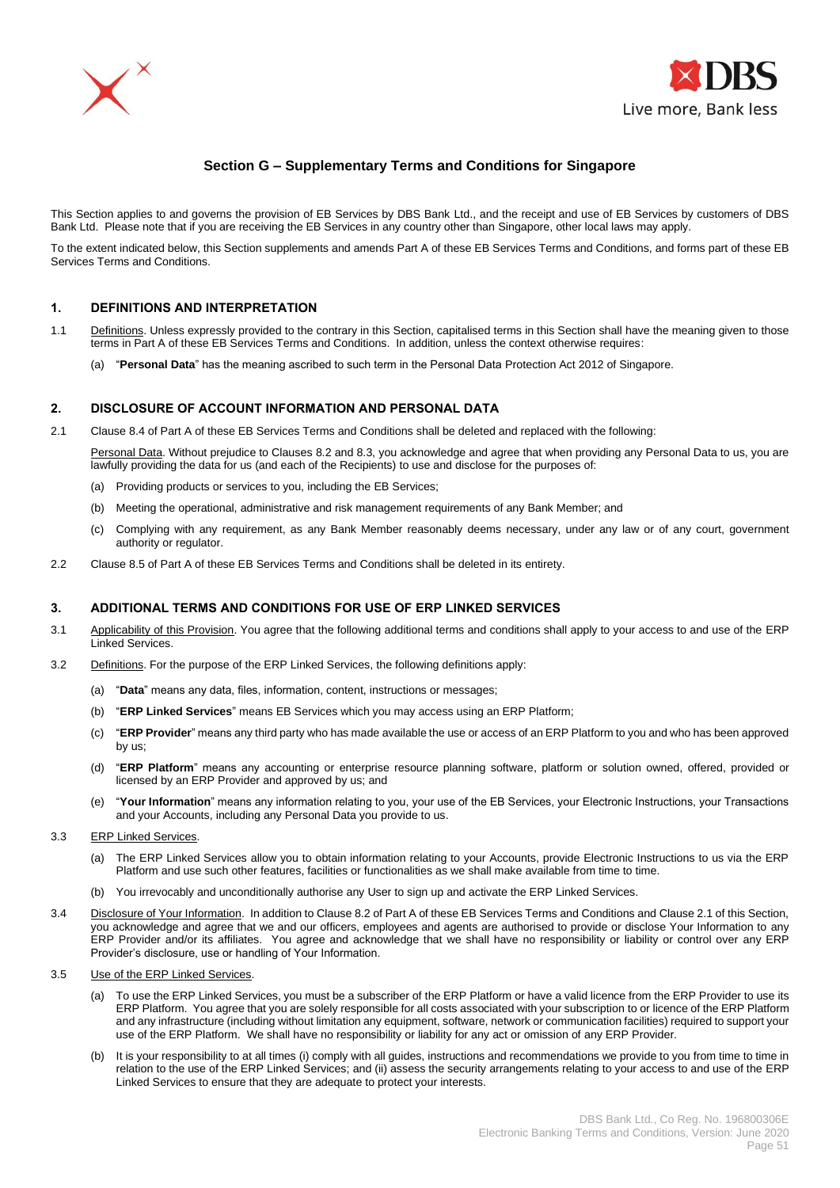## Section G – Supplementary Terms and Conditions for Singapore

This Section applies to and governs the provision of EB Services by DBS Bank Ltd., and the receipt and use of EB Services by customers of DBS Bank Ltd. Please note that if you are receiving the EB Services in any country other than Singapore, other local laws may apply.

To the extent indicated below, this Section supplements and amends Part A of these EB Services Terms and Conditions, and forms part of these EB Services Terms and Conditions.

### 1. DEFINITIONS AND INTERPRETATION

1.1 Definitions. Unless expressly provided to the contrary in this Section, capitalised terms in this Section shall have the meaning given to those terms in Part A of these EB Services Terms and Conditions. In addition, unless the context otherwise requires:

(a) "**Personal Data**" has the meaning ascribed to such term in the Personal Data Protection Act 2012 of Singapore.

### 2. DISCLOSURE OF ACCOUNT INFORMATION AND PERSONAL DATA

2.1 Clause 8.4 of Part A of these EB Services Terms and Conditions shall be deleted and replaced with the following:

Personal Data. Without prejudice to Clauses 8.2 and 8.3, you acknowledge and agree that when providing any Personal Data to us, you are lawfully providing the data for us (and each of the Recipients) to use and disclose for the purposes of:

(a) Providing products or services to you, including the EB Services;

(b) Meeting the operational, administrative and risk management requirements of any Bank Member; and

(c) Complying with any requirement, as any Bank Member reasonably deems necessary, under any law or of any court, government authority or regulator.

2.2 Clause 8.5 of Part A of these EB Services Terms and Conditions shall be deleted in its entirety.

### 3. ADDITIONAL TERMS AND CONDITIONS FOR USE OF ERP LINKED SERVICES

3.1 Applicability of this Provision. You agree that the following additional terms and conditions shall apply to your access to and use of the ERP Linked Services.

3.2 Definitions. For the purpose of the ERP Linked Services, the following definitions apply:

(a) "**Data**" means any data, files, information, content, instructions or messages;

(b) "**ERP Linked Services**" means EB Services which you may access using an ERP Platform;

(c) "**ERP Provider**" means any third party who has made available the use or access of an ERP Platform to you and who has been approved by us;

(d) "**ERP Platform**" means any accounting or enterprise resource planning software, platform or solution owned, offered, provided or licensed by an ERP Provider and approved by us; and

(e) "**Your Information**" means any information relating to you, your use of the EB Services, your Electronic Instructions, your Transactions and your Accounts, including any Personal Data you provide to us.

3.3 ERP Linked Services.

(a) The ERP Linked Services allow you to obtain information relating to your Accounts, provide Electronic Instructions to us via the ERP Platform and use such other features, facilities or functionalities as we shall make available from time to time.

(b) You irrevocably and unconditionally authorise any User to sign up and activate the ERP Linked Services.

3.4 Disclosure of Your Information. In addition to Clause 8.2 of Part A of these EB Services Terms and Conditions and Clause 2.1 of this Section, you acknowledge and agree that we and our officers, employees and agents are authorised to provide or disclose Your Information to any ERP Provider and/or its affiliates. You agree and acknowledge that we shall have no responsibility or liability or control over any ERP Provider's disclosure, use or handling of Your Information.

3.5 Use of the ERP Linked Services.

(a) To use the ERP Linked Services, you must be a subscriber of the ERP Platform or have a valid licence from the ERP Provider to use its ERP Platform. You agree that you are solely responsible for all costs associated with your subscription to or licence of the ERP Platform and any infrastructure (including without limitation any equipment, software, network or communication facilities) required to support your use of the ERP Platform. We shall have no responsibility or liability for any act or omission of any ERP Provider.

(b) It is your responsibility to at all times (i) comply with all guides, instructions and recommendations we provide to you from time to time in relation to the use of the ERP Linked Services; and (ii) assess the security arrangements relating to your access to and use of the ERP Linked Services to ensure that they are adequate to protect your interests.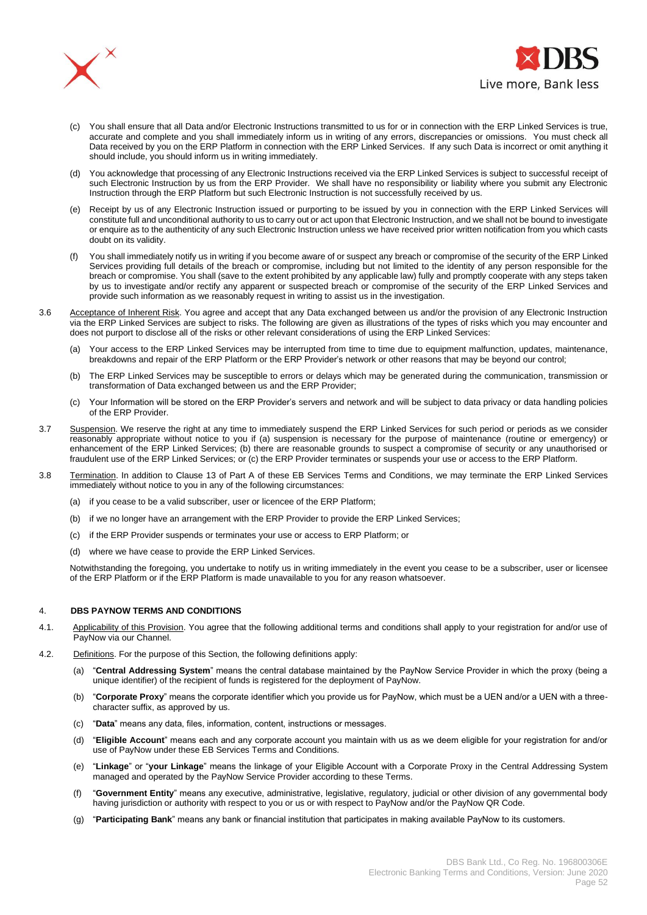(c) You shall ensure that all Data and/or Electronic Instructions transmitted to us for or in connection with the ERP Linked Services is true, accurate and complete and you shall immediately inform us in writing of any errors, discrepancies or omissions. You must check all Data received by you on the ERP Platform in connection with the ERP Linked Services. If any such Data is incorrect or omit anything it should include, you should inform us in writing immediately.

(d) You acknowledge that processing of any Electronic Instructions received via the ERP Linked Services is subject to successful receipt of such Electronic Instruction by us from the ERP Provider. We shall have no responsibility or liability where you submit any Electronic Instruction through the ERP Platform but such Electronic Instruction is not successfully received by us.

(e) Receipt by us of any Electronic Instruction issued or purporting to be issued by you in connection with the ERP Linked Services will constitute full and unconditional authority to us to carry out or act upon that Electronic Instruction, and we shall not be bound to investigate or enquire as to the authenticity of any such Electronic Instruction unless we have received prior written notification from you which casts doubt on its validity.

(f) You shall immediately notify us in writing if you become aware of or suspect any breach or compromise of the security of the ERP Linked Services providing full details of the breach or compromise, including but not limited to the identity of any person responsible for the breach or compromise. You shall (save to the extent prohibited by any applicable law) fully and promptly cooperate with any steps taken by us to investigate and/or rectify any apparent or suspected breach or compromise of the security of the ERP Linked Services and provide such information as we reasonably request in writing to assist us in the investigation.

3.6 Acceptance of Inherent Risk. You agree and accept that any Data exchanged between us and/or the provision of any Electronic Instruction via the ERP Linked Services are subject to risks. The following are given as illustrations of the types of risks which you may encounter and does not purport to disclose all of the risks or other relevant considerations of using the ERP Linked Services:

(a) Your access to the ERP Linked Services may be interrupted from time to time due to equipment malfunction, updates, maintenance, breakdowns and repair of the ERP Platform or the ERP Provider's network or other reasons that may be beyond our control;

(b) The ERP Linked Services may be susceptible to errors or delays which may be generated during the communication, transmission or transformation of Data exchanged between us and the ERP Provider;

(c) Your Information will be stored on the ERP Provider's servers and network and will be subject to data privacy or data handling policies of the ERP Provider.

3.7 Suspension. We reserve the right at any time to immediately suspend the ERP Linked Services for such period or periods as we consider reasonably appropriate without notice to you if (a) suspension is necessary for the purpose of maintenance (routine or emergency) or enhancement of the ERP Linked Services; (b) there are reasonable grounds to suspect a compromise of security or any unauthorised or fraudulent use of the ERP Linked Services; or (c) the ERP Provider terminates or suspends your use or access to the ERP Platform.

3.8 Termination. In addition to Clause 13 of Part A of these EB Services Terms and Conditions, we may terminate the ERP Linked Services immediately without notice to you in any of the following circumstances:

(a) if you cease to be a valid subscriber, user or licencee of the ERP Platform;

(b) if we no longer have an arrangement with the ERP Provider to provide the ERP Linked Services;

(c) if the ERP Provider suspends or terminates your use or access to ERP Platform; or

(d) where we have cease to provide the ERP Linked Services.

Notwithstanding the foregoing, you undertake to notify us in writing immediately in the event you cease to be a subscriber, user or licensee of the ERP Platform or if the ERP Platform is made unavailable to you for any reason whatsoever.

## 4. DBS PAYNOW TERMS AND CONDITIONS

4.1. Applicability of this Provision. You agree that the following additional terms and conditions shall apply to your registration for and/or use of PayNow via our Channel.

4.2. Definitions. For the purpose of this Section, the following definitions apply:

(a) "**Central Addressing System**" means the central database maintained by the PayNow Service Provider in which the proxy (being a unique identifier) of the recipient of funds is registered for the deployment of PayNow.

(b) "**Corporate Proxy**" means the corporate identifier which you provide us for PayNow, which must be a UEN and/or a UEN with a three-character suffix, as approved by us.

(c) "**Data**" means any data, files, information, content, instructions or messages.

(d) "**Eligible Account**" means each and any corporate account you maintain with us as we deem eligible for your registration for and/or use of PayNow under these EB Services Terms and Conditions.

(e) "**Linkage**" or "**your Linkage**" means the linkage of your Eligible Account with a Corporate Proxy in the Central Addressing System managed and operated by the PayNow Service Provider according to these Terms.

(f) "**Government Entity**" means any executive, administrative, legislative, regulatory, judicial or other division of any governmental body having jurisdiction or authority with respect to you or us or with respect to PayNow and/or the PayNow QR Code.

(g) "**Participating Bank**" means any bank or financial institution that participates in making available PayNow to its customers.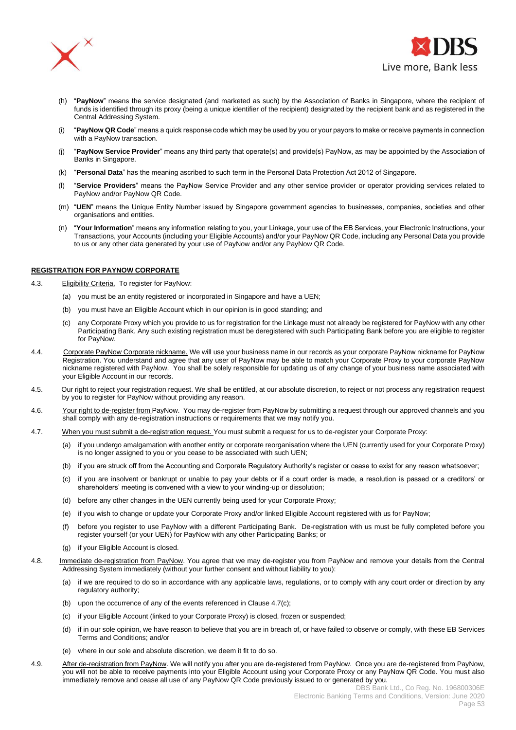(h) "**PayNow**" means the service designated (and marketed as such) by the Association of Banks in Singapore, where the recipient of funds is identified through its proxy (being a unique identifier of the recipient) designated by the recipient bank and as registered in the Central Addressing System.

(i) "**PayNow QR Code**" means a quick response code which may be used by you or your payors to make or receive payments in connection with a PayNow transaction.

(j) "**PayNow Service Provider**" means any third party that operate(s) and provide(s) PayNow, as may be appointed by the Association of Banks in Singapore.

(k) "**Personal Data**" has the meaning ascribed to such term in the Personal Data Protection Act 2012 of Singapore.

(l) "**Service Providers**" means the PayNow Service Provider and any other service provider or operator providing services related to PayNow and/or PayNow QR Code.

(m) "**UEN**" means the Unique Entity Number issued by Singapore government agencies to businesses, companies, societies and other organisations and entities.

(n) "**Your Information**" means any information relating to you, your Linkage, your use of the EB Services, your Electronic Instructions, your Transactions, your Accounts (including your Eligible Accounts) and/or your PayNow QR Code, including any Personal Data you provide to us or any other data generated by your use of PayNow and/or any PayNow QR Code.

**REGISTRATION FOR PAYNOW CORPORATE**

4.3. Eligibility Criteria. To register for PayNow:

(a) you must be an entity registered or incorporated in Singapore and have a UEN;

(b) you must have an Eligible Account which in our opinion is in good standing; and

(c) any Corporate Proxy which you provide to us for registration for the Linkage must not already be registered for PayNow with any other Participating Bank. Any such existing registration must be deregistered with such Participating Bank before you are eligible to register for PayNow.

4.4. Corporate PayNow Corporate nickname. We will use your business name in our records as your corporate PayNow nickname for PayNow Registration. You understand and agree that any user of PayNow may be able to match your Corporate Proxy to your corporate PayNow nickname registered with PayNow. You shall be solely responsible for updating us of any change of your business name associated with your Eligible Account in our records.

4.5. Our right to reject your registration request. We shall be entitled, at our absolute discretion, to reject or not process any registration request by you to register for PayNow without providing any reason.

4.6. Your right to de-register from PayNow. You may de-register from PayNow by submitting a request through our approved channels and you shall comply with any de-registration instructions or requirements that we may notify you.

4.7. When you must submit a de-registration request. You must submit a request for us to de-register your Corporate Proxy:

(a) if you undergo amalgamation with another entity or corporate reorganisation where the UEN (currently used for your Corporate Proxy) is no longer assigned to you or you cease to be associated with such UEN;

(b) if you are struck off from the Accounting and Corporate Regulatory Authority's register or cease to exist for any reason whatsoever;

(c) if you are insolvent or bankrupt or unable to pay your debts or if a court order is made, a resolution is passed or a creditors' or shareholders' meeting is convened with a view to your winding-up or dissolution;

(d) before any other changes in the UEN currently being used for your Corporate Proxy;

(e) if you wish to change or update your Corporate Proxy and/or linked Eligible Account registered with us for PayNow;

(f) before you register to use PayNow with a different Participating Bank. De-registration with us must be fully completed before you register yourself (or your UEN) for PayNow with any other Participating Banks; or

(g) if your Eligible Account is closed.

4.8. Immediate de-registration from PayNow. You agree that we may de-register you from PayNow and remove your details from the Central Addressing System immediately (without your further consent and without liability to you):

(a) if we are required to do so in accordance with any applicable laws, regulations, or to comply with any court order or direction by any regulatory authority;

(b) upon the occurrence of any of the events referenced in Clause 4.7(c);

(c) if your Eligible Account (linked to your Corporate Proxy) is closed, frozen or suspended;

(d) if in our sole opinion, we have reason to believe that you are in breach of, or have failed to observe or comply, with these EB Services Terms and Conditions; and/or

(e) where in our sole and absolute discretion, we deem it fit to do so.

4.9. After de-registration from PayNow. We will notify you after you are de-registered from PayNow. Once you are de-registered from PayNow, you will not be able to receive payments into your Eligible Account using your Corporate Proxy or any PayNow QR Code. You must also immediately remove and cease all use of any PayNow QR Code previously issued to or generated by you.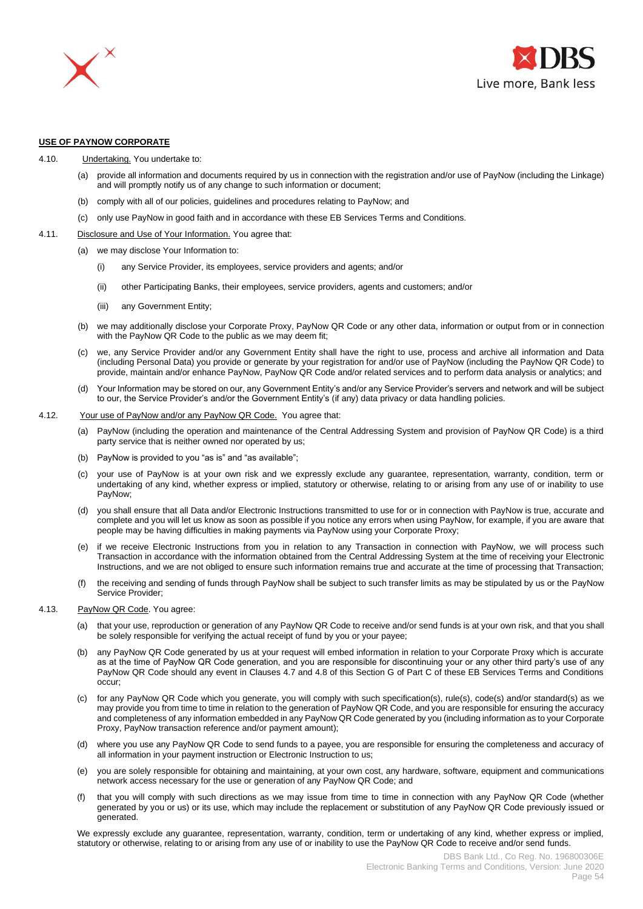**USE OF PAYNOW CORPORATE**

4.10. Undertaking. You undertake to:

(a) provide all information and documents required by us in connection with the registration and/or use of PayNow (including the Linkage) and will promptly notify us of any change to such information or document;

(b) comply with all of our policies, guidelines and procedures relating to PayNow; and

(c) only use PayNow in good faith and in accordance with these EB Services Terms and Conditions.

4.11. Disclosure and Use of Your Information. You agree that:

(a) we may disclose Your Information to:

(i) any Service Provider, its employees, service providers and agents; and/or

(ii) other Participating Banks, their employees, service providers, agents and customers; and/or

(iii) any Government Entity;

(b) we may additionally disclose your Corporate Proxy, PayNow QR Code or any other data, information or output from or in connection with the PayNow QR Code to the public as we may deem fit;

(c) we, any Service Provider and/or any Government Entity shall have the right to use, process and archive all information and Data (including Personal Data) you provide or generate by your registration for and/or use of PayNow (including the PayNow QR Code) to provide, maintain and/or enhance PayNow, PayNow QR Code and/or related services and to perform data analysis or analytics; and

(d) Your Information may be stored on our, any Government Entity's and/or any Service Provider's servers and network and will be subject to our, the Service Provider's and/or the Government Entity's (if any) data privacy or data handling policies.

4.12. Your use of PayNow and/or any PayNow QR Code. You agree that:

(a) PayNow (including the operation and maintenance of the Central Addressing System and provision of PayNow QR Code) is a third party service that is neither owned nor operated by us;

(b) PayNow is provided to you "as is" and "as available";

(c) your use of PayNow is at your own risk and we expressly exclude any guarantee, representation, warranty, condition, term or undertaking of any kind, whether express or implied, statutory or otherwise, relating to or arising from any use of or inability to use PayNow;

(d) you shall ensure that all Data and/or Electronic Instructions transmitted to use for or in connection with PayNow is true, accurate and complete and you will let us know as soon as possible if you notice any errors when using PayNow, for example, if you are aware that people may be having difficulties in making payments via PayNow using your Corporate Proxy;

(e) if we receive Electronic Instructions from you in relation to any Transaction in connection with PayNow, we will process such Transaction in accordance with the information obtained from the Central Addressing System at the time of receiving your Electronic Instructions, and we are not obliged to ensure such information remains true and accurate at the time of processing that Transaction;

(f) the receiving and sending of funds through PayNow shall be subject to such transfer limits as may be stipulated by us or the PayNow Service Provider;

4.13. PayNow QR Code. You agree:

(a) that your use, reproduction or generation of any PayNow QR Code to receive and/or send funds is at your own risk, and that you shall be solely responsible for verifying the actual receipt of fund by you or your payee;

(b) any PayNow QR Code generated by us at your request will embed information in relation to your Corporate Proxy which is accurate as at the time of PayNow QR Code generation, and you are responsible for discontinuing your or any other third party's use of any PayNow QR Code should any event in Clauses 4.7 and 4.8 of this Section G of Part C of these EB Services Terms and Conditions occur;

(c) for any PayNow QR Code which you generate, you will comply with such specification(s), rule(s), code(s) and/or standard(s) as we may provide you from time to time in relation to the generation of PayNow QR Code, and you are responsible for ensuring the accuracy and completeness of any information embedded in any PayNow QR Code generated by you (including information as to your Corporate Proxy, PayNow transaction reference and/or payment amount);

(d) where you use any PayNow QR Code to send funds to a payee, you are responsible for ensuring the completeness and accuracy of all information in your payment instruction or Electronic Instruction to us;

(e) you are solely responsible for obtaining and maintaining, at your own cost, any hardware, software, equipment and communications network access necessary for the use or generation of any PayNow QR Code; and

(f) that you will comply with such directions as we may issue from time to time in connection with any PayNow QR Code (whether generated by you or us) or its use, which may include the replacement or substitution of any PayNow QR Code previously issued or generated.

We expressly exclude any guarantee, representation, warranty, condition, term or undertaking of any kind, whether express or implied, statutory or otherwise, relating to or arising from any use of or inability to use the PayNow QR Code to receive and/or send funds.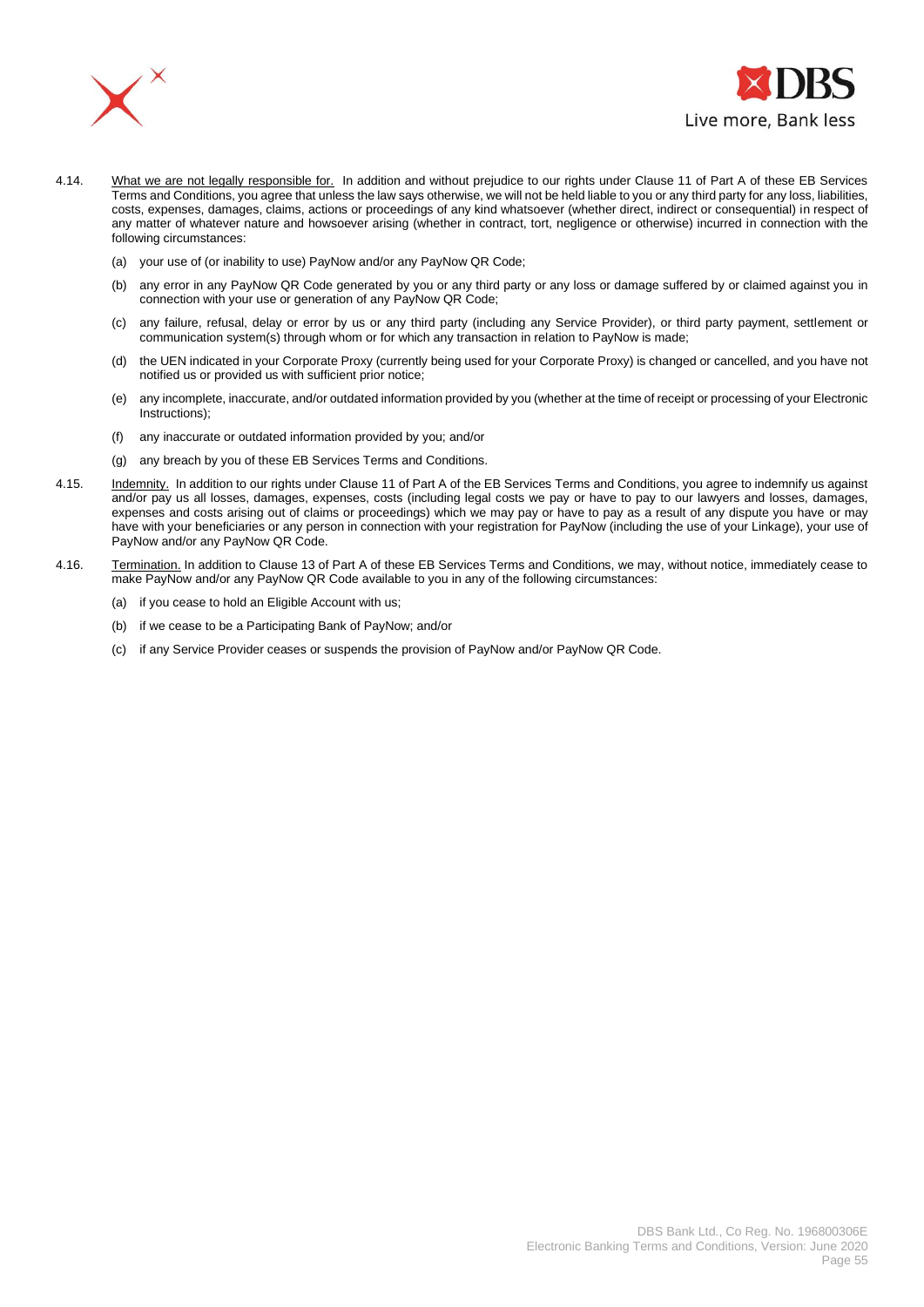4.14. <u>What we are not legally responsible for.</u> In addition and without prejudice to our rights under Clause 11 of Part A of these EB Services Terms and Conditions, you agree that unless the law says otherwise, we will not be held liable to you or any third party for any loss, liabilities, costs, expenses, damages, claims, actions or proceedings of any kind whatsoever (whether direct, indirect or consequential) in respect of any matter of whatever nature and howsoever arising (whether in contract, tort, negligence or otherwise) incurred in connection with the following circumstances:

(a) your use of (or inability to use) PayNow and/or any PayNow QR Code;

(b) any error in any PayNow QR Code generated by you or any third party or any loss or damage suffered by or claimed against you in connection with your use or generation of any PayNow QR Code;

(c) any failure, refusal, delay or error by us or any third party (including any Service Provider), or third party payment, settlement or communication system(s) through whom or for which any transaction in relation to PayNow is made;

(d) the UEN indicated in your Corporate Proxy (currently being used for your Corporate Proxy) is changed or cancelled, and you have not notified us or provided us with sufficient prior notice;

(e) any incomplete, inaccurate, and/or outdated information provided by you (whether at the time of receipt or processing of your Electronic Instructions);

(f) any inaccurate or outdated information provided by you; and/or

(g) any breach by you of these EB Services Terms and Conditions.

4.15. <u>Indemnity.</u> In addition to our rights under Clause 11 of Part A of the EB Services Terms and Conditions, you agree to indemnify us against and/or pay us all losses, damages, expenses, costs (including legal costs we pay or have to pay to our lawyers and losses, damages, expenses and costs arising out of claims or proceedings) which we may pay or have to pay as a result of any dispute you have or may have with your beneficiaries or any person in connection with your registration for PayNow (including the use of your Linkage), your use of PayNow and/or any PayNow QR Code.

4.16. <u>Termination.</u> In addition to Clause 13 of Part A of these EB Services Terms and Conditions, we may, without notice, immediately cease to make PayNow and/or any PayNow QR Code available to you in any of the following circumstances:

(a) if you cease to hold an Eligible Account with us;

(b) if we cease to be a Participating Bank of PayNow; and/or

(c) if any Service Provider ceases or suspends the provision of PayNow and/or PayNow QR Code.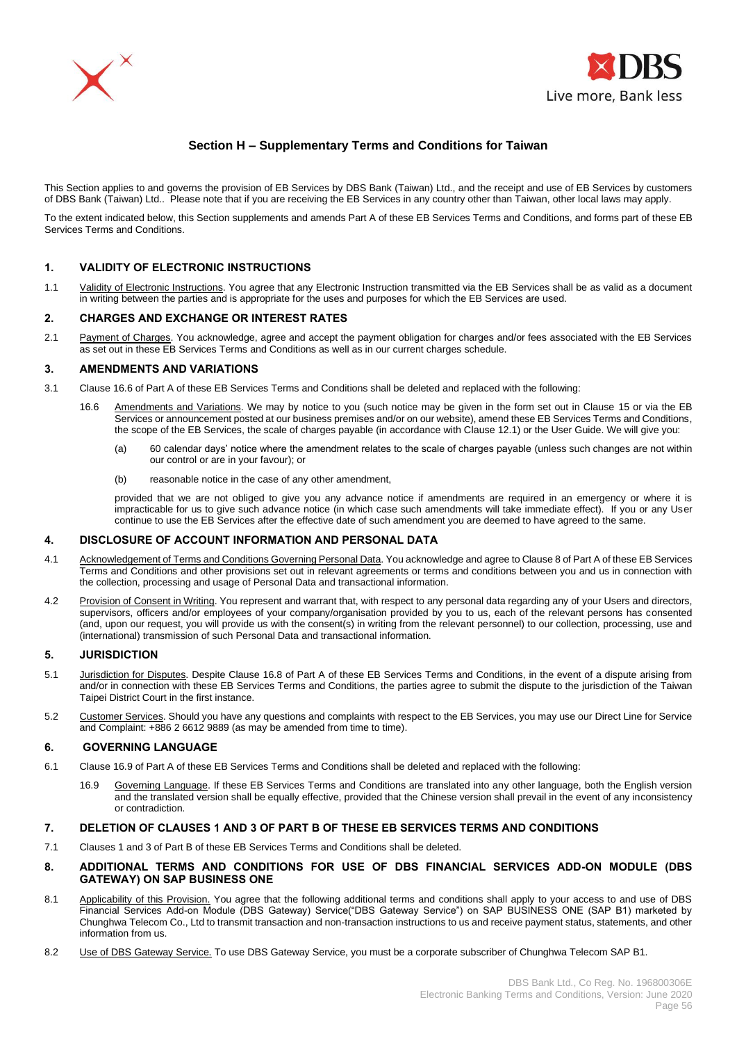## Section H – Supplementary Terms and Conditions for Taiwan

This Section applies to and governs the provision of EB Services by DBS Bank (Taiwan) Ltd., and the receipt and use of EB Services by customers of DBS Bank (Taiwan) Ltd.. Please note that if you are receiving the EB Services in any country other than Taiwan, other local laws may apply.

To the extent indicated below, this Section supplements and amends Part A of these EB Services Terms and Conditions, and forms part of these EB Services Terms and Conditions.

### 1. VALIDITY OF ELECTRONIC INSTRUCTIONS

1.1 Validity of Electronic Instructions. You agree that any Electronic Instruction transmitted via the EB Services shall be as valid as a document in writing between the parties and is appropriate for the uses and purposes for which the EB Services are used.

### 2. CHARGES AND EXCHANGE OR INTEREST RATES

2.1 Payment of Charges. You acknowledge, agree and accept the payment obligation for charges and/or fees associated with the EB Services as set out in these EB Services Terms and Conditions as well as in our current charges schedule.

### 3. AMENDMENTS AND VARIATIONS

3.1 Clause 16.6 of Part A of these EB Services Terms and Conditions shall be deleted and replaced with the following:

16.6 Amendments and Variations. We may by notice to you (such notice may be given in the form set out in Clause 15 or via the EB Services or announcement posted at our business premises and/or on our website), amend these EB Services Terms and Conditions, the scope of the EB Services, the scale of charges payable (in accordance with Clause 12.1) or the User Guide. We will give you:

(a) 60 calendar days' notice where the amendment relates to the scale of charges payable (unless such changes are not within our control or are in your favour); or

(b) reasonable notice in the case of any other amendment,

provided that we are not obliged to give you any advance notice if amendments are required in an emergency or where it is impracticable for us to give such advance notice (in which case such amendments will take immediate effect). If you or any User continue to use the EB Services after the effective date of such amendment you are deemed to have agreed to the same.

### 4. DISCLOSURE OF ACCOUNT INFORMATION AND PERSONAL DATA

4.1 Acknowledgement of Terms and Conditions Governing Personal Data. You acknowledge and agree to Clause 8 of Part A of these EB Services Terms and Conditions and other provisions set out in relevant agreements or terms and conditions between you and us in connection with the collection, processing and usage of Personal Data and transactional information.

4.2 Provision of Consent in Writing. You represent and warrant that, with respect to any personal data regarding any of your Users and directors, supervisors, officers and/or employees of your company/organisation provided by you to us, each of the relevant persons has consented (and, upon our request, you will provide us with the consent(s) in writing from the relevant personnel) to our collection, processing, use and (international) transmission of such Personal Data and transactional information.

### 5. JURISDICTION

5.1 Jurisdiction for Disputes. Despite Clause 16.8 of Part A of these EB Services Terms and Conditions, in the event of a dispute arising from and/or in connection with these EB Services Terms and Conditions, the parties agree to submit the dispute to the jurisdiction of the Taiwan Taipei District Court in the first instance.

5.2 Customer Services. Should you have any questions and complaints with respect to the EB Services, you may use our Direct Line for Service and Complaint: +886 2 6612 9889 (as may be amended from time to time).

### 6. GOVERNING LANGUAGE

6.1 Clause 16.9 of Part A of these EB Services Terms and Conditions shall be deleted and replaced with the following:

16.9 Governing Language. If these EB Services Terms and Conditions are translated into any other language, both the English version and the translated version shall be equally effective, provided that the Chinese version shall prevail in the event of any inconsistency or contradiction.

### 7. DELETION OF CLAUSES 1 AND 3 OF PART B OF THESE EB SERVICES TERMS AND CONDITIONS

7.1 Clauses 1 and 3 of Part B of these EB Services Terms and Conditions shall be deleted.

### 8. ADDITIONAL TERMS AND CONDITIONS FOR USE OF DBS FINANCIAL SERVICES ADD-ON MODULE (DBS GATEWAY) ON SAP BUSINESS ONE

8.1 Applicability of this Provision. You agree that the following additional terms and conditions shall apply to your access to and use of DBS Financial Services Add-on Module (DBS Gateway) Service("DBS Gateway Service") on SAP BUSINESS ONE (SAP B1) marketed by Chunghwa Telecom Co., Ltd to transmit transaction and non-transaction instructions to us and receive payment status, statements, and other information from us.

8.2 Use of DBS Gateway Service. To use DBS Gateway Service, you must be a corporate subscriber of Chunghwa Telecom SAP B1.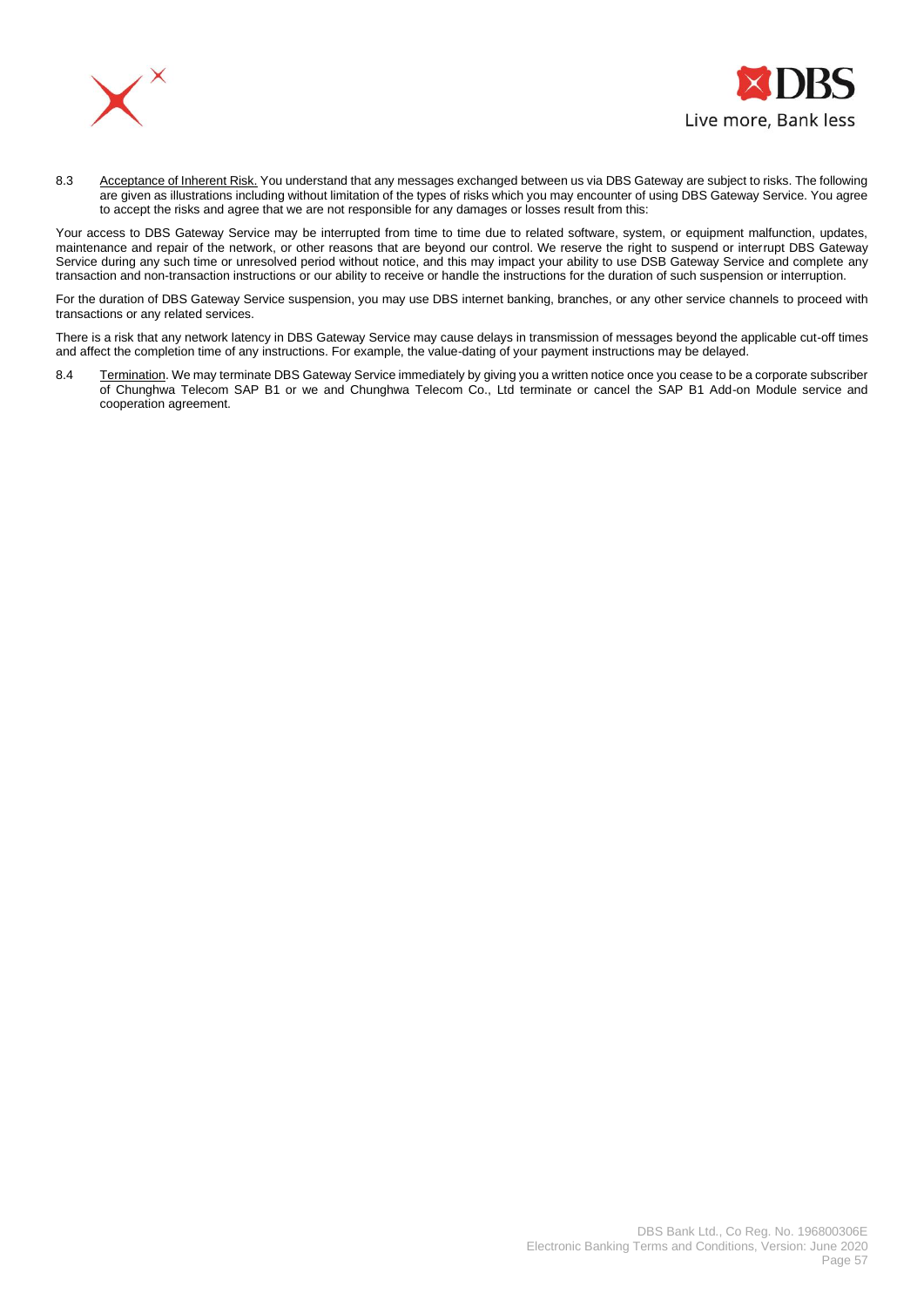8.3 Acceptance of Inherent Risk. You understand that any messages exchanged between us via DBS Gateway are subject to risks. The following are given as illustrations including without limitation of the types of risks which you may encounter of using DBS Gateway Service. You agree to accept the risks and agree that we are not responsible for any damages or losses result from this:

Your access to DBS Gateway Service may be interrupted from time to time due to related software, system, or equipment malfunction, updates, maintenance and repair of the network, or other reasons that are beyond our control. We reserve the right to suspend or interrupt DBS Gateway Service during any such time or unresolved period without notice, and this may impact your ability to use DSB Gateway Service and complete any transaction and non-transaction instructions or our ability to receive or handle the instructions for the duration of such suspension or interruption.

For the duration of DBS Gateway Service suspension, you may use DBS internet banking, branches, or any other service channels to proceed with transactions or any related services.

There is a risk that any network latency in DBS Gateway Service may cause delays in transmission of messages beyond the applicable cut-off times and affect the completion time of any instructions. For example, the value-dating of your payment instructions may be delayed.

8.4 Termination. We may terminate DBS Gateway Service immediately by giving you a written notice once you cease to be a corporate subscriber of Chunghwa Telecom SAP B1 or we and Chunghwa Telecom Co., Ltd terminate or cancel the SAP B1 Add-on Module service and cooperation agreement.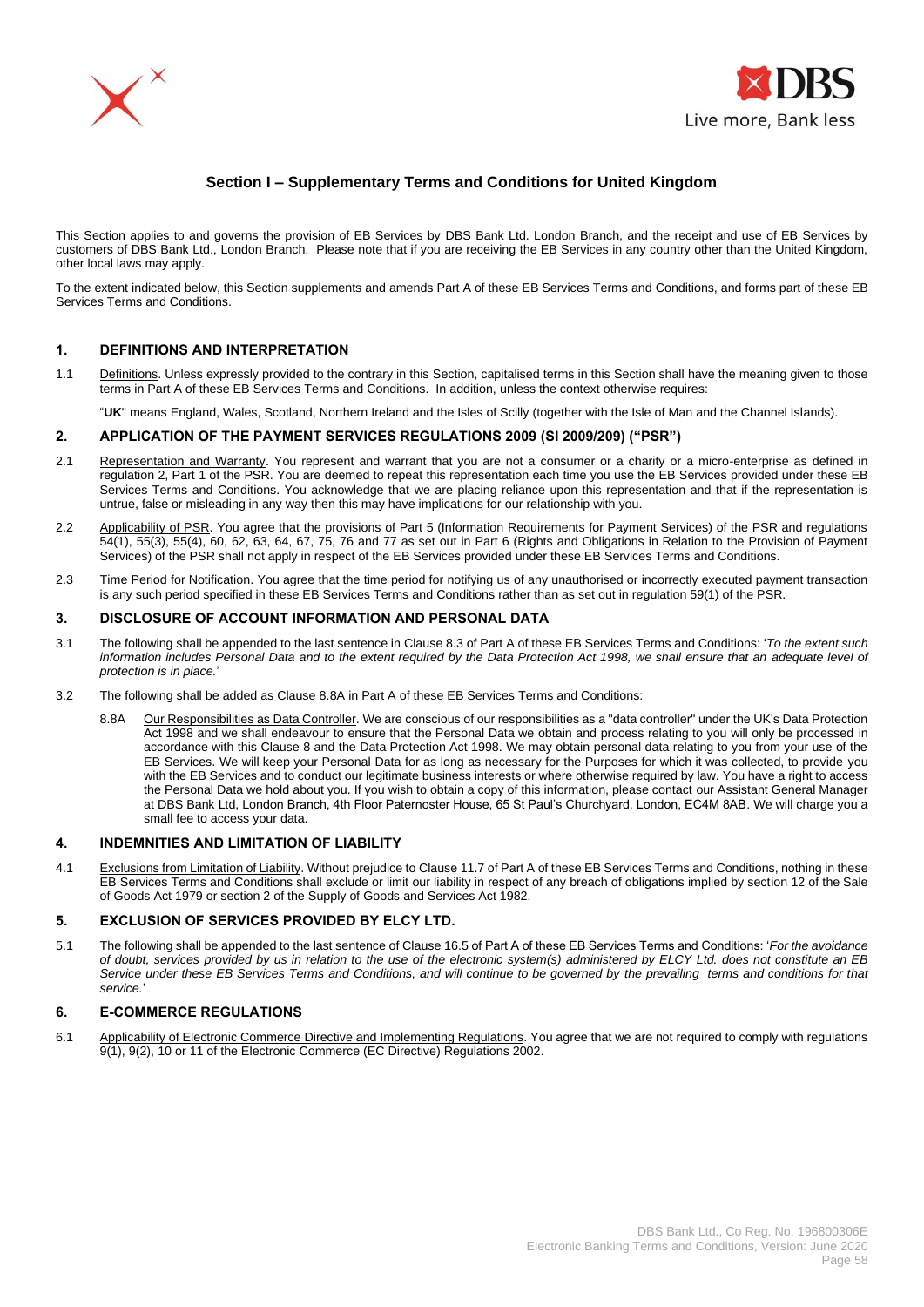## Section I – Supplementary Terms and Conditions for United Kingdom

This Section applies to and governs the provision of EB Services by DBS Bank Ltd. London Branch, and the receipt and use of EB Services by customers of DBS Bank Ltd., London Branch. Please note that if you are receiving the EB Services in any country other than the United Kingdom, other local laws may apply.

To the extent indicated below, this Section supplements and amends Part A of these EB Services Terms and Conditions, and forms part of these EB Services Terms and Conditions.

### 1. DEFINITIONS AND INTERPRETATION

1.1 Definitions. Unless expressly provided to the contrary in this Section, capitalised terms in this Section shall have the meaning given to those terms in Part A of these EB Services Terms and Conditions. In addition, unless the context otherwise requires:

"**UK**" means England, Wales, Scotland, Northern Ireland and the Isles of Scilly (together with the Isle of Man and the Channel Islands).

### 2. APPLICATION OF THE PAYMENT SERVICES REGULATIONS 2009 (SI 2009/209) ("PSR")

2.1 Representation and Warranty. You represent and warrant that you are not a consumer or a charity or a micro-enterprise as defined in regulation 2, Part 1 of the PSR. You are deemed to repeat this representation each time you use the EB Services provided under these EB Services Terms and Conditions. You acknowledge that we are placing reliance upon this representation and that if the representation is untrue, false or misleading in any way then this may have implications for our relationship with you.

2.2 Applicability of PSR. You agree that the provisions of Part 5 (Information Requirements for Payment Services) of the PSR and regulations 54(1), 55(3), 55(4), 60, 62, 63, 64, 67, 75, 76 and 77 as set out in Part 6 (Rights and Obligations in Relation to the Provision of Payment Services) of the PSR shall not apply in respect of the EB Services provided under these EB Services Terms and Conditions.

2.3 Time Period for Notification. You agree that the time period for notifying us of any unauthorised or incorrectly executed payment transaction is any such period specified in these EB Services Terms and Conditions rather than as set out in regulation 59(1) of the PSR.

### 3. DISCLOSURE OF ACCOUNT INFORMATION AND PERSONAL DATA

3.1 The following shall be appended to the last sentence in Clause 8.3 of Part A of these EB Services Terms and Conditions: '*To the extent such information includes Personal Data and to the extent required by the Data Protection Act 1998, we shall ensure that an adequate level of protection is in place.*'

3.2 The following shall be added as Clause 8.8A in Part A of these EB Services Terms and Conditions:

8.8A Our Responsibilities as Data Controller. We are conscious of our responsibilities as a "data controller" under the UK's Data Protection Act 1998 and we shall endeavour to ensure that the Personal Data we obtain and process relating to you will only be processed in accordance with this Clause 8 and the Data Protection Act 1998. We may obtain personal data relating to you from your use of the EB Services. We will keep your Personal Data for as long as necessary for the Purposes for which it was collected, to provide you with the EB Services and to conduct our legitimate business interests or where otherwise required by law. You have a right to access the Personal Data we hold about you. If you wish to obtain a copy of this information, please contact our Assistant General Manager at DBS Bank Ltd, London Branch, 4th Floor Paternoster House, 65 St Paul's Churchyard, London, EC4M 8AB. We will charge you a small fee to access your data.

### 4. INDEMNITIES AND LIMITATION OF LIABILITY

4.1 Exclusions from Limitation of Liability. Without prejudice to Clause 11.7 of Part A of these EB Services Terms and Conditions, nothing in these EB Services Terms and Conditions shall exclude or limit our liability in respect of any breach of obligations implied by section 12 of the Sale of Goods Act 1979 or section 2 of the Supply of Goods and Services Act 1982.

### 5. EXCLUSION OF SERVICES PROVIDED BY ELCY LTD.

5.1 The following shall be appended to the last sentence of Clause 16.5 of Part A of these EB Services Terms and Conditions: '*For the avoidance of doubt, services provided by us in relation to the use of the electronic system(s) administered by ELCY Ltd. does not constitute an EB Service under these EB Services Terms and Conditions, and will continue to be governed by the prevailing terms and conditions for that service.*'

### 6. E-COMMERCE REGULATIONS

6.1 Applicability of Electronic Commerce Directive and Implementing Regulations. You agree that we are not required to comply with regulations 9(1), 9(2), 10 or 11 of the Electronic Commerce (EC Directive) Regulations 2002.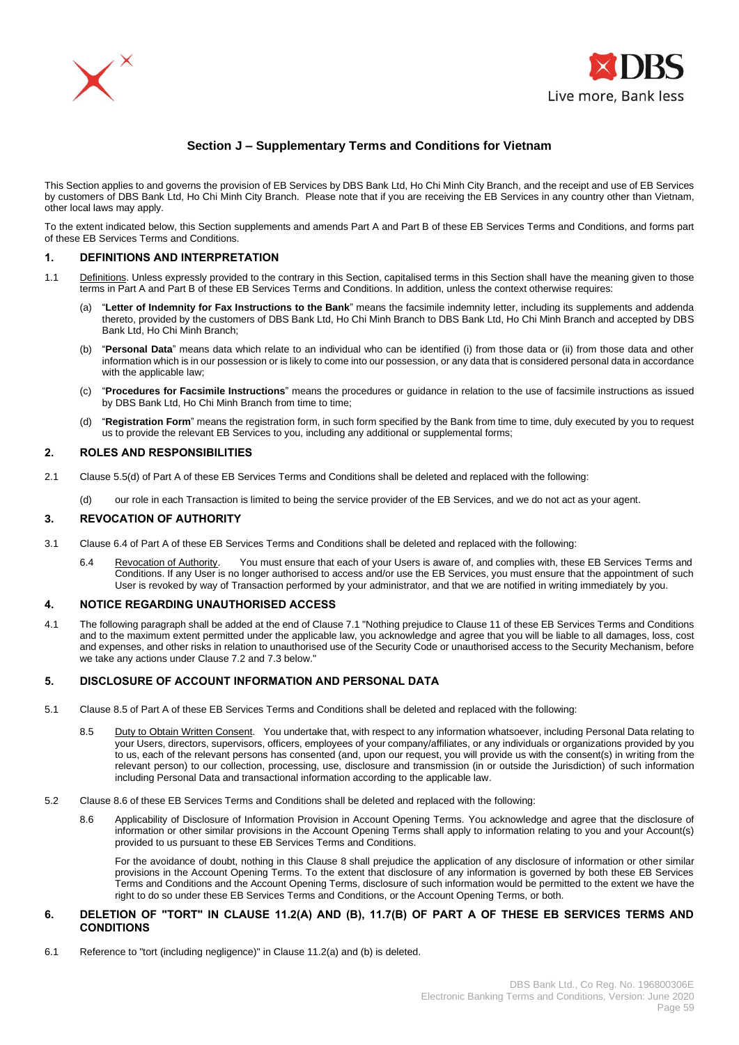## Section J – Supplementary Terms and Conditions for Vietnam

This Section applies to and governs the provision of EB Services by DBS Bank Ltd, Ho Chi Minh City Branch, and the receipt and use of EB Services by customers of DBS Bank Ltd, Ho Chi Minh City Branch. Please note that if you are receiving the EB Services in any country other than Vietnam, other local laws may apply.

To the extent indicated below, this Section supplements and amends Part A and Part B of these EB Services Terms and Conditions, and forms part of these EB Services Terms and Conditions.

### 1. DEFINITIONS AND INTERPRETATION

1.1 Definitions. Unless expressly provided to the contrary in this Section, capitalised terms in this Section shall have the meaning given to those terms in Part A and Part B of these EB Services Terms and Conditions. In addition, unless the context otherwise requires:

(a) "**Letter of Indemnity for Fax Instructions to the Bank**" means the facsimile indemnity letter, including its supplements and addenda thereto, provided by the customers of DBS Bank Ltd, Ho Chi Minh Branch to DBS Bank Ltd, Ho Chi Minh Branch and accepted by DBS Bank Ltd, Ho Chi Minh Branch;

(b) "**Personal Data**" means data which relate to an individual who can be identified (i) from those data or (ii) from those data and other information which is in our possession or is likely to come into our possession, or any data that is considered personal data in accordance with the applicable law;

(c) "**Procedures for Facsimile Instructions**" means the procedures or guidance in relation to the use of facsimile instructions as issued by DBS Bank Ltd, Ho Chi Minh Branch from time to time;

(d) "**Registration Form**" means the registration form, in such form specified by the Bank from time to time, duly executed by you to request us to provide the relevant EB Services to you, including any additional or supplemental forms;

### 2. ROLES AND RESPONSIBILITIES

2.1 Clause 5.5(d) of Part A of these EB Services Terms and Conditions shall be deleted and replaced with the following:

(d) our role in each Transaction is limited to being the service provider of the EB Services, and we do not act as your agent.

### 3. REVOCATION OF AUTHORITY

3.1 Clause 6.4 of Part A of these EB Services Terms and Conditions shall be deleted and replaced with the following:

6.4 Revocation of Authority. You must ensure that each of your Users is aware of, and complies with, these EB Services Terms and Conditions. If any User is no longer authorised to access and/or use the EB Services, you must ensure that the appointment of such User is revoked by way of Transaction performed by your administrator, and that we are notified in writing immediately by you.

### 4. NOTICE REGARDING UNAUTHORISED ACCESS

4.1 The following paragraph shall be added at the end of Clause 7.1 "Nothing prejudice to Clause 11 of these EB Services Terms and Conditions and to the maximum extent permitted under the applicable law, you acknowledge and agree that you will be liable to all damages, loss, cost and expenses, and other risks in relation to unauthorised use of the Security Code or unauthorised access to the Security Mechanism, before we take any actions under Clause 7.2 and 7.3 below."

### 5. DISCLOSURE OF ACCOUNT INFORMATION AND PERSONAL DATA

5.1 Clause 8.5 of Part A of these EB Services Terms and Conditions shall be deleted and replaced with the following:

8.5 Duty to Obtain Written Consent. You undertake that, with respect to any information whatsoever, including Personal Data relating to your Users, directors, supervisors, officers, employees of your company/affiliates, or any individuals or organizations provided by you to us, each of the relevant persons has consented (and, upon our request, you will provide us with the consent(s) in writing from the relevant person) to our collection, processing, use, disclosure and transmission (in or outside the Jurisdiction) of such information including Personal Data and transactional information according to the applicable law.

5.2 Clause 8.6 of these EB Services Terms and Conditions shall be deleted and replaced with the following:

8.6 Applicability of Disclosure of Information Provision in Account Opening Terms. You acknowledge and agree that the disclosure of information or other similar provisions in the Account Opening Terms shall apply to information relating to you and your Account(s) provided to us pursuant to these EB Services Terms and Conditions.

For the avoidance of doubt, nothing in this Clause 8 shall prejudice the application of any disclosure of information or other similar provisions in the Account Opening Terms. To the extent that disclosure of any information is governed by both these EB Services Terms and Conditions and the Account Opening Terms, disclosure of such information would be permitted to the extent we have the right to do so under these EB Services Terms and Conditions, or the Account Opening Terms, or both.

### 6. DELETION OF "TORT" IN CLAUSE 11.2(A) AND (B), 11.7(B) OF PART A OF THESE EB SERVICES TERMS AND CONDITIONS

6.1 Reference to "tort (including negligence)" in Clause 11.2(a) and (b) is deleted.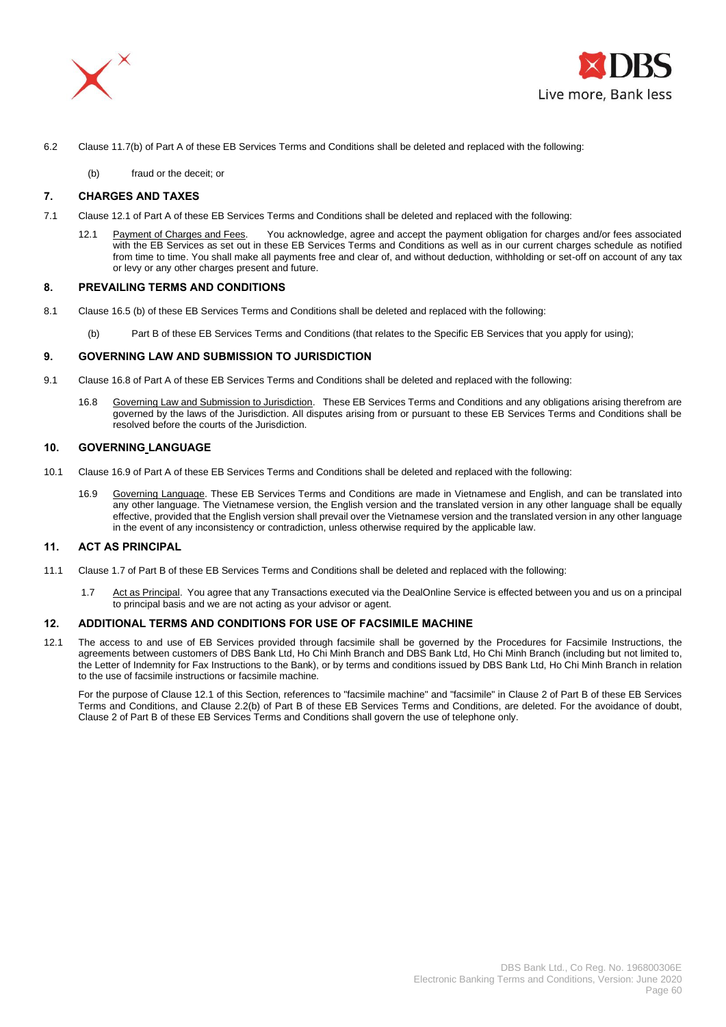6.2 Clause 11.7(b) of Part A of these EB Services Terms and Conditions shall be deleted and replaced with the following:

(b) fraud or the deceit; or

## 7. CHARGES AND TAXES

7.1 Clause 12.1 of Part A of these EB Services Terms and Conditions shall be deleted and replaced with the following:

12.1 Payment of Charges and Fees. You acknowledge, agree and accept the payment obligation for charges and/or fees associated with the EB Services as set out in these EB Services Terms and Conditions as well as in our current charges schedule as notified from time to time. You shall make all payments free and clear of, and without deduction, withholding or set-off on account of any tax or levy or any other charges present and future.

## 8. PREVAILING TERMS AND CONDITIONS

8.1 Clause 16.5 (b) of these EB Services Terms and Conditions shall be deleted and replaced with the following:

(b) Part B of these EB Services Terms and Conditions (that relates to the Specific EB Services that you apply for using);

## 9. GOVERNING LAW AND SUBMISSION TO JURISDICTION

9.1 Clause 16.8 of Part A of these EB Services Terms and Conditions shall be deleted and replaced with the following:

16.8 Governing Law and Submission to Jurisdiction. These EB Services Terms and Conditions and any obligations arising therefrom are governed by the laws of the Jurisdiction. All disputes arising from or pursuant to these EB Services Terms and Conditions shall be resolved before the courts of the Jurisdiction.

## 10. GOVERNING LANGUAGE

10.1 Clause 16.9 of Part A of these EB Services Terms and Conditions shall be deleted and replaced with the following:

16.9 Governing Language. These EB Services Terms and Conditions are made in Vietnamese and English, and can be translated into any other language. The Vietnamese version, the English version and the translated version in any other language shall be equally effective, provided that the English version shall prevail over the Vietnamese version and the translated version in any other language in the event of any inconsistency or contradiction, unless otherwise required by the applicable law.

## 11. ACT AS PRINCIPAL

11.1 Clause 1.7 of Part B of these EB Services Terms and Conditions shall be deleted and replaced with the following:

1.7 Act as Principal. You agree that any Transactions executed via the DealOnline Service is effected between you and us on a principal to principal basis and we are not acting as your advisor or agent.

## 12. ADDITIONAL TERMS AND CONDITIONS FOR USE OF FACSIMILE MACHINE

12.1 The access to and use of EB Services provided through facsimile shall be governed by the Procedures for Facsimile Instructions, the agreements between customers of DBS Bank Ltd, Ho Chi Minh Branch and DBS Bank Ltd, Ho Chi Minh Branch (including but not limited to, the Letter of Indemnity for Fax Instructions to the Bank), or by terms and conditions issued by DBS Bank Ltd, Ho Chi Minh Branch in relation to the use of facsimile instructions or facsimile machine.

For the purpose of Clause 12.1 of this Section, references to "facsimile machine" and "facsimile" in Clause 2 of Part B of these EB Services Terms and Conditions, and Clause 2.2(b) of Part B of these EB Services Terms and Conditions, are deleted. For the avoidance of doubt, Clause 2 of Part B of these EB Services Terms and Conditions shall govern the use of telephone only.